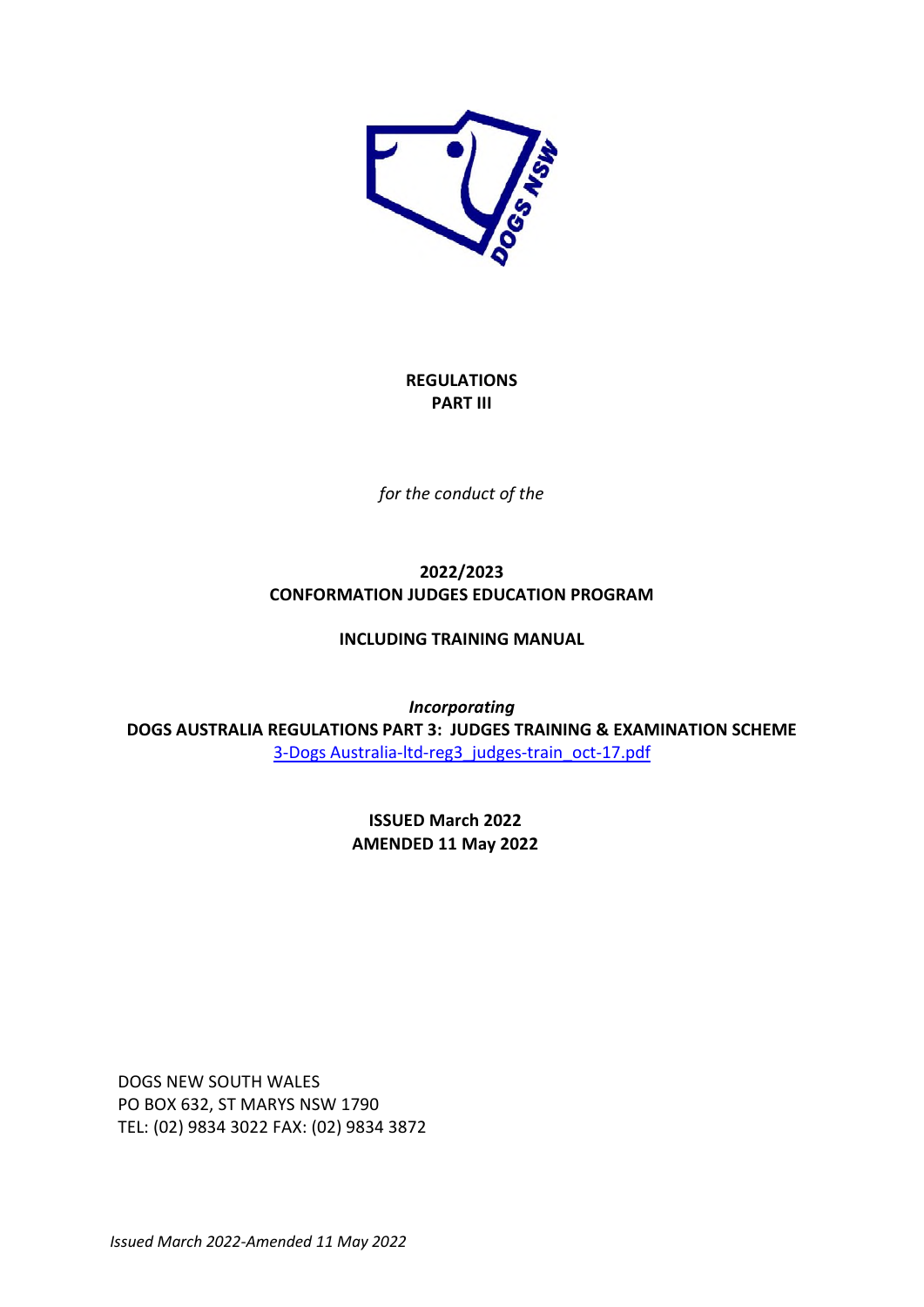**REGULATIONS**
**PART III**

*for the conduct of the*

**2022/2023**
**CONFORMATION JUDGES EDUCATION PROGRAM**

**INCLUDING TRAINING MANUAL**

***Incorporating***
**DOGS AUSTRALIA REGULATIONS PART 3: JUDGES TRAINING & EXAMINATION SCHEME**
[3-Dogs Australia-ltd-reg3_judges-train_oct-17.pdf]

**ISSUED March 2022**
**AMENDED 11 May 2022**

DOGS NEW SOUTH WALES
PO BOX 632, ST MARYS NSW 1790
TEL: (02) 9834 3022 FAX: (02) 9834 3872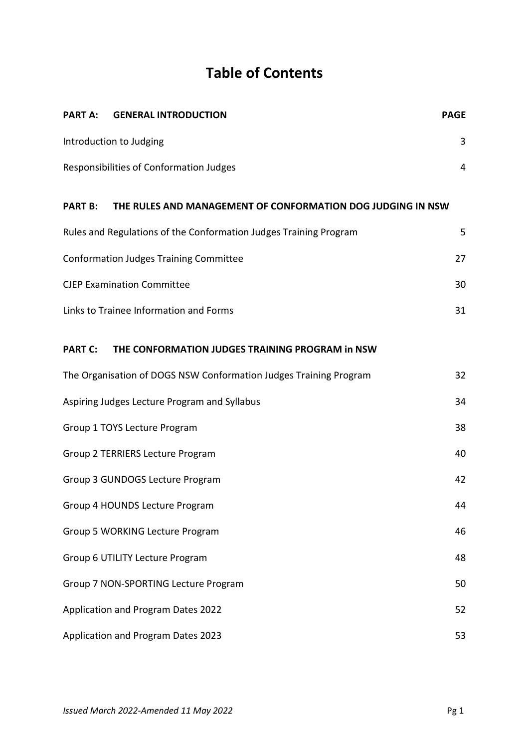# Table of Contents

| PART A: GENERAL INTRODUCTION | PAGE |
|---|---|
| Introduction to Judging | 3 |
| Responsibilities of Conformation Judges | 4 |
| **PART B: THE RULES AND MANAGEMENT OF CONFORMATION DOG JUDGING IN NSW** | |
| Rules and Regulations of the Conformation Judges Training Program | 5 |
| Conformation Judges Training Committee | 27 |
| CJEP Examination Committee | 30 |
| Links to Trainee Information and Forms | 31 |
| **PART C: THE CONFORMATION JUDGES TRAINING PROGRAM in NSW** | |
| The Organisation of DOGS NSW Conformation Judges Training Program | 32 |
| Aspiring Judges Lecture Program and Syllabus | 34 |
| Group 1 TOYS Lecture Program | 38 |
| Group 2 TERRIERS Lecture Program | 40 |
| Group 3 GUNDOGS Lecture Program | 42 |
| Group 4 HOUNDS Lecture Program | 44 |
| Group 5 WORKING Lecture Program | 46 |
| Group 6 UTILITY Lecture Program | 48 |
| Group 7 NON-SPORTING Lecture Program | 50 |
| Application and Program Dates 2022 | 52 |
| Application and Program Dates 2023 | 53 |

*Issued March 2022-Amended 11 May 2022*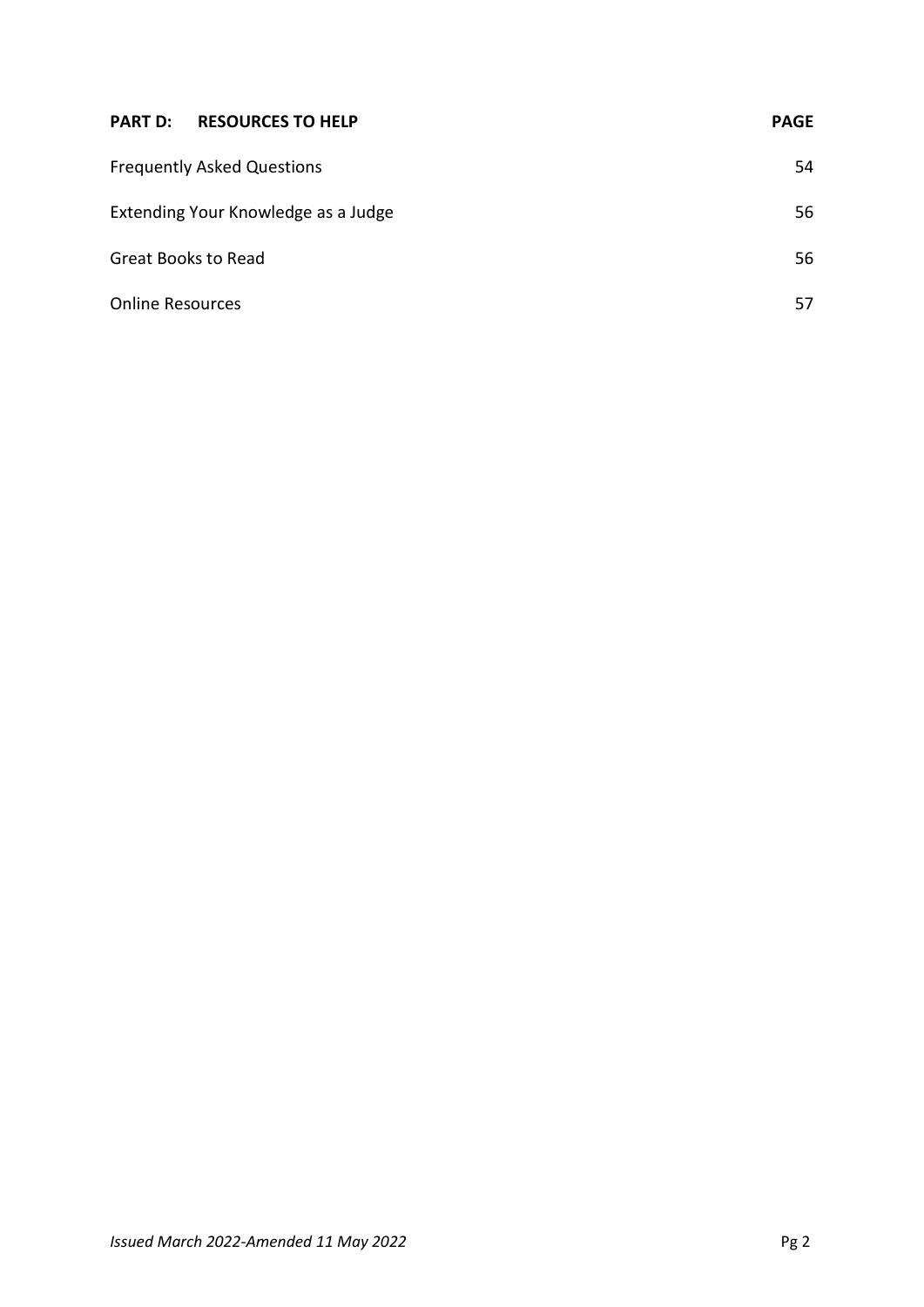| PART D: RESOURCES TO HELP | PAGE |
| --- | --- |
| Frequently Asked Questions | 54 |
| Extending Your Knowledge as a Judge | 56 |
| Great Books to Read | 56 |
| Online Resources | 57 |

*Issued March 2022-Amended 11 May 2022*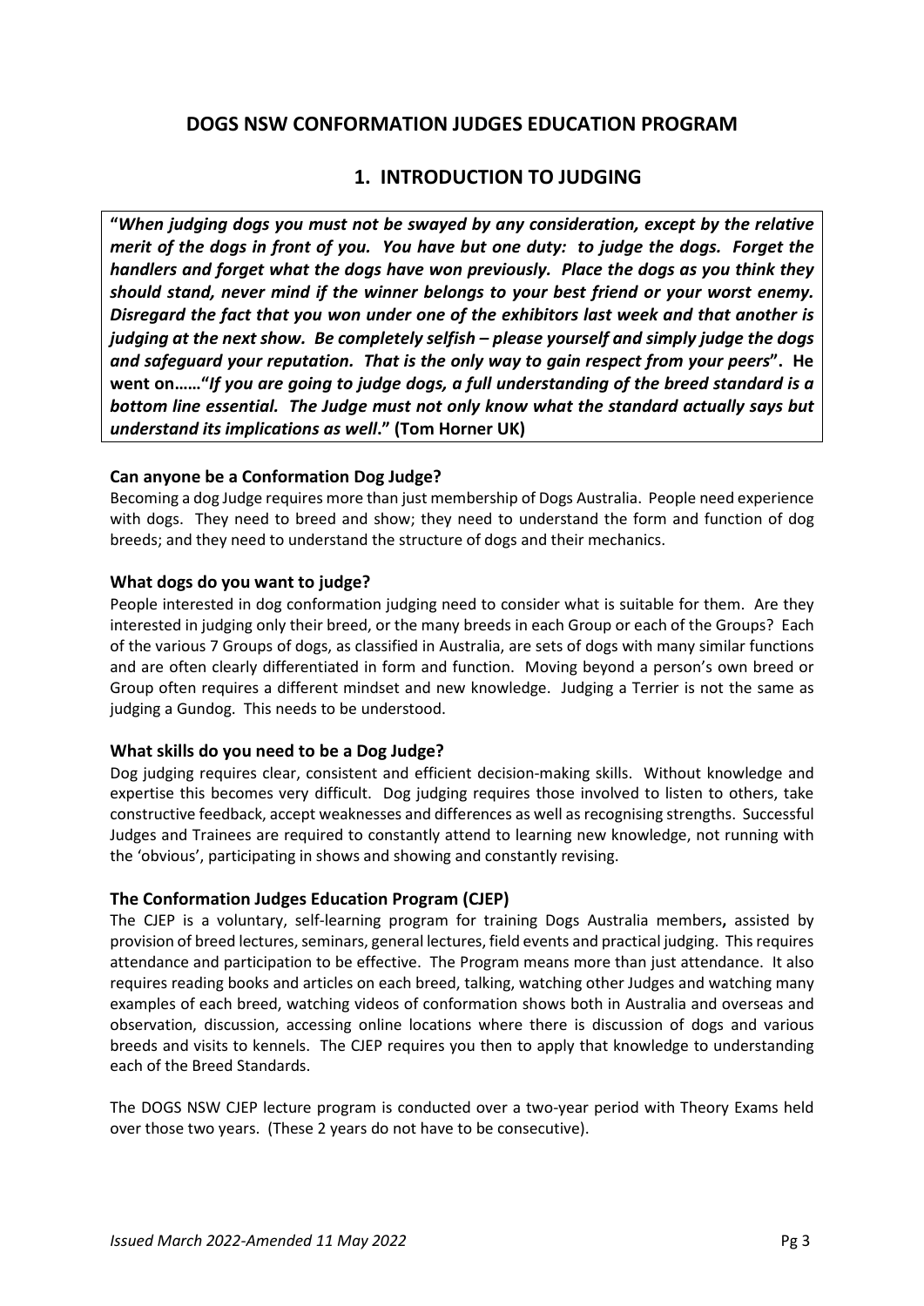## DOGS NSW CONFORMATION JUDGES EDUCATION PROGRAM

## 1. INTRODUCTION TO JUDGING

**"*When judging dogs you must not be swayed by any consideration, except by the relative merit of the dogs in front of you. You have but one duty: to judge the dogs. Forget the handlers and forget what the dogs have won previously. Place the dogs as you think they should stand, never mind if the winner belongs to your best friend or your worst enemy. Disregard the fact that you won under one of the exhibitors last week and that another is judging at the next show. Be completely selfish – please yourself and simply judge the dogs and safeguard your reputation. That is the only way to gain respect from your peers*". He went on……"*If you are going to judge dogs, a full understanding of the breed standard is a bottom line essential. The Judge must not only know what the standard actually says but understand its implications as well*." (Tom Horner UK)**

### Can anyone be a Conformation Dog Judge?

Becoming a dog Judge requires more than just membership of Dogs Australia. People need experience with dogs. They need to breed and show; they need to understand the form and function of dog breeds; and they need to understand the structure of dogs and their mechanics.

### What dogs do you want to judge?

People interested in dog conformation judging need to consider what is suitable for them. Are they interested in judging only their breed, or the many breeds in each Group or each of the Groups? Each of the various 7 Groups of dogs, as classified in Australia, are sets of dogs with many similar functions and are often clearly differentiated in form and function. Moving beyond a person's own breed or Group often requires a different mindset and new knowledge. Judging a Terrier is not the same as judging a Gundog. This needs to be understood.

### What skills do you need to be a Dog Judge?

Dog judging requires clear, consistent and efficient decision-making skills. Without knowledge and expertise this becomes very difficult. Dog judging requires those involved to listen to others, take constructive feedback, accept weaknesses and differences as well as recognising strengths. Successful Judges and Trainees are required to constantly attend to learning new knowledge, not running with the 'obvious', participating in shows and showing and constantly revising.

### The Conformation Judges Education Program (CJEP)

The CJEP is a voluntary, self-learning program for training Dogs Australia members**,** assisted by provision of breed lectures, seminars, general lectures, field events and practical judging. This requires attendance and participation to be effective. The Program means more than just attendance. It also requires reading books and articles on each breed, talking, watching other Judges and watching many examples of each breed, watching videos of conformation shows both in Australia and overseas and observation, discussion, accessing online locations where there is discussion of dogs and various breeds and visits to kennels. The CJEP requires you then to apply that knowledge to understanding each of the Breed Standards.

The DOGS NSW CJEP lecture program is conducted over a two-year period with Theory Exams held over those two years. (These 2 years do not have to be consecutive).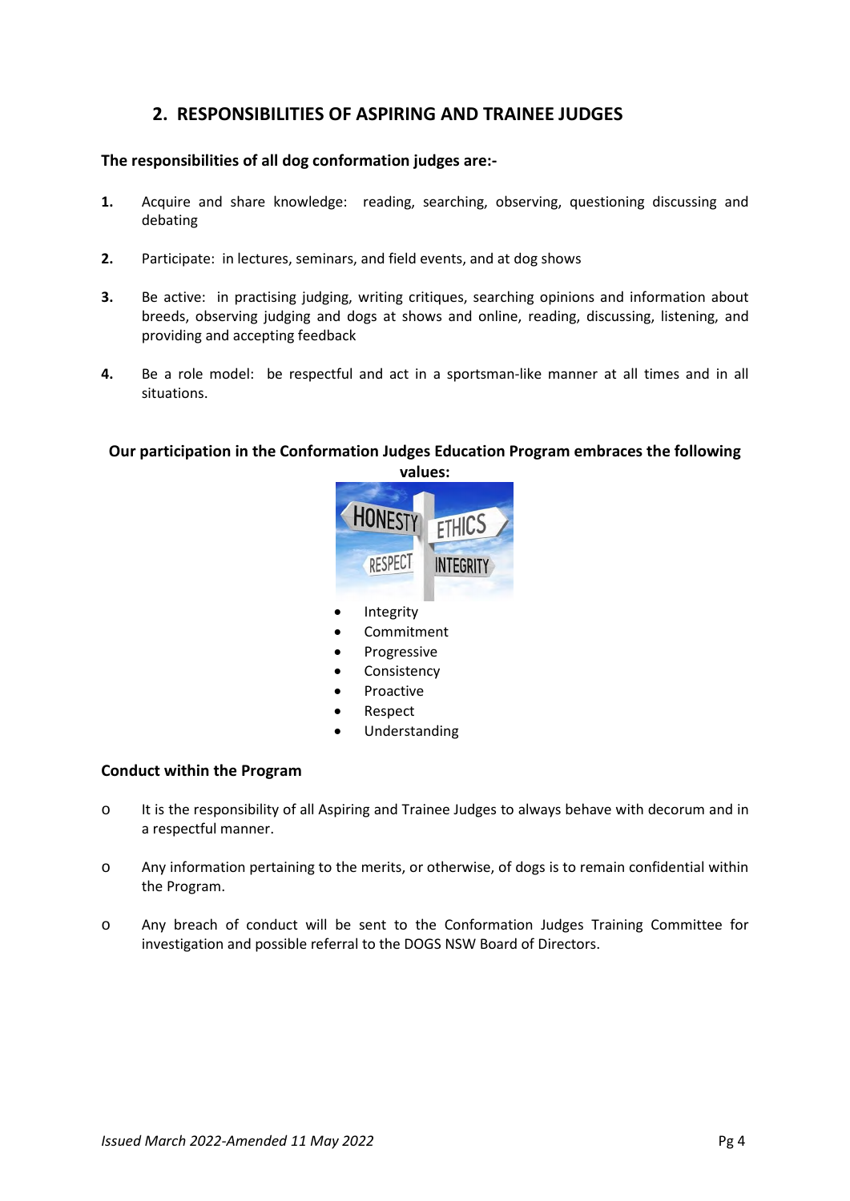## 2. RESPONSIBILITIES OF ASPIRING AND TRAINEE JUDGES

**The responsibilities of all dog conformation judges are:-**

1. Acquire and share knowledge: reading, searching, observing, questioning discussing and debating

2. Participate: in lectures, seminars, and field events, and at dog shows

3. Be active: in practising judging, writing critiques, searching opinions and information about breeds, observing judging and dogs at shows and online, reading, discussing, listening, and providing and accepting feedback

4. Be a role model: be respectful and act in a sportsman-like manner at all times and in all situations.

**Our participation in the Conformation Judges Education Program embraces the following values:**

- Integrity
- Commitment
- Progressive
- Consistency
- Proactive
- Respect
- Understanding

**Conduct within the Program**

- It is the responsibility of all Aspiring and Trainee Judges to always behave with decorum and in a respectful manner.

- Any information pertaining to the merits, or otherwise, of dogs is to remain confidential within the Program.

- Any breach of conduct will be sent to the Conformation Judges Training Committee for investigation and possible referral to the DOGS NSW Board of Directors.

*Issued March 2022-Amended 11 May 2022*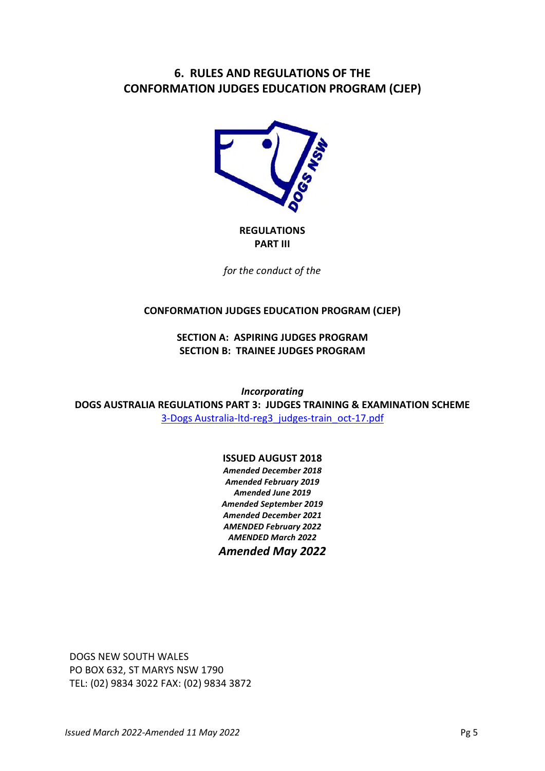# 6. RULES AND REGULATIONS OF THE CONFORMATION JUDGES EDUCATION PROGRAM (CJEP)

**REGULATIONS**
**PART III**

*for the conduct of the*

**CONFORMATION JUDGES EDUCATION PROGRAM (CJEP)**

**SECTION A: ASPIRING JUDGES PROGRAM**
**SECTION B: TRAINEE JUDGES PROGRAM**

***Incorporating***
**DOGS AUSTRALIA REGULATIONS PART 3: JUDGES TRAINING & EXAMINATION SCHEME**
3-Dogs Australia-ltd-reg3_judges-train_oct-17.pdf

**ISSUED AUGUST 2018**
***Amended December 2018***
***Amended February 2019***
***Amended June 2019***
***Amended September 2019***
***Amended December 2021***
***AMENDED February 2022***
***AMENDED March 2022***
***Amended May 2022***

DOGS NEW SOUTH WALES
PO BOX 632, ST MARYS NSW 1790
TEL: (02) 9834 3022 FAX: (02) 9834 3872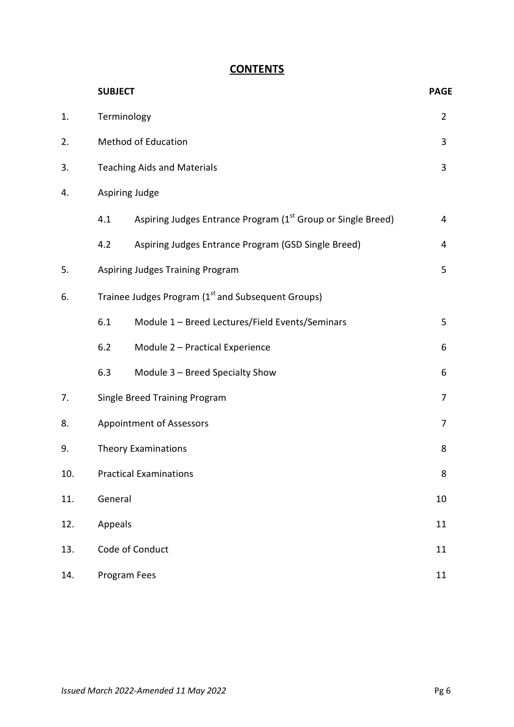# CONTENTS

| | SUBJECT | PAGE |
|---|---|---|
| 1. | Terminology | 2 |
| 2. | Method of Education | 3 |
| 3. | Teaching Aids and Materials | 3 |
| 4. | Aspiring Judge | |
| | 4.1 Aspiring Judges Entrance Program (1st Group or Single Breed) | 4 |
| | 4.2 Aspiring Judges Entrance Program (GSD Single Breed) | 4 |
| 5. | Aspiring Judges Training Program | 5 |
| 6. | Trainee Judges Program (1st and Subsequent Groups) | |
| | 6.1 Module 1 – Breed Lectures/Field Events/Seminars | 5 |
| | 6.2 Module 2 – Practical Experience | 6 |
| | 6.3 Module 3 – Breed Specialty Show | 6 |
| 7. | Single Breed Training Program | 7 |
| 8. | Appointment of Assessors | 7 |
| 9. | Theory Examinations | 8 |
| 10. | Practical Examinations | 8 |
| 11. | General | 10 |
| 12. | Appeals | 11 |
| 13. | Code of Conduct | 11 |
| 14. | Program Fees | 11 |

*Issued March 2022-Amended 11 May 2022*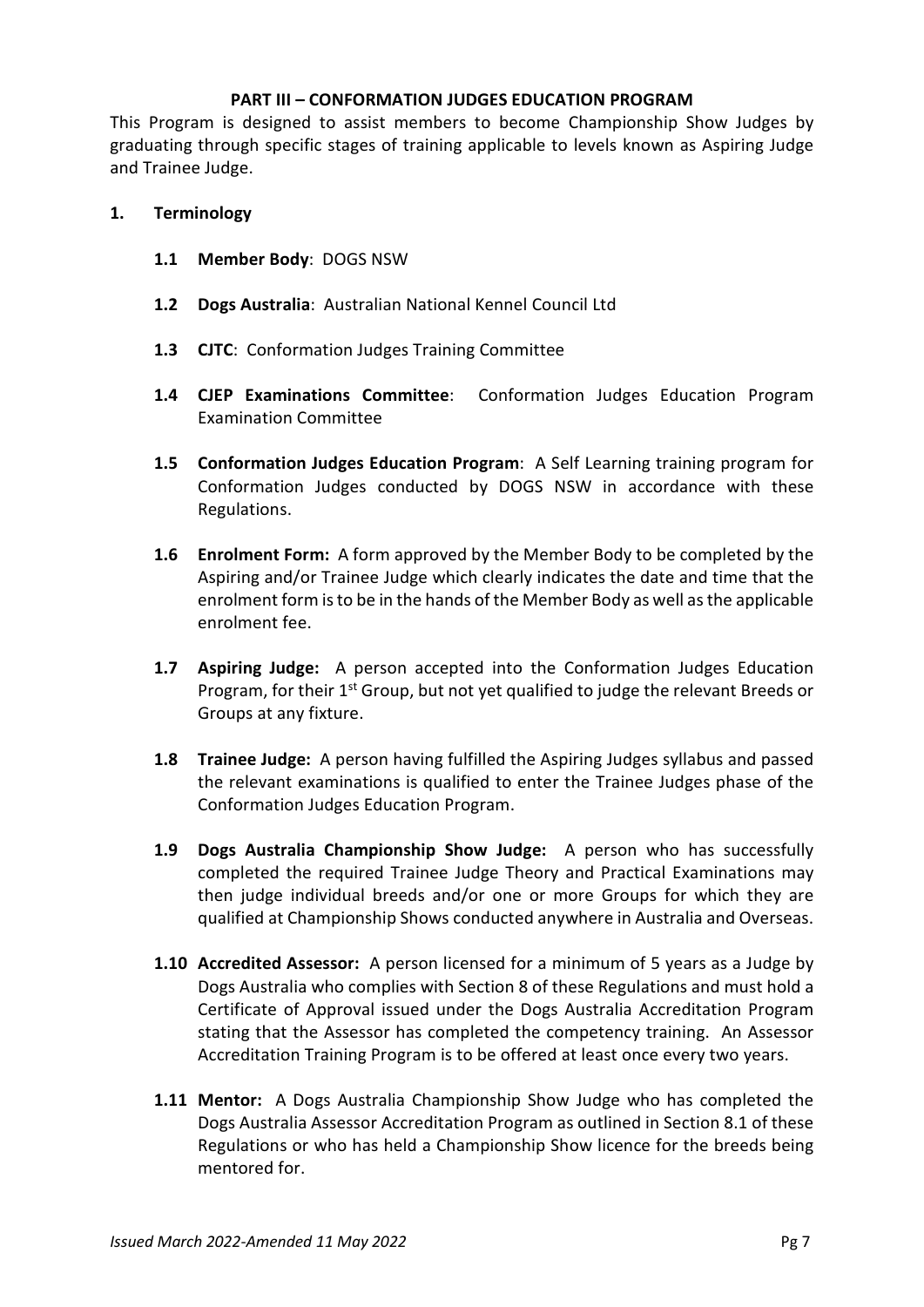**PART III – CONFORMATION JUDGES EDUCATION PROGRAM**

This Program is designed to assist members to become Championship Show Judges by graduating through specific stages of training applicable to levels known as Aspiring Judge and Trainee Judge.

**1. Terminology**

**1.1 Member Body**: DOGS NSW

**1.2 Dogs Australia**: Australian National Kennel Council Ltd

**1.3 CJTC**: Conformation Judges Training Committee

**1.4 CJEP Examinations Committee**: Conformation Judges Education Program Examination Committee

**1.5 Conformation Judges Education Program**: A Self Learning training program for Conformation Judges conducted by DOGS NSW in accordance with these Regulations.

**1.6 Enrolment Form:** A form approved by the Member Body to be completed by the Aspiring and/or Trainee Judge which clearly indicates the date and time that the enrolment form is to be in the hands of the Member Body as well as the applicable enrolment fee.

**1.7 Aspiring Judge:** A person accepted into the Conformation Judges Education Program, for their 1st Group, but not yet qualified to judge the relevant Breeds or Groups at any fixture.

**1.8 Trainee Judge:** A person having fulfilled the Aspiring Judges syllabus and passed the relevant examinations is qualified to enter the Trainee Judges phase of the Conformation Judges Education Program.

**1.9 Dogs Australia Championship Show Judge:** A person who has successfully completed the required Trainee Judge Theory and Practical Examinations may then judge individual breeds and/or one or more Groups for which they are qualified at Championship Shows conducted anywhere in Australia and Overseas.

**1.10 Accredited Assessor:** A person licensed for a minimum of 5 years as a Judge by Dogs Australia who complies with Section 8 of these Regulations and must hold a Certificate of Approval issued under the Dogs Australia Accreditation Program stating that the Assessor has completed the competency training. An Assessor Accreditation Training Program is to be offered at least once every two years.

**1.11 Mentor:** A Dogs Australia Championship Show Judge who has completed the Dogs Australia Assessor Accreditation Program as outlined in Section 8.1 of these Regulations or who has held a Championship Show licence for the breeds being mentored for.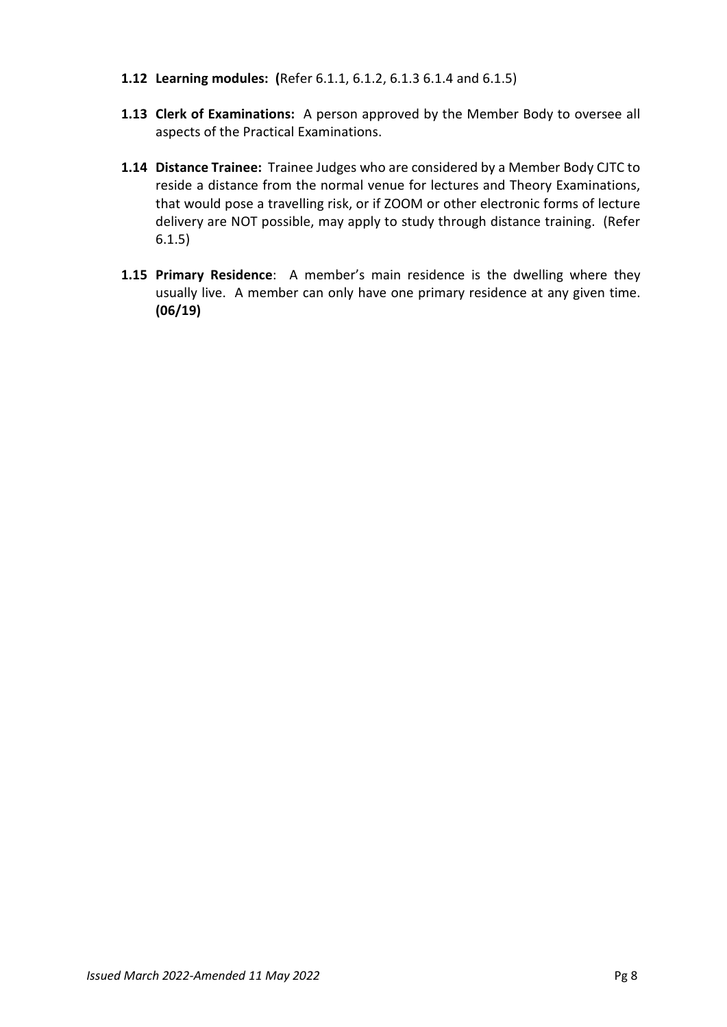**1.12 Learning modules: (**Refer 6.1.1, 6.1.2, 6.1.3 6.1.4 and 6.1.5)

**1.13 Clerk of Examinations:** A person approved by the Member Body to oversee all aspects of the Practical Examinations.

**1.14 Distance Trainee:** Trainee Judges who are considered by a Member Body CJTC to reside a distance from the normal venue for lectures and Theory Examinations, that would pose a travelling risk, or if ZOOM or other electronic forms of lecture delivery are NOT possible, may apply to study through distance training. (Refer 6.1.5)

**1.15 Primary Residence**: A member's main residence is the dwelling where they usually live. A member can only have one primary residence at any given time. **(06/19)**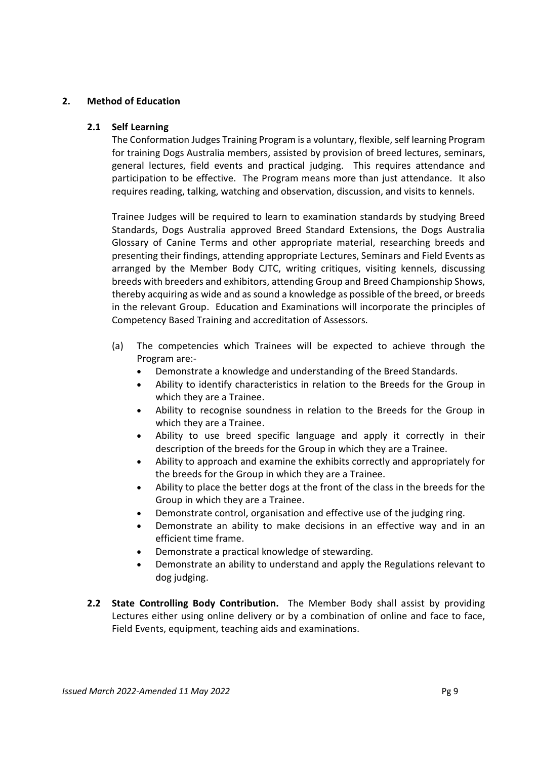## 2. Method of Education

### 2.1 Self Learning

The Conformation Judges Training Program is a voluntary, flexible, self learning Program for training Dogs Australia members, assisted by provision of breed lectures, seminars, general lectures, field events and practical judging. This requires attendance and participation to be effective. The Program means more than just attendance. It also requires reading, talking, watching and observation, discussion, and visits to kennels.

Trainee Judges will be required to learn to examination standards by studying Breed Standards, Dogs Australia approved Breed Standard Extensions, the Dogs Australia Glossary of Canine Terms and other appropriate material, researching breeds and presenting their findings, attending appropriate Lectures, Seminars and Field Events as arranged by the Member Body CJTC, writing critiques, visiting kennels, discussing breeds with breeders and exhibitors, attending Group and Breed Championship Shows, thereby acquiring as wide and as sound a knowledge as possible of the breed, or breeds in the relevant Group. Education and Examinations will incorporate the principles of Competency Based Training and accreditation of Assessors.

(a) The competencies which Trainees will be expected to achieve through the Program are:-

- Demonstrate a knowledge and understanding of the Breed Standards.
- Ability to identify characteristics in relation to the Breeds for the Group in which they are a Trainee.
- Ability to recognise soundness in relation to the Breeds for the Group in which they are a Trainee.
- Ability to use breed specific language and apply it correctly in their description of the breeds for the Group in which they are a Trainee.
- Ability to approach and examine the exhibits correctly and appropriately for the breeds for the Group in which they are a Trainee.
- Ability to place the better dogs at the front of the class in the breeds for the Group in which they are a Trainee.
- Demonstrate control, organisation and effective use of the judging ring.
- Demonstrate an ability to make decisions in an effective way and in an efficient time frame.
- Demonstrate a practical knowledge of stewarding.
- Demonstrate an ability to understand and apply the Regulations relevant to dog judging.

**2.2 State Controlling Body Contribution.** The Member Body shall assist by providing Lectures either using online delivery or by a combination of online and face to face, Field Events, equipment, teaching aids and examinations.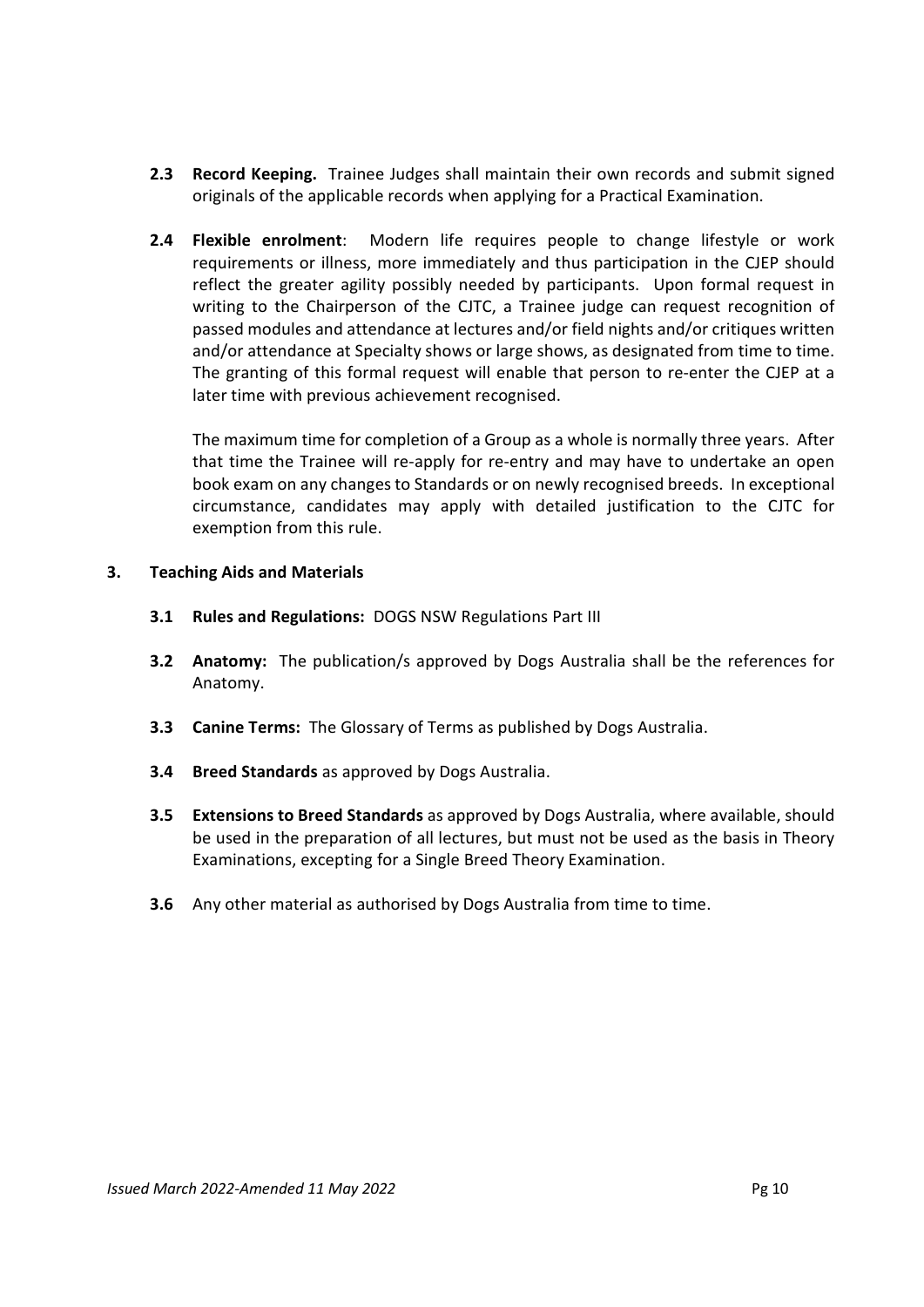**2.3 Record Keeping.** Trainee Judges shall maintain their own records and submit signed originals of the applicable records when applying for a Practical Examination.

**2.4 Flexible enrolment**: Modern life requires people to change lifestyle or work requirements or illness, more immediately and thus participation in the CJEP should reflect the greater agility possibly needed by participants. Upon formal request in writing to the Chairperson of the CJTC, a Trainee judge can request recognition of passed modules and attendance at lectures and/or field nights and/or critiques written and/or attendance at Specialty shows or large shows, as designated from time to time. The granting of this formal request will enable that person to re-enter the CJEP at a later time with previous achievement recognised.

The maximum time for completion of a Group as a whole is normally three years. After that time the Trainee will re-apply for re-entry and may have to undertake an open book exam on any changes to Standards or on newly recognised breeds. In exceptional circumstance, candidates may apply with detailed justification to the CJTC for exemption from this rule.

## 3. Teaching Aids and Materials

**3.1 Rules and Regulations:** DOGS NSW Regulations Part III

**3.2 Anatomy:** The publication/s approved by Dogs Australia shall be the references for Anatomy.

**3.3 Canine Terms:** The Glossary of Terms as published by Dogs Australia.

**3.4 Breed Standards** as approved by Dogs Australia.

**3.5 Extensions to Breed Standards** as approved by Dogs Australia, where available, should be used in the preparation of all lectures, but must not be used as the basis in Theory Examinations, excepting for a Single Breed Theory Examination.

**3.6** Any other material as authorised by Dogs Australia from time to time.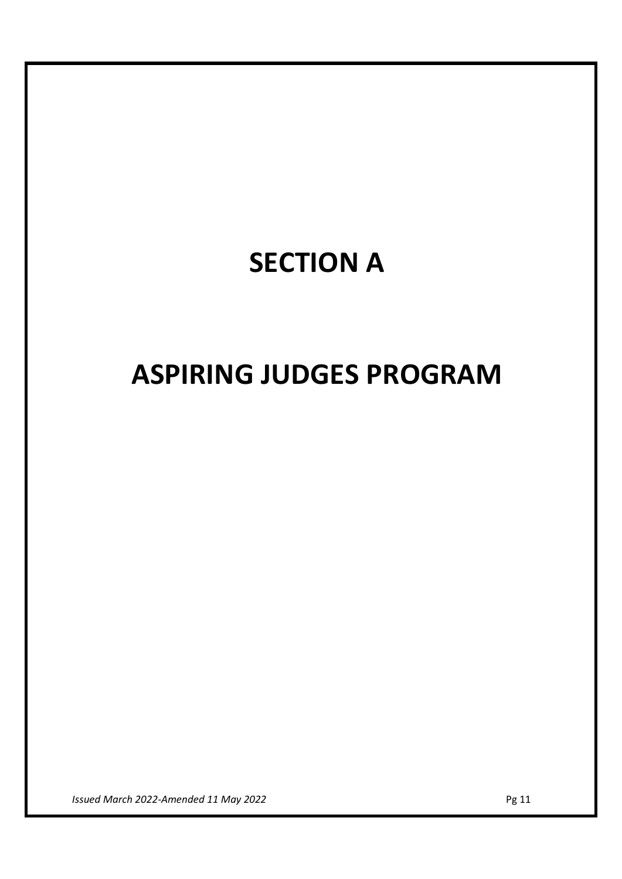# SECTION A

# ASPIRING JUDGES PROGRAM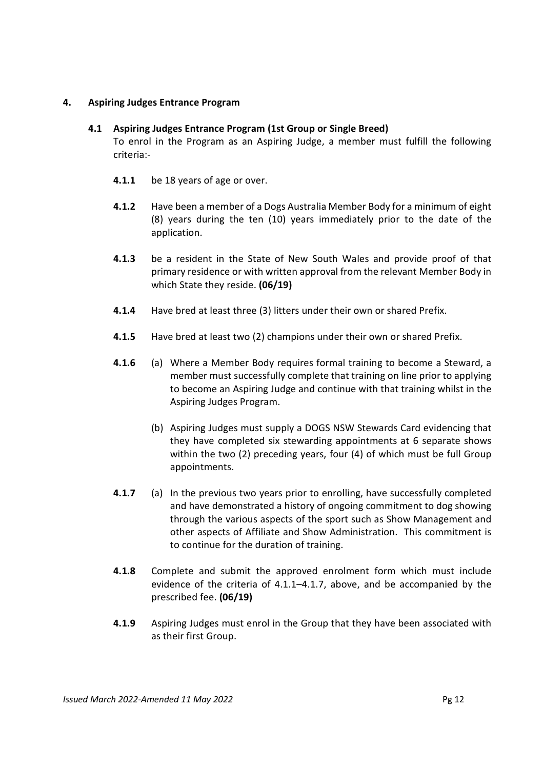## 4. Aspiring Judges Entrance Program

### 4.1 Aspiring Judges Entrance Program (1st Group or Single Breed)

To enrol in the Program as an Aspiring Judge, a member must fulfill the following criteria:-

**4.1.1** be 18 years of age or over.

**4.1.2** Have been a member of a Dogs Australia Member Body for a minimum of eight (8) years during the ten (10) years immediately prior to the date of the application.

**4.1.3** be a resident in the State of New South Wales and provide proof of that primary residence or with written approval from the relevant Member Body in which State they reside. **(06/19)**

**4.1.4** Have bred at least three (3) litters under their own or shared Prefix.

**4.1.5** Have bred at least two (2) champions under their own or shared Prefix.

**4.1.6** (a) Where a Member Body requires formal training to become a Steward, a member must successfully complete that training on line prior to applying to become an Aspiring Judge and continue with that training whilst in the Aspiring Judges Program.

(b) Aspiring Judges must supply a DOGS NSW Stewards Card evidencing that they have completed six stewarding appointments at 6 separate shows within the two (2) preceding years, four (4) of which must be full Group appointments.

**4.1.7** (a) In the previous two years prior to enrolling, have successfully completed and have demonstrated a history of ongoing commitment to dog showing through the various aspects of the sport such as Show Management and other aspects of Affiliate and Show Administration. This commitment is to continue for the duration of training.

**4.1.8** Complete and submit the approved enrolment form which must include evidence of the criteria of 4.1.1–4.1.7, above, and be accompanied by the prescribed fee. **(06/19)**

**4.1.9** Aspiring Judges must enrol in the Group that they have been associated with as their first Group.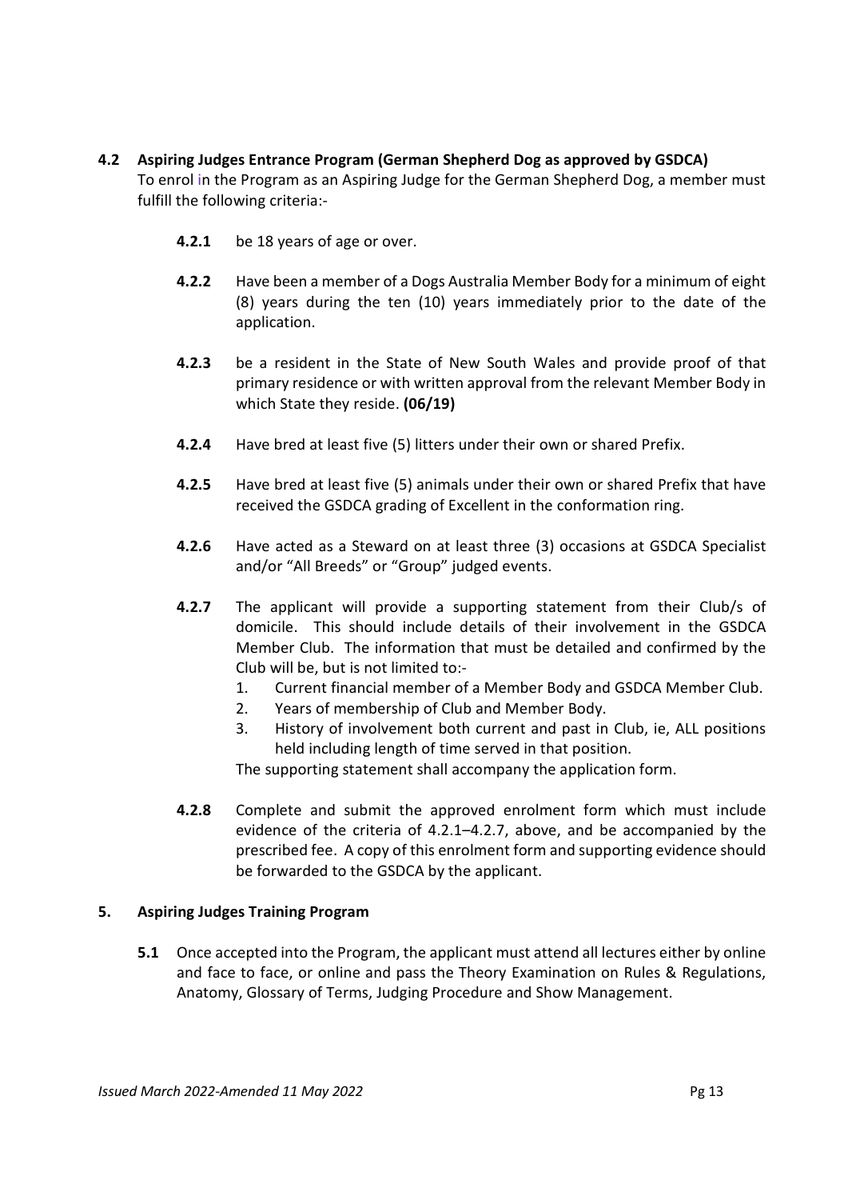### 4.2 Aspiring Judges Entrance Program (German Shepherd Dog as approved by GSDCA)

To enrol in the Program as an Aspiring Judge for the German Shepherd Dog, a member must fulfill the following criteria:-

**4.2.1** be 18 years of age or over.

**4.2.2** Have been a member of a Dogs Australia Member Body for a minimum of eight (8) years during the ten (10) years immediately prior to the date of the application.

**4.2.3** be a resident in the State of New South Wales and provide proof of that primary residence or with written approval from the relevant Member Body in which State they reside. **(06/19)**

**4.2.4** Have bred at least five (5) litters under their own or shared Prefix.

**4.2.5** Have bred at least five (5) animals under their own or shared Prefix that have received the GSDCA grading of Excellent in the conformation ring.

**4.2.6** Have acted as a Steward on at least three (3) occasions at GSDCA Specialist and/or "All Breeds" or "Group" judged events.

**4.2.7** The applicant will provide a supporting statement from their Club/s of domicile. This should include details of their involvement in the GSDCA Member Club. The information that must be detailed and confirmed by the Club will be, but is not limited to:-

1. Current financial member of a Member Body and GSDCA Member Club.
2. Years of membership of Club and Member Body.
3. History of involvement both current and past in Club, ie, ALL positions held including length of time served in that position.

The supporting statement shall accompany the application form.

**4.2.8** Complete and submit the approved enrolment form which must include evidence of the criteria of 4.2.1–4.2.7, above, and be accompanied by the prescribed fee. A copy of this enrolment form and supporting evidence should be forwarded to the GSDCA by the applicant.

## 5. Aspiring Judges Training Program

**5.1** Once accepted into the Program, the applicant must attend all lectures either by online and face to face, or online and pass the Theory Examination on Rules & Regulations, Anatomy, Glossary of Terms, Judging Procedure and Show Management.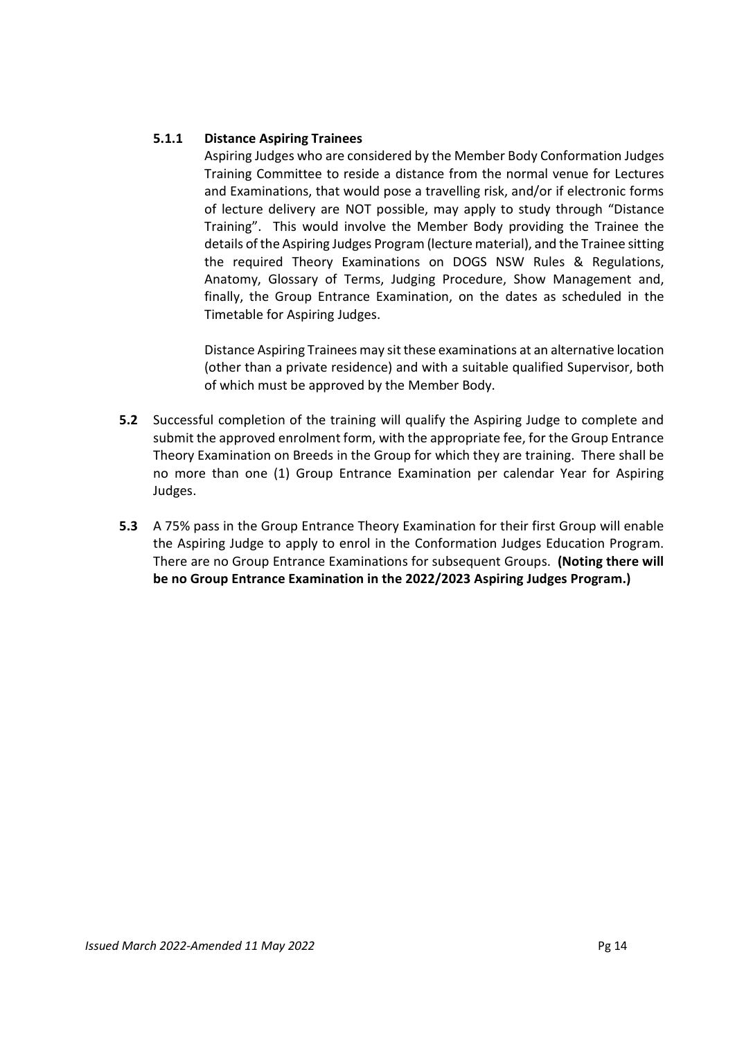#### 5.1.1 Distance Aspiring Trainees

Aspiring Judges who are considered by the Member Body Conformation Judges Training Committee to reside a distance from the normal venue for Lectures and Examinations, that would pose a travelling risk, and/or if electronic forms of lecture delivery are NOT possible, may apply to study through "Distance Training". This would involve the Member Body providing the Trainee the details of the Aspiring Judges Program (lecture material), and the Trainee sitting the required Theory Examinations on DOGS NSW Rules & Regulations, Anatomy, Glossary of Terms, Judging Procedure, Show Management and, finally, the Group Entrance Examination, on the dates as scheduled in the Timetable for Aspiring Judges.

Distance Aspiring Trainees may sit these examinations at an alternative location (other than a private residence) and with a suitable qualified Supervisor, both of which must be approved by the Member Body.

**5.2** Successful completion of the training will qualify the Aspiring Judge to complete and submit the approved enrolment form, with the appropriate fee, for the Group Entrance Theory Examination on Breeds in the Group for which they are training. There shall be no more than one (1) Group Entrance Examination per calendar Year for Aspiring Judges.

**5.3** A 75% pass in the Group Entrance Theory Examination for their first Group will enable the Aspiring Judge to apply to enrol in the Conformation Judges Education Program. There are no Group Entrance Examinations for subsequent Groups. **(Noting there will be no Group Entrance Examination in the 2022/2023 Aspiring Judges Program.)**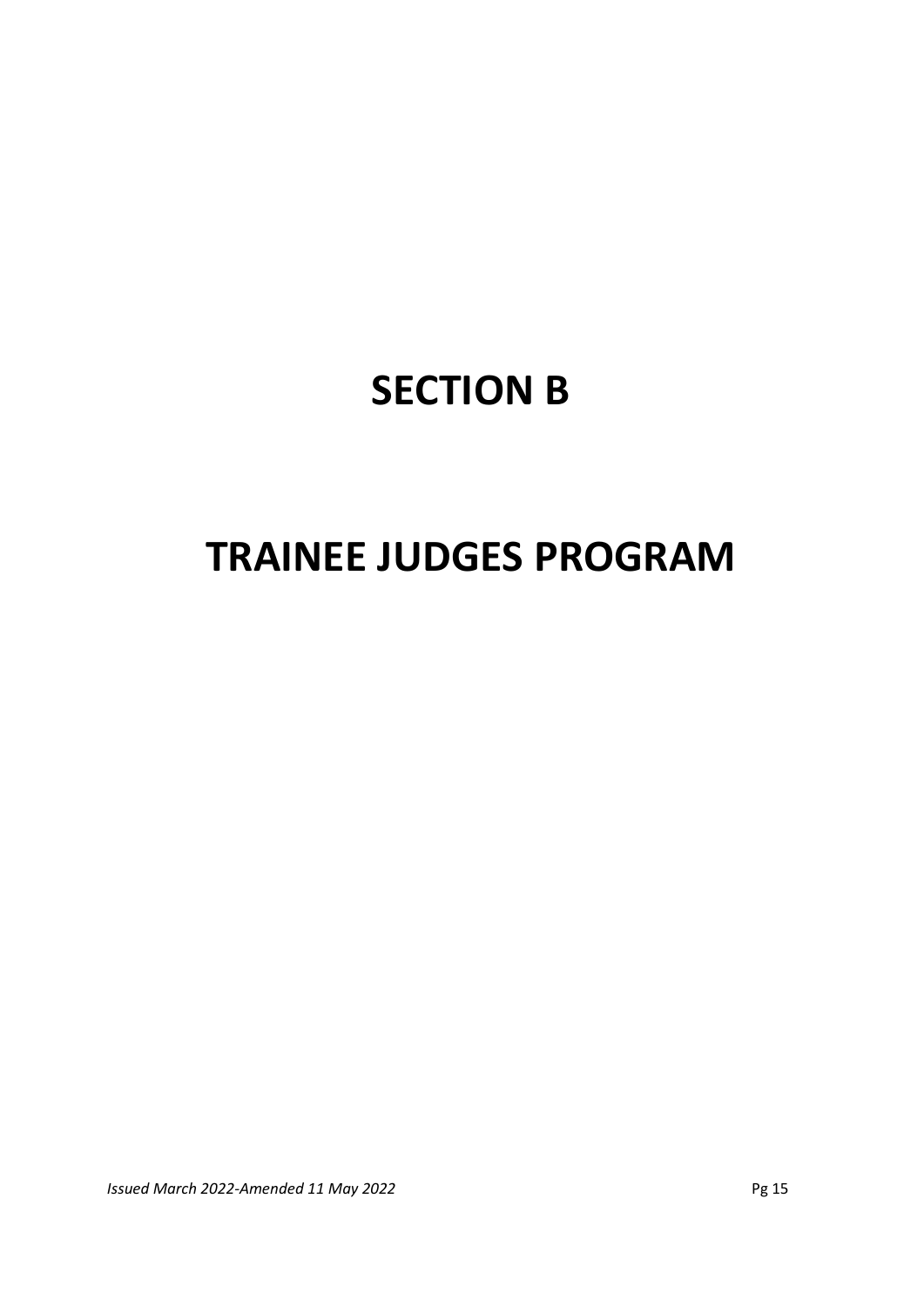# SECTION B

# TRAINEE JUDGES PROGRAM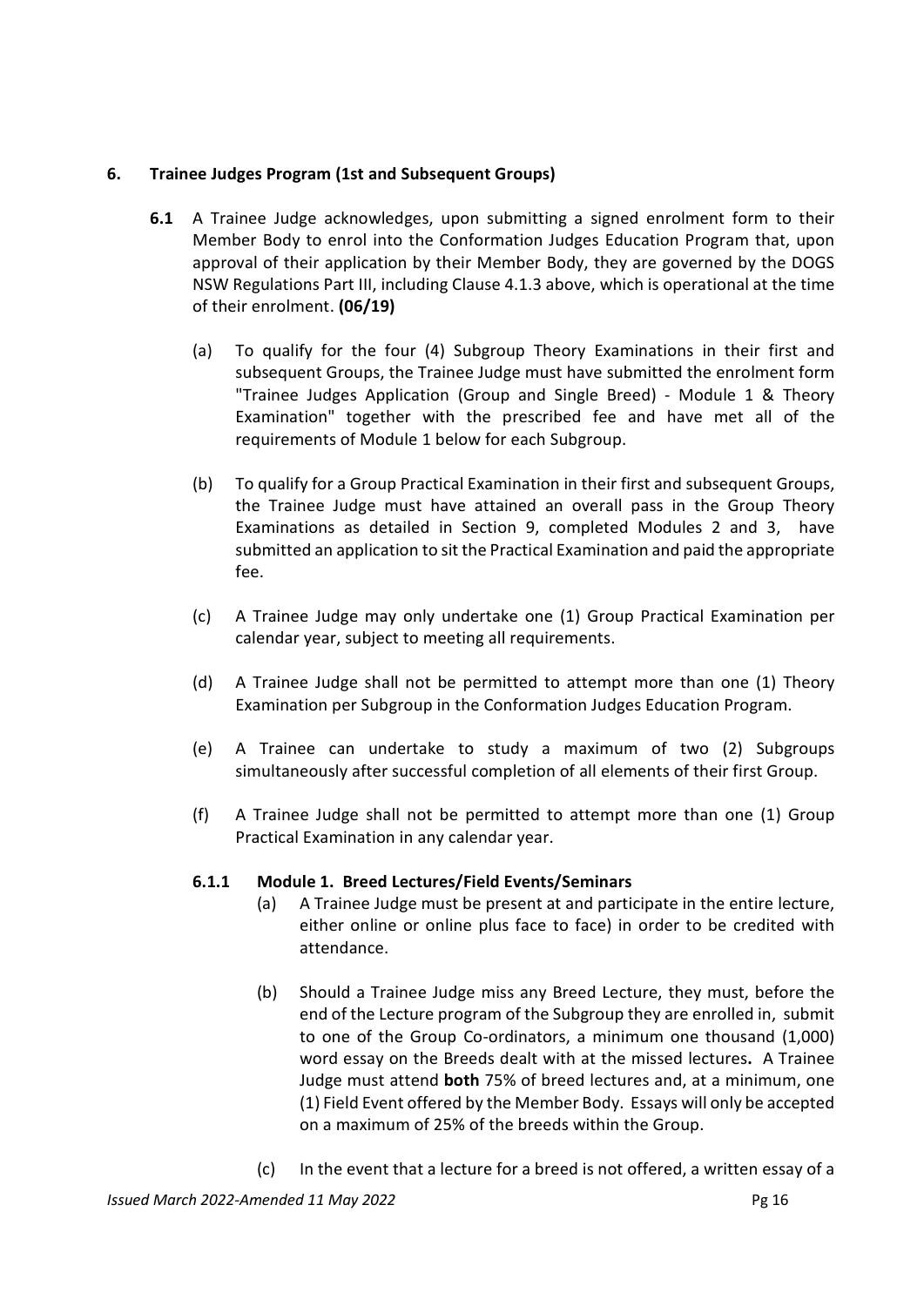## 6. Trainee Judges Program (1st and Subsequent Groups)

**6.1** A Trainee Judge acknowledges, upon submitting a signed enrolment form to their Member Body to enrol into the Conformation Judges Education Program that, upon approval of their application by their Member Body, they are governed by the DOGS NSW Regulations Part III, including Clause 4.1.3 above, which is operational at the time of their enrolment. **(06/19)**

(a) To qualify for the four (4) Subgroup Theory Examinations in their first and subsequent Groups, the Trainee Judge must have submitted the enrolment form "Trainee Judges Application (Group and Single Breed) - Module 1 & Theory Examination" together with the prescribed fee and have met all of the requirements of Module 1 below for each Subgroup.

(b) To qualify for a Group Practical Examination in their first and subsequent Groups, the Trainee Judge must have attained an overall pass in the Group Theory Examinations as detailed in Section 9, completed Modules 2 and 3, have submitted an application to sit the Practical Examination and paid the appropriate fee.

(c) A Trainee Judge may only undertake one (1) Group Practical Examination per calendar year, subject to meeting all requirements.

(d) A Trainee Judge shall not be permitted to attempt more than one (1) Theory Examination per Subgroup in the Conformation Judges Education Program.

(e) A Trainee can undertake to study a maximum of two (2) Subgroups simultaneously after successful completion of all elements of their first Group.

(f) A Trainee Judge shall not be permitted to attempt more than one (1) Group Practical Examination in any calendar year.

### 6.1.1 Module 1. Breed Lectures/Field Events/Seminars

(a) A Trainee Judge must be present at and participate in the entire lecture, either online or online plus face to face) in order to be credited with attendance.

(b) Should a Trainee Judge miss any Breed Lecture, they must, before the end of the Lecture program of the Subgroup they are enrolled in, submit to one of the Group Co-ordinators, a minimum one thousand (1,000) word essay on the Breeds dealt with at the missed lectures**.** A Trainee Judge must attend **both** 75% of breed lectures and, at a minimum, one (1) Field Event offered by the Member Body. Essays will only be accepted on a maximum of 25% of the breeds within the Group.

(c) In the event that a lecture for a breed is not offered, a written essay of a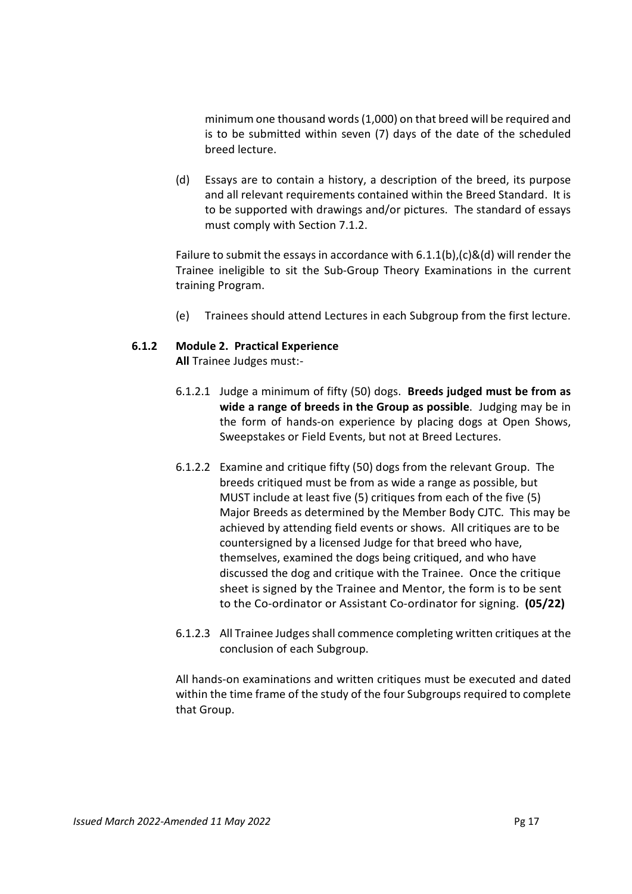minimum one thousand words (1,000) on that breed will be required and is to be submitted within seven (7) days of the date of the scheduled breed lecture.

(d) Essays are to contain a history, a description of the breed, its purpose and all relevant requirements contained within the Breed Standard. It is to be supported with drawings and/or pictures. The standard of essays must comply with Section 7.1.2.

Failure to submit the essays in accordance with 6.1.1(b),(c)&(d) will render the Trainee ineligible to sit the Sub-Group Theory Examinations in the current training Program.

(e) Trainees should attend Lectures in each Subgroup from the first lecture.

### 6.1.2 Module 2. Practical Experience

**All** Trainee Judges must:-

6.1.2.1 Judge a minimum of fifty (50) dogs. **Breeds judged must be from as wide a range of breeds in the Group as possible**. Judging may be in the form of hands-on experience by placing dogs at Open Shows, Sweepstakes or Field Events, but not at Breed Lectures.

6.1.2.2 Examine and critique fifty (50) dogs from the relevant Group. The breeds critiqued must be from as wide a range as possible, but MUST include at least five (5) critiques from each of the five (5) Major Breeds as determined by the Member Body CJTC. This may be achieved by attending field events or shows. All critiques are to be countersigned by a licensed Judge for that breed who have, themselves, examined the dogs being critiqued, and who have discussed the dog and critique with the Trainee. Once the critique sheet is signed by the Trainee and Mentor, the form is to be sent to the Co-ordinator or Assistant Co-ordinator for signing. **(05/22)**

6.1.2.3 All Trainee Judges shall commence completing written critiques at the conclusion of each Subgroup.

All hands-on examinations and written critiques must be executed and dated within the time frame of the study of the four Subgroups required to complete that Group.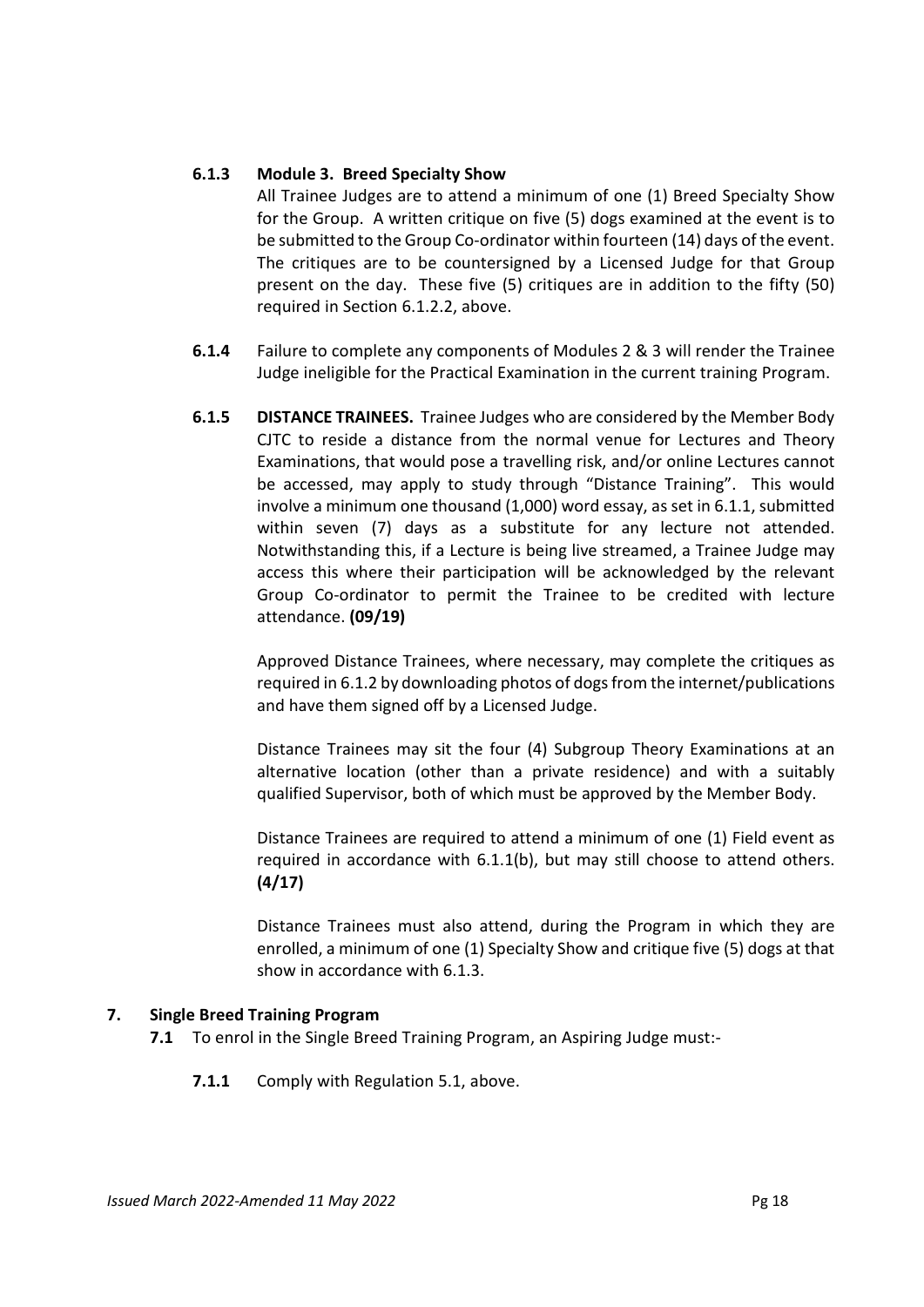**6.1.3 Module 3. Breed Specialty Show**

All Trainee Judges are to attend a minimum of one (1) Breed Specialty Show for the Group. A written critique on five (5) dogs examined at the event is to be submitted to the Group Co-ordinator within fourteen (14) days of the event. The critiques are to be countersigned by a Licensed Judge for that Group present on the day. These five (5) critiques are in addition to the fifty (50) required in Section 6.1.2.2, above.

**6.1.4** Failure to complete any components of Modules 2 & 3 will render the Trainee Judge ineligible for the Practical Examination in the current training Program.

**6.1.5 DISTANCE TRAINEES.** Trainee Judges who are considered by the Member Body CJTC to reside a distance from the normal venue for Lectures and Theory Examinations, that would pose a travelling risk, and/or online Lectures cannot be accessed, may apply to study through "Distance Training". This would involve a minimum one thousand (1,000) word essay, as set in 6.1.1, submitted within seven (7) days as a substitute for any lecture not attended. Notwithstanding this, if a Lecture is being live streamed, a Trainee Judge may access this where their participation will be acknowledged by the relevant Group Co-ordinator to permit the Trainee to be credited with lecture attendance. **(09/19)**

Approved Distance Trainees, where necessary, may complete the critiques as required in 6.1.2 by downloading photos of dogs from the internet/publications and have them signed off by a Licensed Judge.

Distance Trainees may sit the four (4) Subgroup Theory Examinations at an alternative location (other than a private residence) and with a suitably qualified Supervisor, both of which must be approved by the Member Body.

Distance Trainees are required to attend a minimum of one (1) Field event as required in accordance with 6.1.1(b), but may still choose to attend others. **(4/17)**

Distance Trainees must also attend, during the Program in which they are enrolled, a minimum of one (1) Specialty Show and critique five (5) dogs at that show in accordance with 6.1.3.

## 7. Single Breed Training Program

**7.1** To enrol in the Single Breed Training Program, an Aspiring Judge must:-

**7.1.1** Comply with Regulation 5.1, above.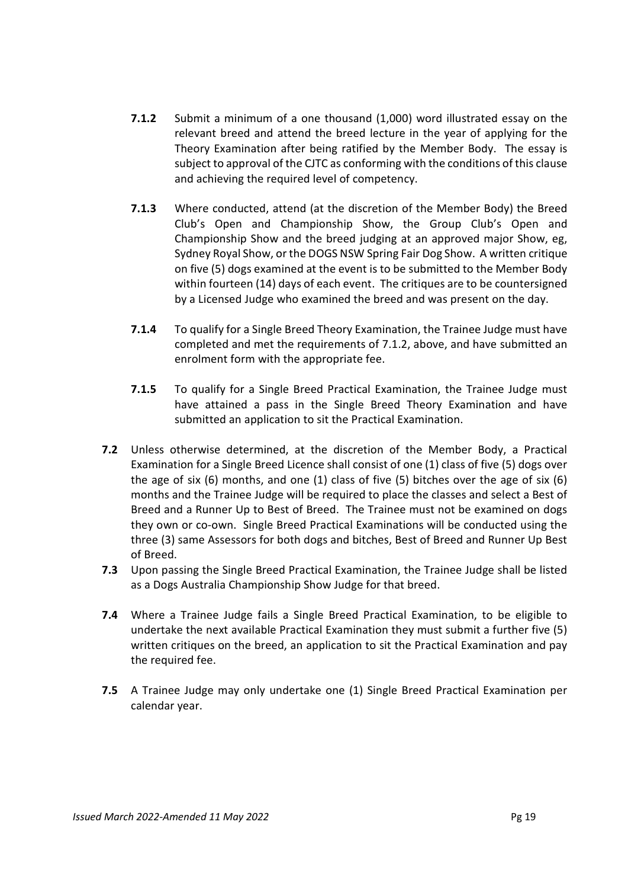**7.1.2** Submit a minimum of a one thousand (1,000) word illustrated essay on the relevant breed and attend the breed lecture in the year of applying for the Theory Examination after being ratified by the Member Body. The essay is subject to approval of the CJTC as conforming with the conditions of this clause and achieving the required level of competency.

**7.1.3** Where conducted, attend (at the discretion of the Member Body) the Breed Club's Open and Championship Show, the Group Club's Open and Championship Show and the breed judging at an approved major Show, eg, Sydney Royal Show, or the DOGS NSW Spring Fair Dog Show. A written critique on five (5) dogs examined at the event is to be submitted to the Member Body within fourteen (14) days of each event. The critiques are to be countersigned by a Licensed Judge who examined the breed and was present on the day.

**7.1.4** To qualify for a Single Breed Theory Examination, the Trainee Judge must have completed and met the requirements of 7.1.2, above, and have submitted an enrolment form with the appropriate fee.

**7.1.5** To qualify for a Single Breed Practical Examination, the Trainee Judge must have attained a pass in the Single Breed Theory Examination and have submitted an application to sit the Practical Examination.

**7.2** Unless otherwise determined, at the discretion of the Member Body, a Practical Examination for a Single Breed Licence shall consist of one (1) class of five (5) dogs over the age of six (6) months, and one (1) class of five (5) bitches over the age of six (6) months and the Trainee Judge will be required to place the classes and select a Best of Breed and a Runner Up to Best of Breed. The Trainee must not be examined on dogs they own or co-own. Single Breed Practical Examinations will be conducted using the three (3) same Assessors for both dogs and bitches, Best of Breed and Runner Up Best of Breed.

**7.3** Upon passing the Single Breed Practical Examination, the Trainee Judge shall be listed as a Dogs Australia Championship Show Judge for that breed.

**7.4** Where a Trainee Judge fails a Single Breed Practical Examination, to be eligible to undertake the next available Practical Examination they must submit a further five (5) written critiques on the breed, an application to sit the Practical Examination and pay the required fee.

**7.5** A Trainee Judge may only undertake one (1) Single Breed Practical Examination per calendar year.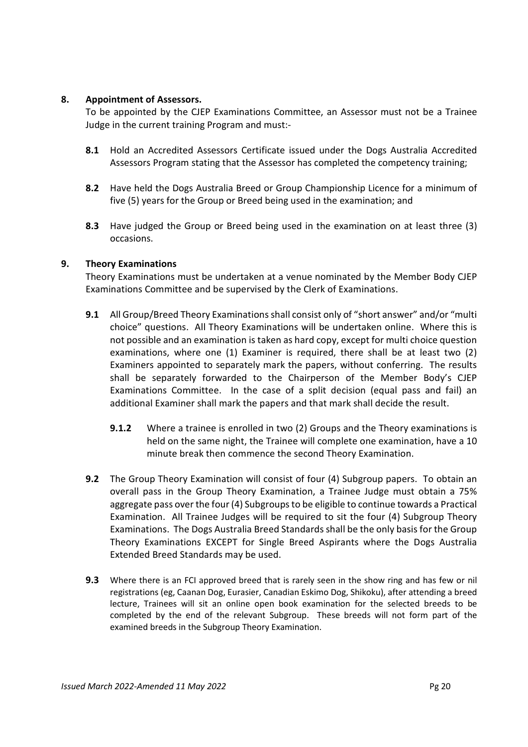## 8. Appointment of Assessors.

To be appointed by the CJEP Examinations Committee, an Assessor must not be a Trainee Judge in the current training Program and must:-

**8.1** Hold an Accredited Assessors Certificate issued under the Dogs Australia Accredited Assessors Program stating that the Assessor has completed the competency training;

**8.2** Have held the Dogs Australia Breed or Group Championship Licence for a minimum of five (5) years for the Group or Breed being used in the examination; and

**8.3** Have judged the Group or Breed being used in the examination on at least three (3) occasions.

## 9. Theory Examinations

Theory Examinations must be undertaken at a venue nominated by the Member Body CJEP Examinations Committee and be supervised by the Clerk of Examinations.

**9.1** All Group/Breed Theory Examinations shall consist only of "short answer" and/or "multi choice" questions. All Theory Examinations will be undertaken online. Where this is not possible and an examination is taken as hard copy, except for multi choice question examinations, where one (1) Examiner is required, there shall be at least two (2) Examiners appointed to separately mark the papers, without conferring. The results shall be separately forwarded to the Chairperson of the Member Body's CJEP Examinations Committee. In the case of a split decision (equal pass and fail) an additional Examiner shall mark the papers and that mark shall decide the result.

**9.1.2** Where a trainee is enrolled in two (2) Groups and the Theory examinations is held on the same night, the Trainee will complete one examination, have a 10 minute break then commence the second Theory Examination.

**9.2** The Group Theory Examination will consist of four (4) Subgroup papers. To obtain an overall pass in the Group Theory Examination, a Trainee Judge must obtain a 75% aggregate pass over the four (4) Subgroups to be eligible to continue towards a Practical Examination. All Trainee Judges will be required to sit the four (4) Subgroup Theory Examinations. The Dogs Australia Breed Standards shall be the only basis for the Group Theory Examinations EXCEPT for Single Breed Aspirants where the Dogs Australia Extended Breed Standards may be used.

**9.3** Where there is an FCI approved breed that is rarely seen in the show ring and has few or nil registrations (eg, Caanan Dog, Eurasier, Canadian Eskimo Dog, Shikoku), after attending a breed lecture, Trainees will sit an online open book examination for the selected breeds to be completed by the end of the relevant Subgroup. These breeds will not form part of the examined breeds in the Subgroup Theory Examination.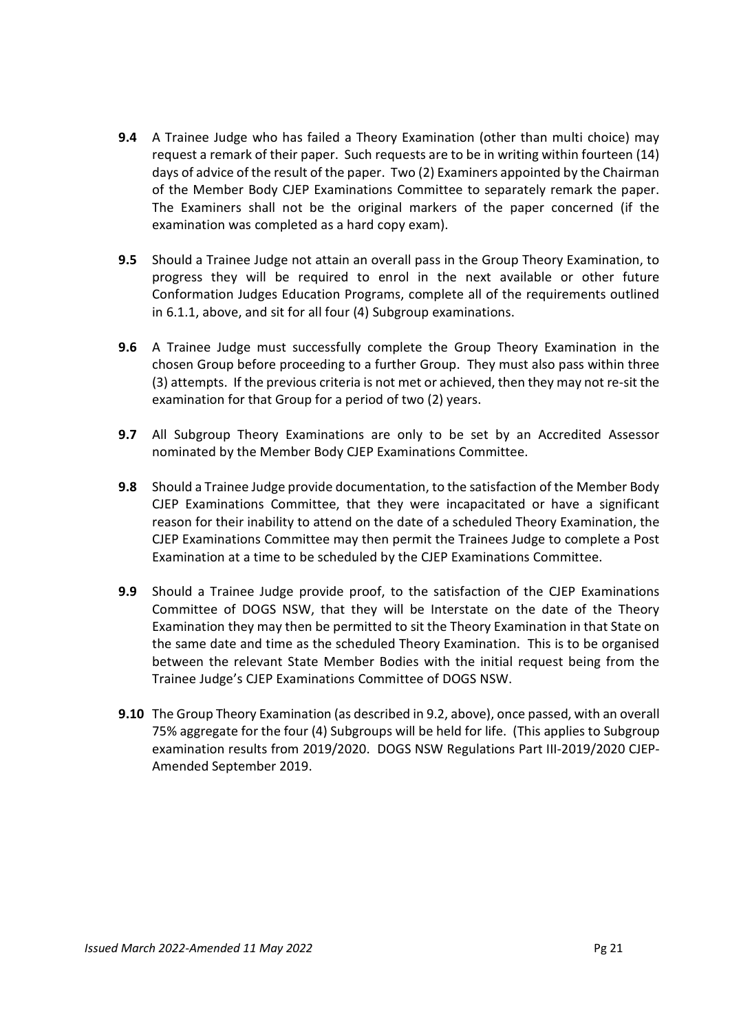**9.4** A Trainee Judge who has failed a Theory Examination (other than multi choice) may request a remark of their paper. Such requests are to be in writing within fourteen (14) days of advice of the result of the paper. Two (2) Examiners appointed by the Chairman of the Member Body CJEP Examinations Committee to separately remark the paper. The Examiners shall not be the original markers of the paper concerned (if the examination was completed as a hard copy exam).

**9.5** Should a Trainee Judge not attain an overall pass in the Group Theory Examination, to progress they will be required to enrol in the next available or other future Conformation Judges Education Programs, complete all of the requirements outlined in 6.1.1, above, and sit for all four (4) Subgroup examinations.

**9.6** A Trainee Judge must successfully complete the Group Theory Examination in the chosen Group before proceeding to a further Group. They must also pass within three (3) attempts. If the previous criteria is not met or achieved, then they may not re-sit the examination for that Group for a period of two (2) years.

**9.7** All Subgroup Theory Examinations are only to be set by an Accredited Assessor nominated by the Member Body CJEP Examinations Committee.

**9.8** Should a Trainee Judge provide documentation, to the satisfaction of the Member Body CJEP Examinations Committee, that they were incapacitated or have a significant reason for their inability to attend on the date of a scheduled Theory Examination, the CJEP Examinations Committee may then permit the Trainees Judge to complete a Post Examination at a time to be scheduled by the CJEP Examinations Committee.

**9.9** Should a Trainee Judge provide proof, to the satisfaction of the CJEP Examinations Committee of DOGS NSW, that they will be Interstate on the date of the Theory Examination they may then be permitted to sit the Theory Examination in that State on the same date and time as the scheduled Theory Examination. This is to be organised between the relevant State Member Bodies with the initial request being from the Trainee Judge's CJEP Examinations Committee of DOGS NSW.

**9.10** The Group Theory Examination (as described in 9.2, above), once passed, with an overall 75% aggregate for the four (4) Subgroups will be held for life. (This applies to Subgroup examination results from 2019/2020. DOGS NSW Regulations Part III-2019/2020 CJEP-Amended September 2019.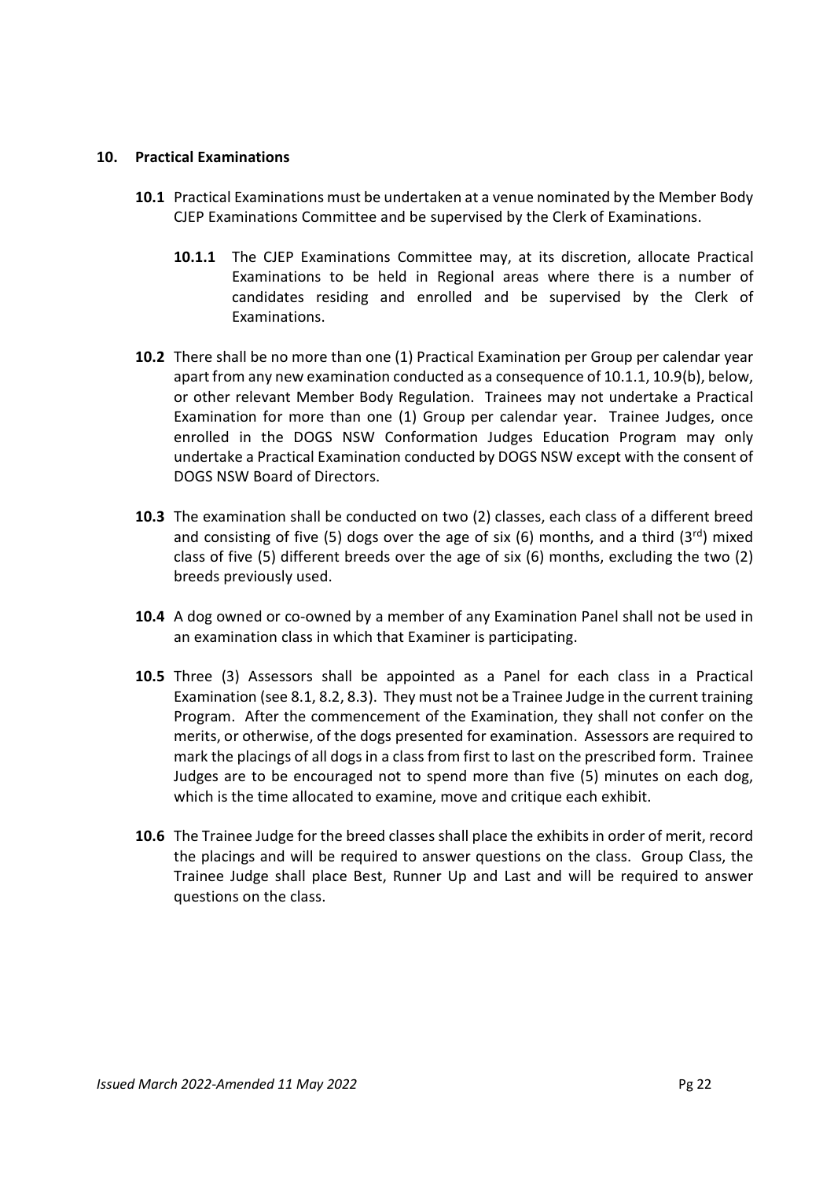## 10. Practical Examinations

**10.1** Practical Examinations must be undertaken at a venue nominated by the Member Body CJEP Examinations Committee and be supervised by the Clerk of Examinations.

**10.1.1** The CJEP Examinations Committee may, at its discretion, allocate Practical Examinations to be held in Regional areas where there is a number of candidates residing and enrolled and be supervised by the Clerk of Examinations.

**10.2** There shall be no more than one (1) Practical Examination per Group per calendar year apart from any new examination conducted as a consequence of 10.1.1, 10.9(b), below, or other relevant Member Body Regulation. Trainees may not undertake a Practical Examination for more than one (1) Group per calendar year. Trainee Judges, once enrolled in the DOGS NSW Conformation Judges Education Program may only undertake a Practical Examination conducted by DOGS NSW except with the consent of DOGS NSW Board of Directors.

**10.3** The examination shall be conducted on two (2) classes, each class of a different breed and consisting of five (5) dogs over the age of six (6) months, and a third (3rd) mixed class of five (5) different breeds over the age of six (6) months, excluding the two (2) breeds previously used.

**10.4** A dog owned or co-owned by a member of any Examination Panel shall not be used in an examination class in which that Examiner is participating.

**10.5** Three (3) Assessors shall be appointed as a Panel for each class in a Practical Examination (see 8.1, 8.2, 8.3). They must not be a Trainee Judge in the current training Program. After the commencement of the Examination, they shall not confer on the merits, or otherwise, of the dogs presented for examination. Assessors are required to mark the placings of all dogs in a class from first to last on the prescribed form. Trainee Judges are to be encouraged not to spend more than five (5) minutes on each dog, which is the time allocated to examine, move and critique each exhibit.

**10.6** The Trainee Judge for the breed classes shall place the exhibits in order of merit, record the placings and will be required to answer questions on the class. Group Class, the Trainee Judge shall place Best, Runner Up and Last and will be required to answer questions on the class.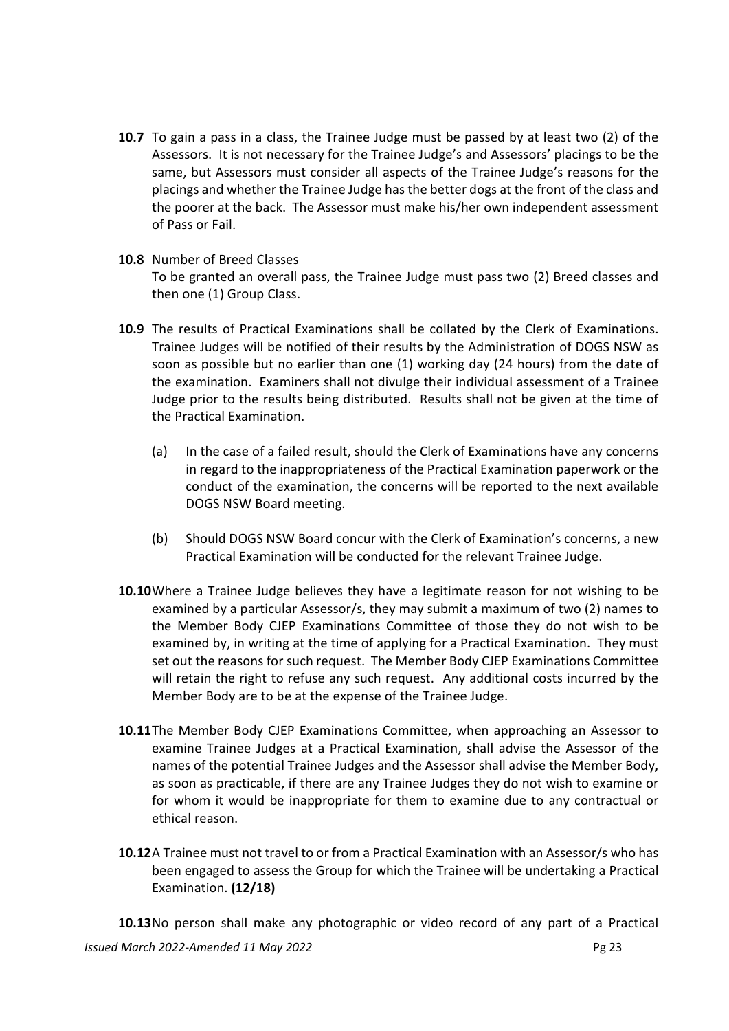**10.7** To gain a pass in a class, the Trainee Judge must be passed by at least two (2) of the Assessors. It is not necessary for the Trainee Judge's and Assessors' placings to be the same, but Assessors must consider all aspects of the Trainee Judge's reasons for the placings and whether the Trainee Judge has the better dogs at the front of the class and the poorer at the back. The Assessor must make his/her own independent assessment of Pass or Fail.

**10.8** Number of Breed Classes
To be granted an overall pass, the Trainee Judge must pass two (2) Breed classes and then one (1) Group Class.

**10.9** The results of Practical Examinations shall be collated by the Clerk of Examinations. Trainee Judges will be notified of their results by the Administration of DOGS NSW as soon as possible but no earlier than one (1) working day (24 hours) from the date of the examination. Examiners shall not divulge their individual assessment of a Trainee Judge prior to the results being distributed. Results shall not be given at the time of the Practical Examination.

(a) In the case of a failed result, should the Clerk of Examinations have any concerns in regard to the inappropriateness of the Practical Examination paperwork or the conduct of the examination, the concerns will be reported to the next available DOGS NSW Board meeting.

(b) Should DOGS NSW Board concur with the Clerk of Examination's concerns, a new Practical Examination will be conducted for the relevant Trainee Judge.

**10.10** Where a Trainee Judge believes they have a legitimate reason for not wishing to be examined by a particular Assessor/s, they may submit a maximum of two (2) names to the Member Body CJEP Examinations Committee of those they do not wish to be examined by, in writing at the time of applying for a Practical Examination. They must set out the reasons for such request. The Member Body CJEP Examinations Committee will retain the right to refuse any such request. Any additional costs incurred by the Member Body are to be at the expense of the Trainee Judge.

**10.11** The Member Body CJEP Examinations Committee, when approaching an Assessor to examine Trainee Judges at a Practical Examination, shall advise the Assessor of the names of the potential Trainee Judges and the Assessor shall advise the Member Body, as soon as practicable, if there are any Trainee Judges they do not wish to examine or for whom it would be inappropriate for them to examine due to any contractual or ethical reason.

**10.12** A Trainee must not travel to or from a Practical Examination with an Assessor/s who has been engaged to assess the Group for which the Trainee will be undertaking a Practical Examination. **(12/18)**

**10.13** No person shall make any photographic or video record of any part of a Practical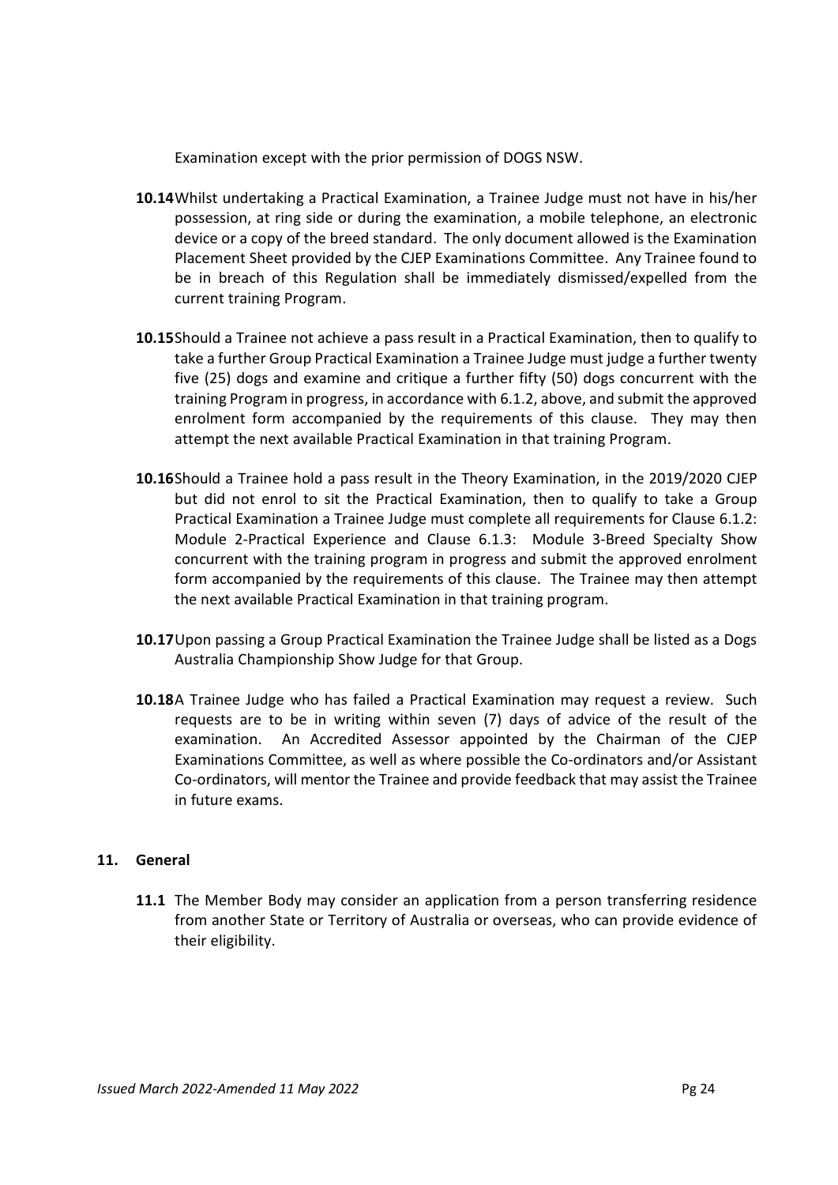Examination except with the prior permission of DOGS NSW.

**10.14** Whilst undertaking a Practical Examination, a Trainee Judge must not have in his/her possession, at ring side or during the examination, a mobile telephone, an electronic device or a copy of the breed standard. The only document allowed is the Examination Placement Sheet provided by the CJEP Examinations Committee. Any Trainee found to be in breach of this Regulation shall be immediately dismissed/expelled from the current training Program.

**10.15** Should a Trainee not achieve a pass result in a Practical Examination, then to qualify to take a further Group Practical Examination a Trainee Judge must judge a further twenty five (25) dogs and examine and critique a further fifty (50) dogs concurrent with the training Program in progress, in accordance with 6.1.2, above, and submit the approved enrolment form accompanied by the requirements of this clause. They may then attempt the next available Practical Examination in that training Program.

**10.16** Should a Trainee hold a pass result in the Theory Examination, in the 2019/2020 CJEP but did not enrol to sit the Practical Examination, then to qualify to take a Group Practical Examination a Trainee Judge must complete all requirements for Clause 6.1.2: Module 2-Practical Experience and Clause 6.1.3: Module 3-Breed Specialty Show concurrent with the training program in progress and submit the approved enrolment form accompanied by the requirements of this clause. The Trainee may then attempt the next available Practical Examination in that training program.

**10.17** Upon passing a Group Practical Examination the Trainee Judge shall be listed as a Dogs Australia Championship Show Judge for that Group.

**10.18** A Trainee Judge who has failed a Practical Examination may request a review. Such requests are to be in writing within seven (7) days of advice of the result of the examination. An Accredited Assessor appointed by the Chairman of the CJEP Examinations Committee, as well as where possible the Co-ordinators and/or Assistant Co-ordinators, will mentor the Trainee and provide feedback that may assist the Trainee in future exams.

## 11. General

**11.1** The Member Body may consider an application from a person transferring residence from another State or Territory of Australia or overseas, who can provide evidence of their eligibility.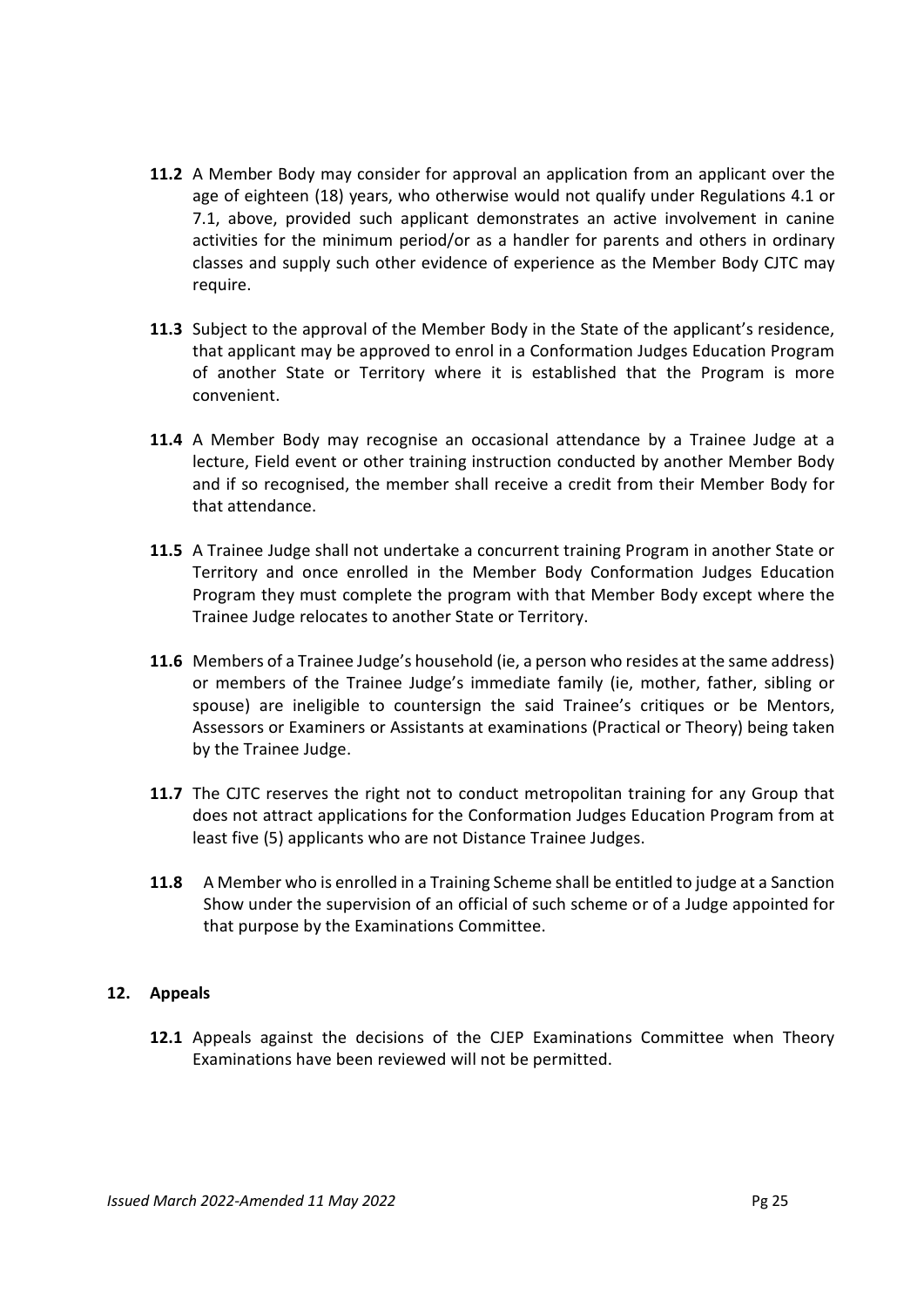**11.2** A Member Body may consider for approval an application from an applicant over the age of eighteen (18) years, who otherwise would not qualify under Regulations 4.1 or 7.1, above, provided such applicant demonstrates an active involvement in canine activities for the minimum period/or as a handler for parents and others in ordinary classes and supply such other evidence of experience as the Member Body CJTC may require.

**11.3** Subject to the approval of the Member Body in the State of the applicant's residence, that applicant may be approved to enrol in a Conformation Judges Education Program of another State or Territory where it is established that the Program is more convenient.

**11.4** A Member Body may recognise an occasional attendance by a Trainee Judge at a lecture, Field event or other training instruction conducted by another Member Body and if so recognised, the member shall receive a credit from their Member Body for that attendance.

**11.5** A Trainee Judge shall not undertake a concurrent training Program in another State or Territory and once enrolled in the Member Body Conformation Judges Education Program they must complete the program with that Member Body except where the Trainee Judge relocates to another State or Territory.

**11.6** Members of a Trainee Judge's household (ie, a person who resides at the same address) or members of the Trainee Judge's immediate family (ie, mother, father, sibling or spouse) are ineligible to countersign the said Trainee's critiques or be Mentors, Assessors or Examiners or Assistants at examinations (Practical or Theory) being taken by the Trainee Judge.

**11.7** The CJTC reserves the right not to conduct metropolitan training for any Group that does not attract applications for the Conformation Judges Education Program from at least five (5) applicants who are not Distance Trainee Judges.

**11.8** A Member who is enrolled in a Training Scheme shall be entitled to judge at a Sanction Show under the supervision of an official of such scheme or of a Judge appointed for that purpose by the Examinations Committee.

## 12. Appeals

**12.1** Appeals against the decisions of the CJEP Examinations Committee when Theory Examinations have been reviewed will not be permitted.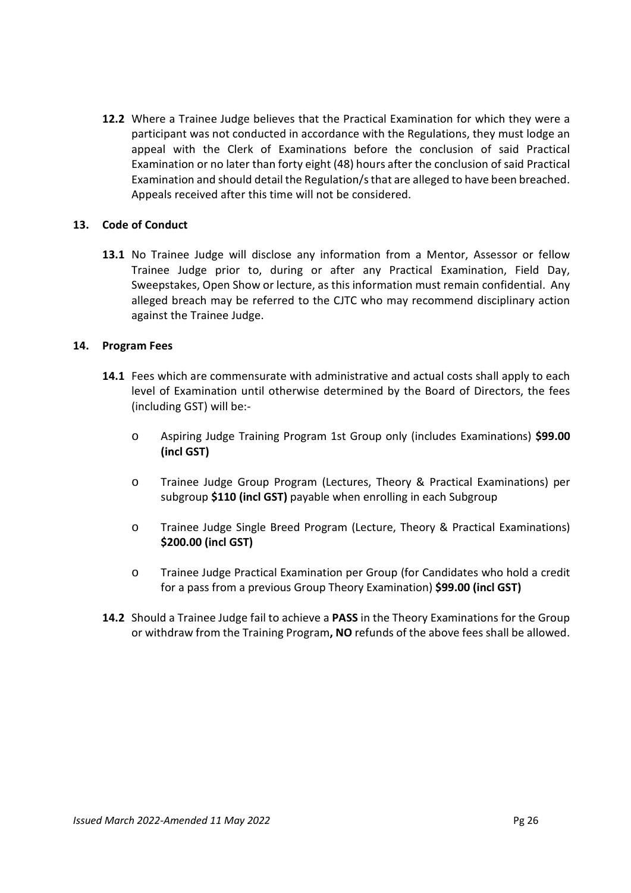**12.2** Where a Trainee Judge believes that the Practical Examination for which they were a participant was not conducted in accordance with the Regulations, they must lodge an appeal with the Clerk of Examinations before the conclusion of said Practical Examination or no later than forty eight (48) hours after the conclusion of said Practical Examination and should detail the Regulation/s that are alleged to have been breached. Appeals received after this time will not be considered.

## 13. Code of Conduct

**13.1** No Trainee Judge will disclose any information from a Mentor, Assessor or fellow Trainee Judge prior to, during or after any Practical Examination, Field Day, Sweepstakes, Open Show or lecture, as this information must remain confidential. Any alleged breach may be referred to the CJTC who may recommend disciplinary action against the Trainee Judge.

## 14. Program Fees

**14.1** Fees which are commensurate with administrative and actual costs shall apply to each level of Examination until otherwise determined by the Board of Directors, the fees (including GST) will be:-

- Aspiring Judge Training Program 1st Group only (includes Examinations) **$99.00 (incl GST)**
- Trainee Judge Group Program (Lectures, Theory & Practical Examinations) per subgroup **$110 (incl GST)** payable when enrolling in each Subgroup
- Trainee Judge Single Breed Program (Lecture, Theory & Practical Examinations) **$200.00 (incl GST)**
- Trainee Judge Practical Examination per Group (for Candidates who hold a credit for a pass from a previous Group Theory Examination) **$99.00 (incl GST)**

**14.2** Should a Trainee Judge fail to achieve a **PASS** in the Theory Examinations for the Group or withdraw from the Training Program**, NO** refunds of the above fees shall be allowed.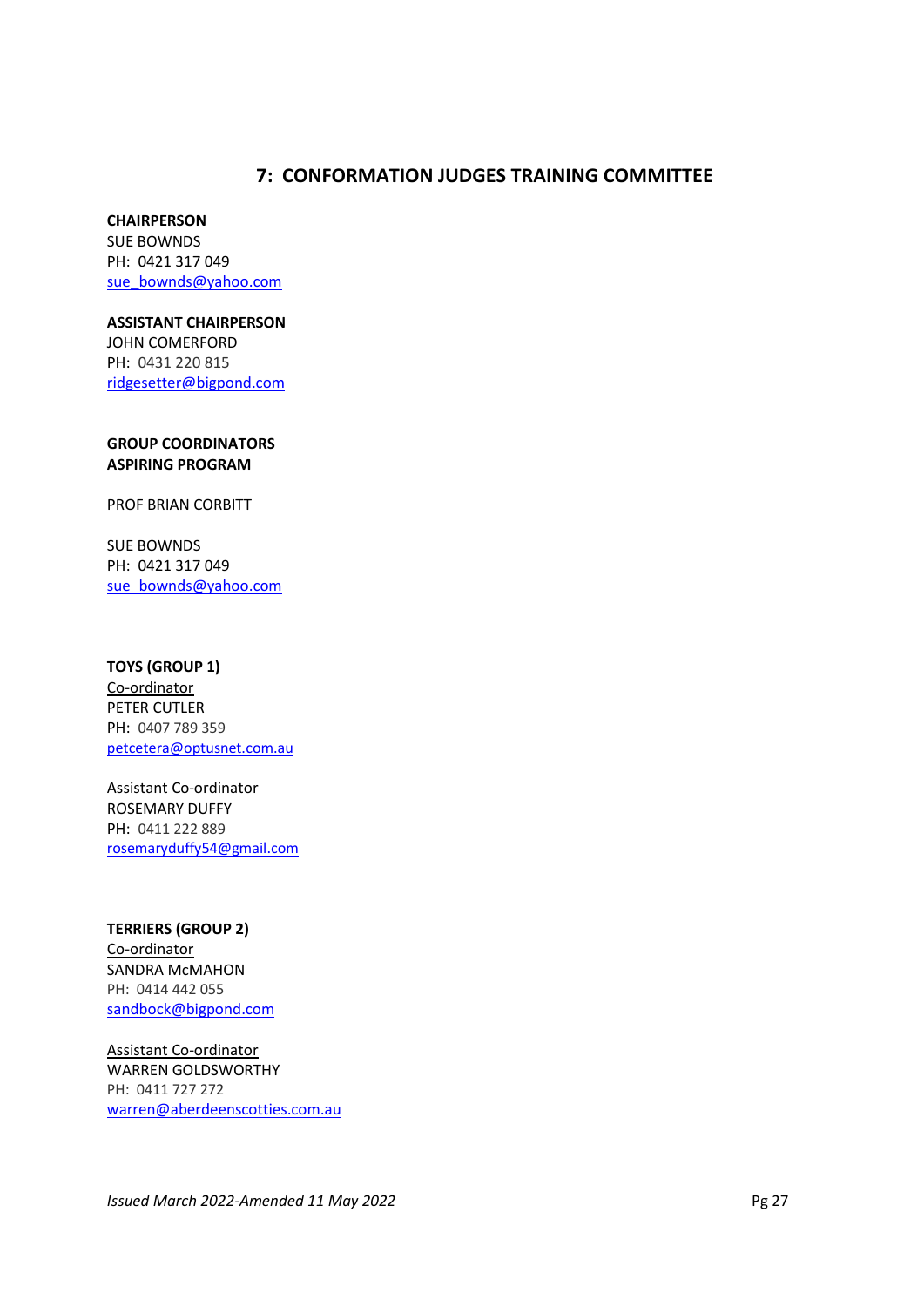## 7: CONFORMATION JUDGES TRAINING COMMITTEE

**CHAIRPERSON**
SUE BOWNDS
PH: 0421 317 049
sue_bownds@yahoo.com

**ASSISTANT CHAIRPERSON**
JOHN COMERFORD
PH: 0431 220 815
ridgesetter@bigpond.com

**GROUP COORDINATORS**
**ASPIRING PROGRAM**

PROF BRIAN CORBITT

SUE BOWNDS
PH: 0421 317 049
sue_bownds@yahoo.com

**TOYS (GROUP 1)**
Co-ordinator
PETER CUTLER
PH: 0407 789 359
petcetera@optusnet.com.au

Assistant Co-ordinator
ROSEMARY DUFFY
PH: 0411 222 889
rosemaryduffy54@gmail.com

**TERRIERS (GROUP 2)**
Co-ordinator
SANDRA McMAHON
PH: 0414 442 055
sandbock@bigpond.com

Assistant Co-ordinator
WARREN GOLDSWORTHY
PH: 0411 727 272
warren@aberdeenscotties.com.au

*Issued March 2022-Amended 11 May 2022*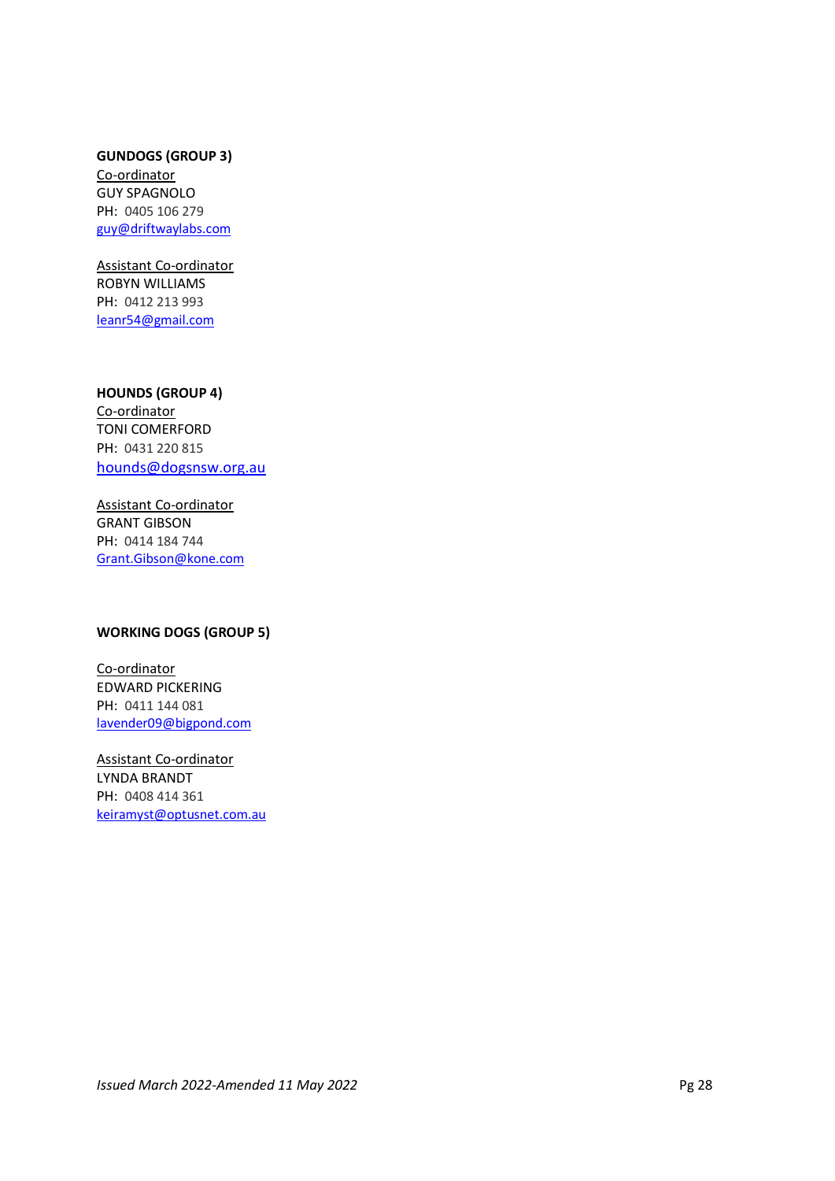**GUNDOGS (GROUP 3)**

Co-ordinator
GUY SPAGNOLO
PH: 0405 106 279
guy@driftwaylabs.com

Assistant Co-ordinator
ROBYN WILLIAMS
PH: 0412 213 993
leanr54@gmail.com

**HOUNDS (GROUP 4)**

Co-ordinator
TONI COMERFORD
PH: 0431 220 815
hounds@dogsnsw.org.au

Assistant Co-ordinator
GRANT GIBSON
PH: 0414 184 744
Grant.Gibson@kone.com

**WORKING DOGS (GROUP 5)**

Co-ordinator
EDWARD PICKERING
PH: 0411 144 081
lavender09@bigpond.com

Assistant Co-ordinator
LYNDA BRANDT
PH: 0408 414 361
keiramyst@optusnet.com.au

*Issued March 2022-Amended 11 May 2022*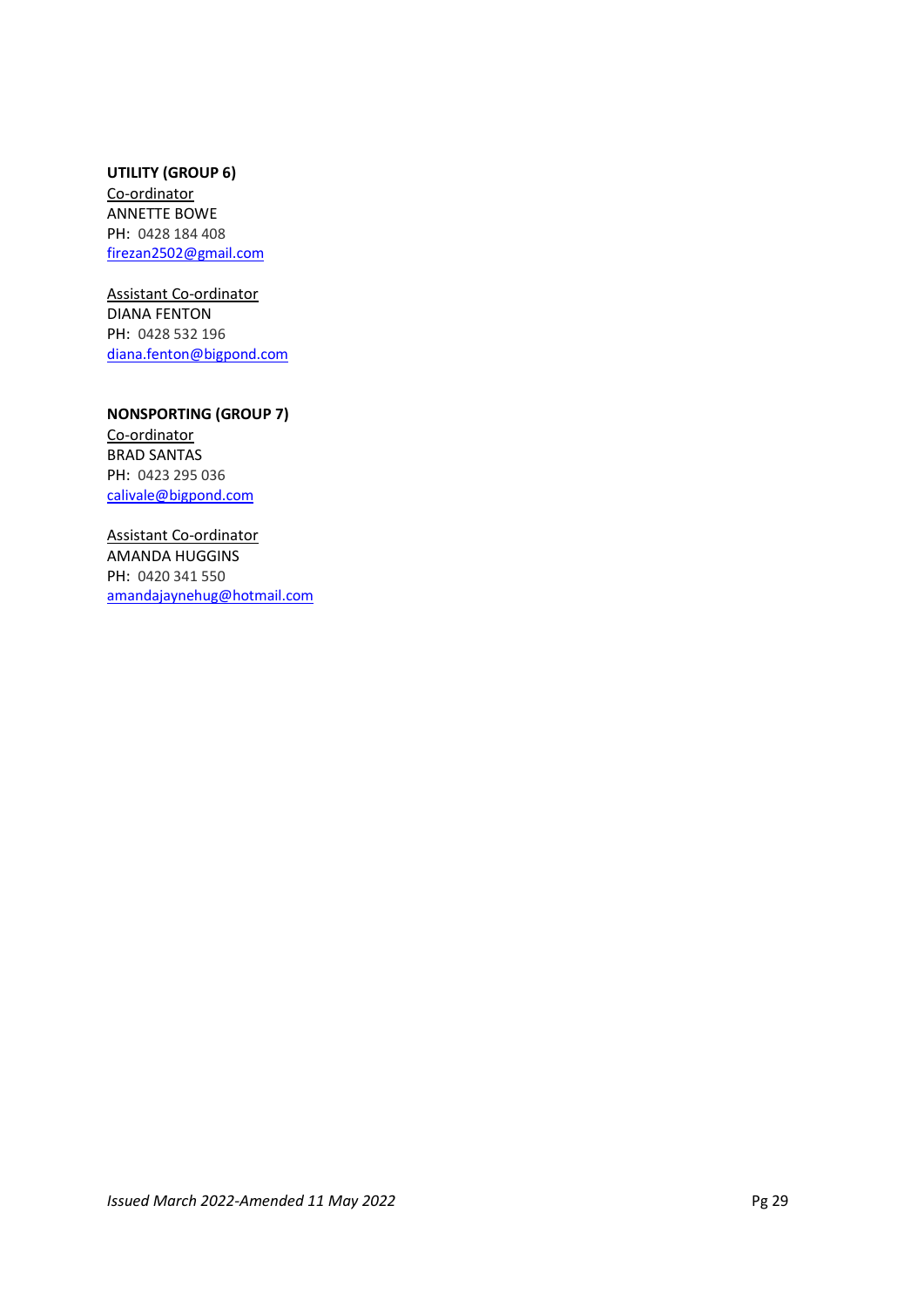**UTILITY (GROUP 6)**

Co-ordinator
ANNETTE BOWE
PH: 0428 184 408
firezan2502@gmail.com

Assistant Co-ordinator
DIANA FENTON
PH: 0428 532 196
diana.fenton@bigpond.com

**NONSPORTING (GROUP 7)**

Co-ordinator
BRAD SANTAS
PH: 0423 295 036
calivale@bigpond.com

Assistant Co-ordinator
AMANDA HUGGINS
PH: 0420 341 550
amandajaynehug@hotmail.com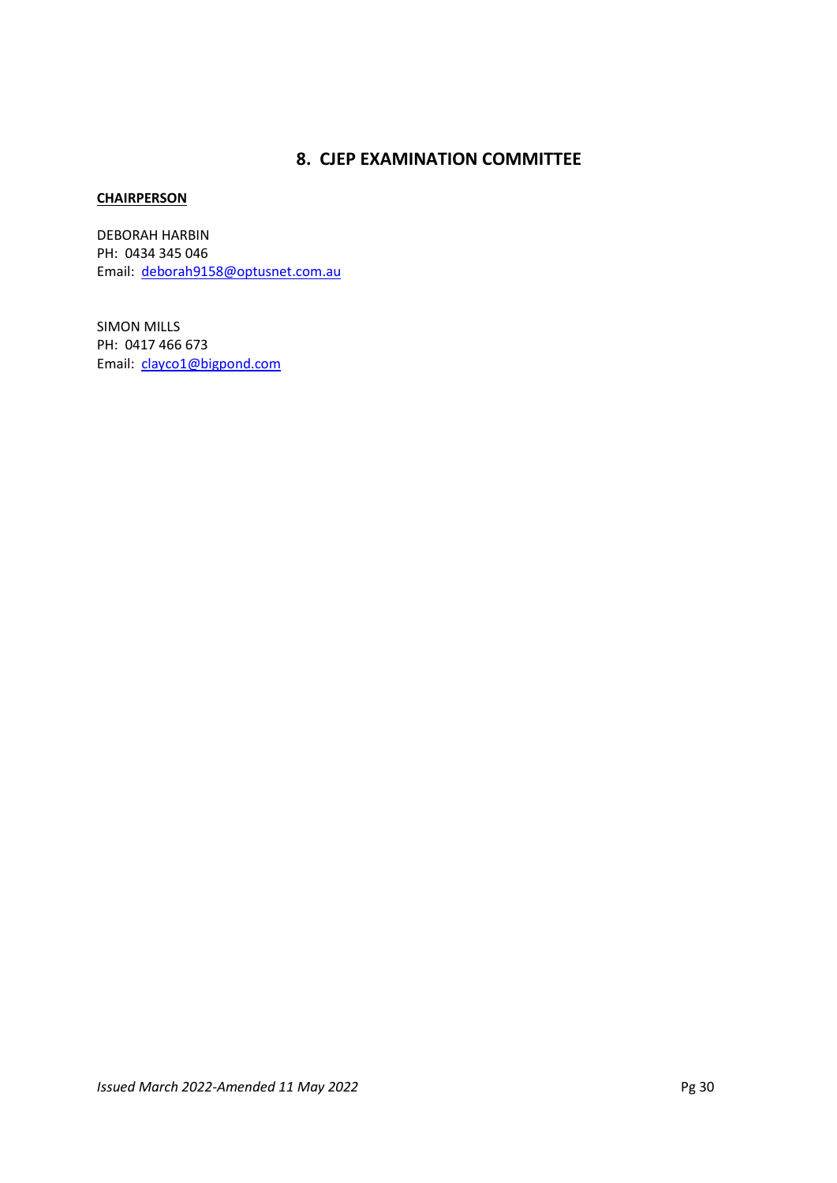## 8. CJEP EXAMINATION COMMITTEE

**CHAIRPERSON**

DEBORAH HARBIN
PH: 0434 345 046
Email: deborah9158@optusnet.com.au

SIMON MILLS
PH: 0417 466 673
Email: clayco1@bigpond.com

*Issued March 2022-Amended 11 May 2022*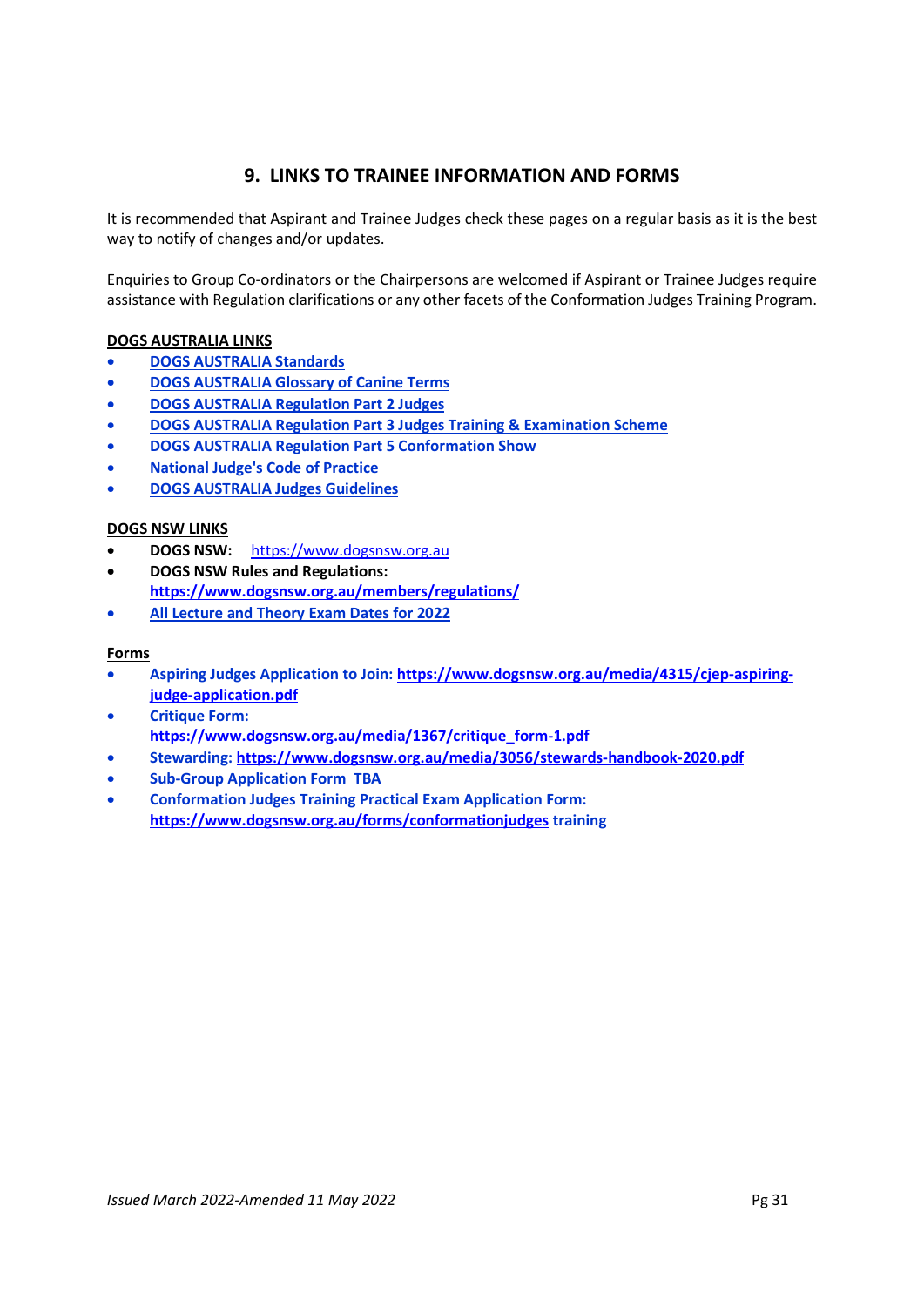## 9. LINKS TO TRAINEE INFORMATION AND FORMS

It is recommended that Aspirant and Trainee Judges check these pages on a regular basis as it is the best way to notify of changes and/or updates.

Enquiries to Group Co-ordinators or the Chairpersons are welcomed if Aspirant or Trainee Judges require assistance with Regulation clarifications or any other facets of the Conformation Judges Training Program.

**DOGS AUSTRALIA LINKS**

- **DOGS AUSTRALIA Standards**
- **DOGS AUSTRALIA Glossary of Canine Terms**
- **DOGS AUSTRALIA Regulation Part 2 Judges**
- **DOGS AUSTRALIA Regulation Part 3 Judges Training & Examination Scheme**
- **DOGS AUSTRALIA Regulation Part 5 Conformation Show**
- **National Judge's Code of Practice**
- **DOGS AUSTRALIA Judges Guidelines**

**DOGS NSW LINKS**

- **DOGS NSW:** https://www.dogsnsw.org.au
- **DOGS NSW Rules and Regulations:** **https://www.dogsnsw.org.au/members/regulations/**
- **All Lecture and Theory Exam Dates for 2022**

**Forms**

- **Aspiring Judges Application to Join: https://www.dogsnsw.org.au/media/4315/cjep-aspiring-judge-application.pdf**
- **Critique Form: https://www.dogsnsw.org.au/media/1367/critique_form-1.pdf**
- **Stewarding: https://www.dogsnsw.org.au/media/3056/stewards-handbook-2020.pdf**
- **Sub-Group Application Form TBA**
- **Conformation Judges Training Practical Exam Application Form: https://www.dogsnsw.org.au/forms/conformationjudges training**

*Issued March 2022-Amended 11 May 2022*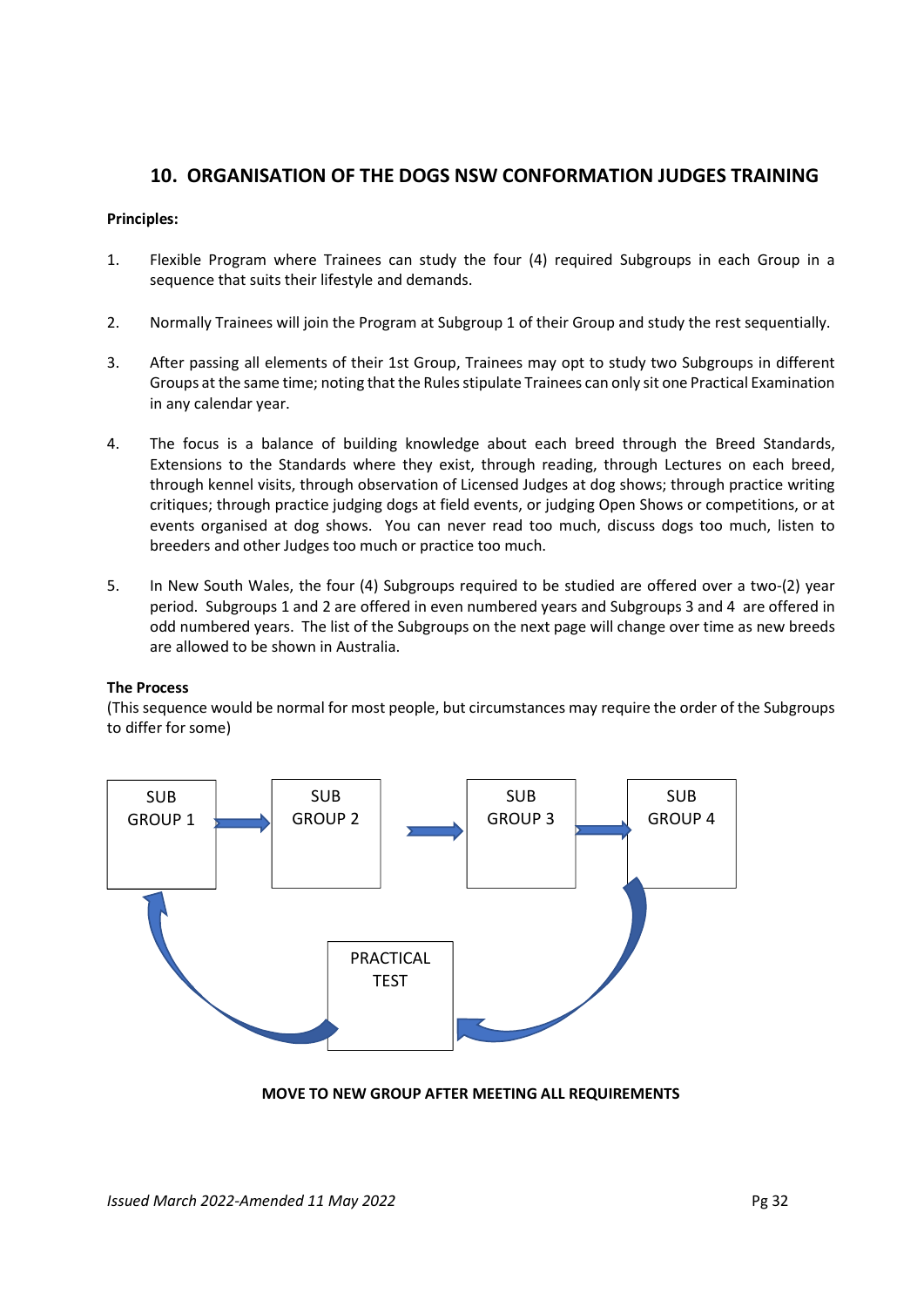## 10. ORGANISATION OF THE DOGS NSW CONFORMATION JUDGES TRAINING

**Principles:**

1. Flexible Program where Trainees can study the four (4) required Subgroups in each Group in a sequence that suits their lifestyle and demands.

2. Normally Trainees will join the Program at Subgroup 1 of their Group and study the rest sequentially.

3. After passing all elements of their 1st Group, Trainees may opt to study two Subgroups in different Groups at the same time; noting that the Rules stipulate Trainees can only sit one Practical Examination in any calendar year.

4. The focus is a balance of building knowledge about each breed through the Breed Standards, Extensions to the Standards where they exist, through reading, through Lectures on each breed, through kennel visits, through observation of Licensed Judges at dog shows; through practice writing critiques; through practice judging dogs at field events, or judging Open Shows or competitions, or at events organised at dog shows. You can never read too much, discuss dogs too much, listen to breeders and other Judges too much or practice too much.

5. In New South Wales, the four (4) Subgroups required to be studied are offered over a two-(2) year period. Subgroups 1 and 2 are offered in even numbered years and Subgroups 3 and 4 are offered in odd numbered years. The list of the Subgroups on the next page will change over time as new breeds are allowed to be shown in Australia.

**The Process**
(This sequence would be normal for most people, but circumstances may require the order of the Subgroups to differ for some)

SUB GROUP 1 → SUB GROUP 2 → SUB GROUP 3 → SUB GROUP 4 → PRACTICAL TEST → SUB GROUP 1

**MOVE TO NEW GROUP AFTER MEETING ALL REQUIREMENTS**

*Issued March 2022-Amended 11 May 2022*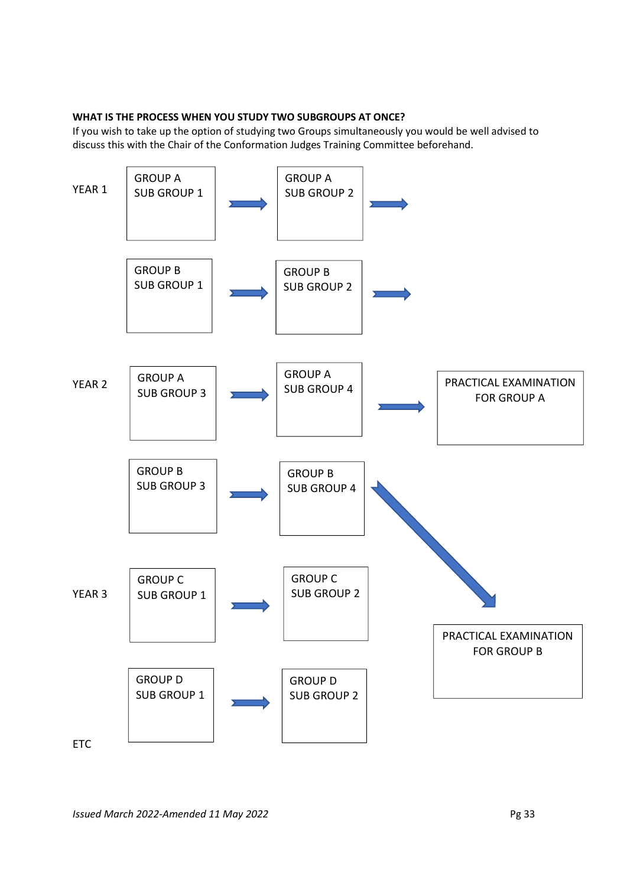**WHAT IS THE PROCESS WHEN YOU STUDY TWO SUBGROUPS AT ONCE?**

If you wish to take up the option of studying two Groups simultaneously you would be well advised to discuss this with the Chair of the Conformation Judges Training Committee beforehand.

YEAR 1

GROUP A SUB GROUP 1 → GROUP A SUB GROUP 2 →

GROUP B SUB GROUP 1 → GROUP B SUB GROUP 2 →

YEAR 2

GROUP A SUB GROUP 3 → GROUP A SUB GROUP 4 → PRACTICAL EXAMINATION FOR GROUP A

GROUP B SUB GROUP 3 → GROUP B SUB GROUP 4 → PRACTICAL EXAMINATION FOR GROUP B

YEAR 3

GROUP C SUB GROUP 1 → GROUP C SUB GROUP 2

GROUP D SUB GROUP 1 → GROUP D SUB GROUP 2

ETC

*Issued March 2022-Amended 11 May 2022*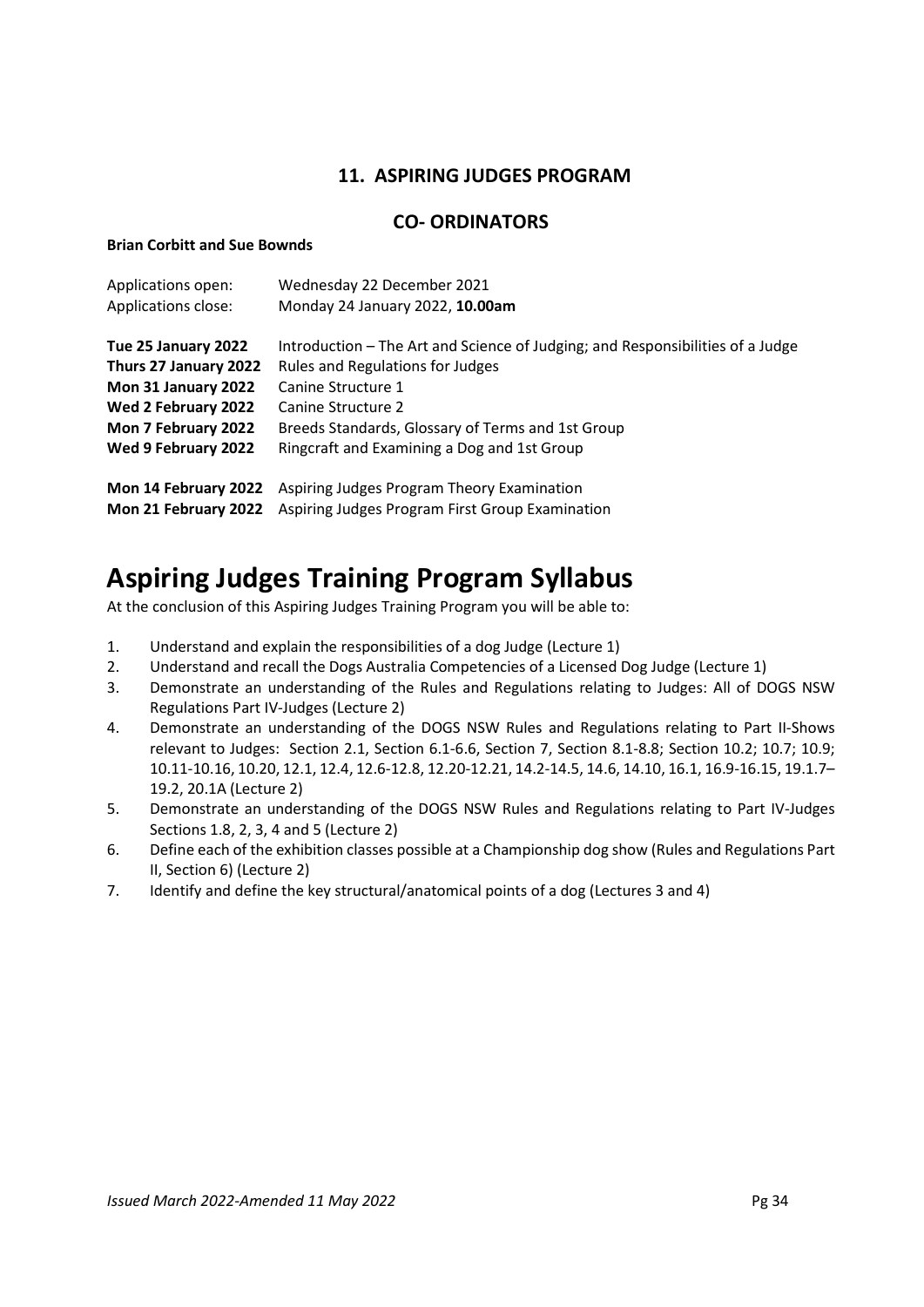## 11. ASPIRING JUDGES PROGRAM

### CO- ORDINATORS

**Brian Corbitt and Sue Bownds**

| | |
|---|---|
| Applications open: | Wednesday 22 December 2021 |
| Applications close: | Monday 24 January 2022, **10.00am** |
| **Tue 25 January 2022** | Introduction – The Art and Science of Judging; and Responsibilities of a Judge |
| **Thurs 27 January 2022** | Rules and Regulations for Judges |
| **Mon 31 January 2022** | Canine Structure 1 |
| **Wed 2 February 2022** | Canine Structure 2 |
| **Mon 7 February 2022** | Breeds Standards, Glossary of Terms and 1st Group |
| **Wed 9 February 2022** | Ringcraft and Examining a Dog and 1st Group |
| **Mon 14 February 2022** | Aspiring Judges Program Theory Examination |
| **Mon 21 February 2022** | Aspiring Judges Program First Group Examination |

# Aspiring Judges Training Program Syllabus

At the conclusion of this Aspiring Judges Training Program you will be able to:

1. Understand and explain the responsibilities of a dog Judge (Lecture 1)
2. Understand and recall the Dogs Australia Competencies of a Licensed Dog Judge (Lecture 1)
3. Demonstrate an understanding of the Rules and Regulations relating to Judges: All of DOGS NSW Regulations Part IV-Judges (Lecture 2)
4. Demonstrate an understanding of the DOGS NSW Rules and Regulations relating to Part II-Shows relevant to Judges: Section 2.1, Section 6.1-6.6, Section 7, Section 8.1-8.8; Section 10.2; 10.7; 10.9; 10.11-10.16, 10.20, 12.1, 12.4, 12.6-12.8, 12.20-12.21, 14.2-14.5, 14.6, 14.10, 16.1, 16.9-16.15, 19.1.7–19.2, 20.1A (Lecture 2)
5. Demonstrate an understanding of the DOGS NSW Rules and Regulations relating to Part IV-Judges Sections 1.8, 2, 3, 4 and 5 (Lecture 2)
6. Define each of the exhibition classes possible at a Championship dog show (Rules and Regulations Part II, Section 6) (Lecture 2)
7. Identify and define the key structural/anatomical points of a dog (Lectures 3 and 4)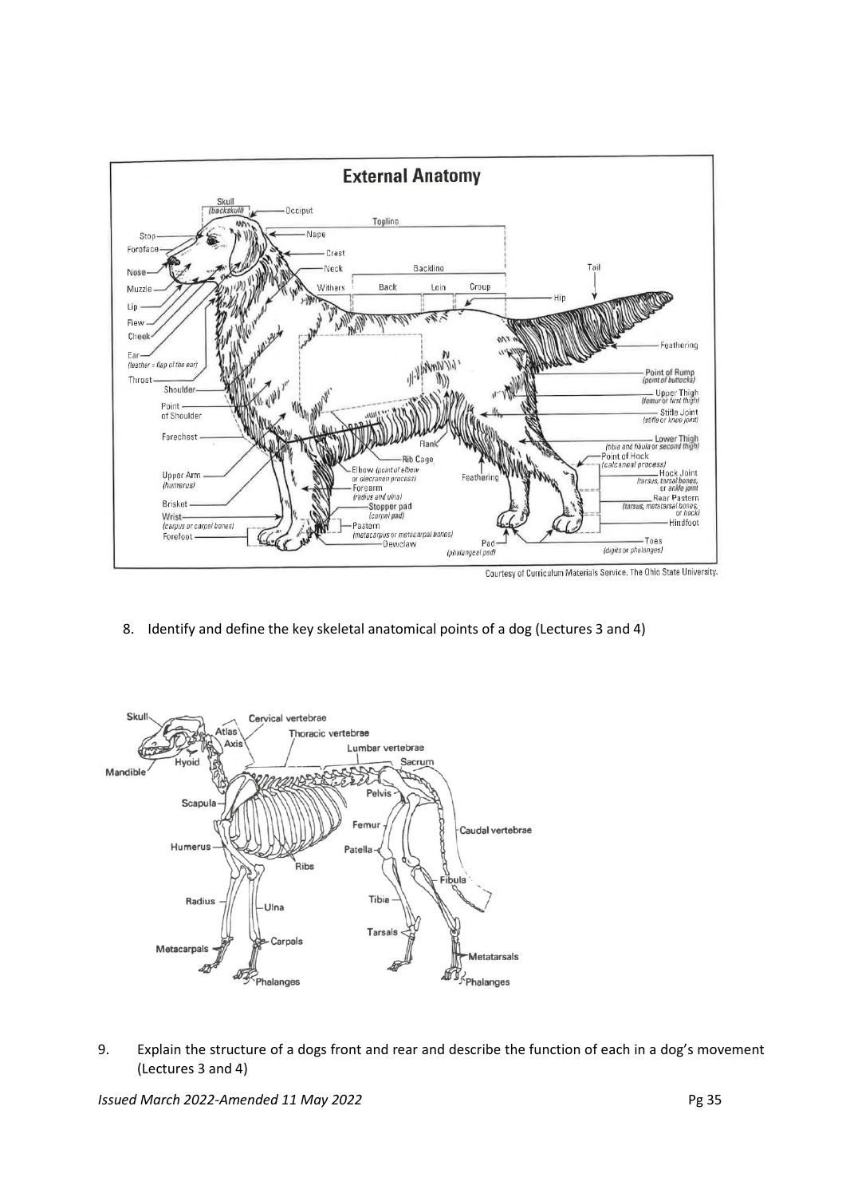**External Anatomy**

Courtesy of Curriculum Materials Service. The Ohio State University.

8. Identify and define the key skeletal anatomical points of a dog (Lectures 3 and 4)

9. Explain the structure of a dogs front and rear and describe the function of each in a dog's movement (Lectures 3 and 4)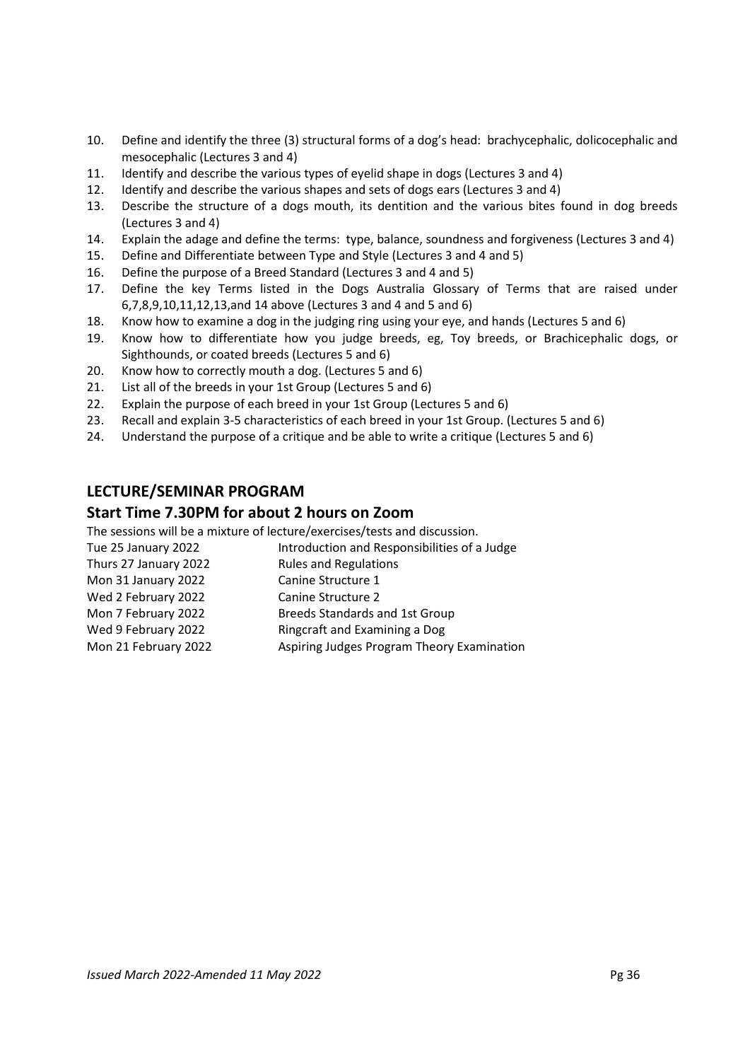10. Define and identify the three (3) structural forms of a dog's head: brachycephalic, dolicocephalic and mesocephalic (Lectures 3 and 4)
11. Identify and describe the various types of eyelid shape in dogs (Lectures 3 and 4)
12. Identify and describe the various shapes and sets of dogs ears (Lectures 3 and 4)
13. Describe the structure of a dogs mouth, its dentition and the various bites found in dog breeds (Lectures 3 and 4)
14. Explain the adage and define the terms: type, balance, soundness and forgiveness (Lectures 3 and 4)
15. Define and Differentiate between Type and Style (Lectures 3 and 4 and 5)
16. Define the purpose of a Breed Standard (Lectures 3 and 4 and 5)
17. Define the key Terms listed in the Dogs Australia Glossary of Terms that are raised under 6,7,8,9,10,11,12,13,and 14 above (Lectures 3 and 4 and 5 and 6)
18. Know how to examine a dog in the judging ring using your eye, and hands (Lectures 5 and 6)
19. Know how to differentiate how you judge breeds, eg, Toy breeds, or Brachicephalic dogs, or Sighthounds, or coated breeds (Lectures 5 and 6)
20. Know how to correctly mouth a dog. (Lectures 5 and 6)
21. List all of the breeds in your 1st Group (Lectures 5 and 6)
22. Explain the purpose of each breed in your 1st Group (Lectures 5 and 6)
23. Recall and explain 3-5 characteristics of each breed in your 1st Group. (Lectures 5 and 6)
24. Understand the purpose of a critique and be able to write a critique (Lectures 5 and 6)

## LECTURE/SEMINAR PROGRAM

## Start Time 7.30PM for about 2 hours on Zoom

The sessions will be a mixture of lecture/exercises/tests and discussion.

| | |
|---|---|
| Tue 25 January 2022 | Introduction and Responsibilities of a Judge |
| Thurs 27 January 2022 | Rules and Regulations |
| Mon 31 January 2022 | Canine Structure 1 |
| Wed 2 February 2022 | Canine Structure 2 |
| Mon 7 February 2022 | Breeds Standards and 1st Group |
| Wed 9 February 2022 | Ringcraft and Examining a Dog |
| Mon 21 February 2022 | Aspiring Judges Program Theory Examination |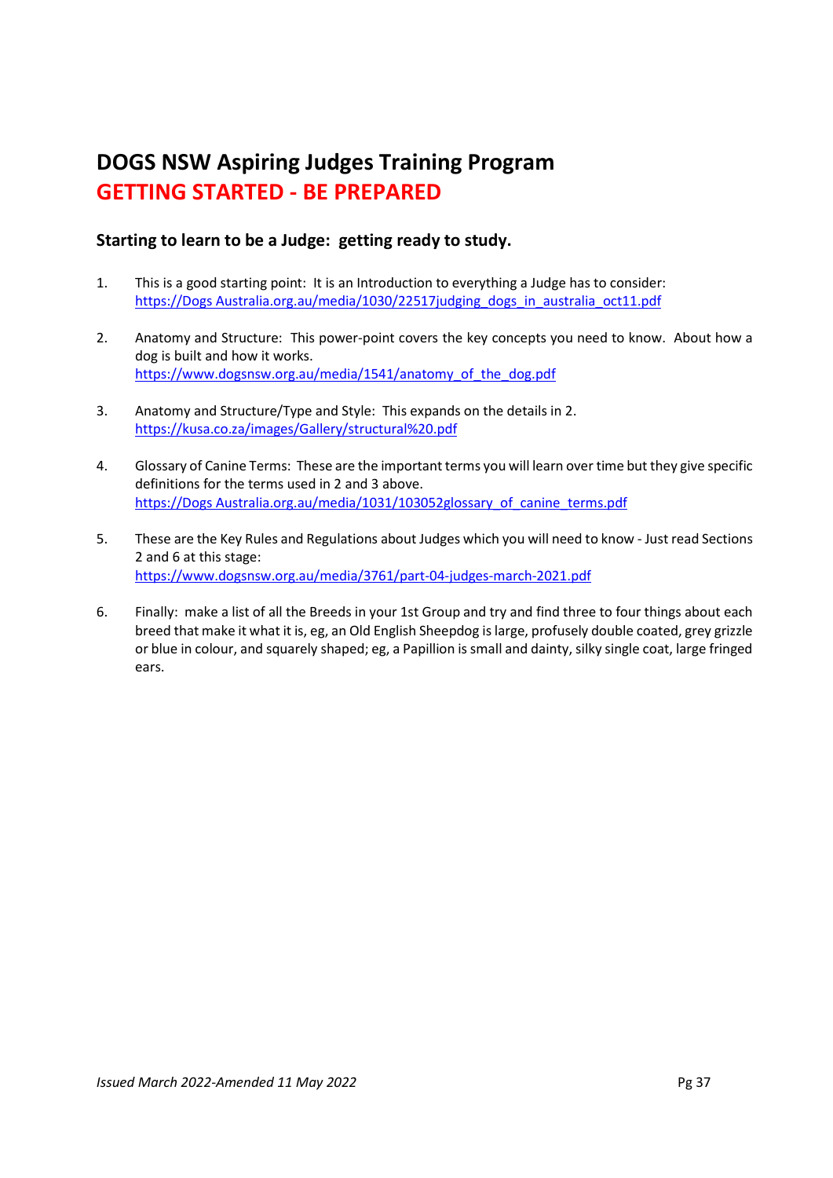# DOGS NSW Aspiring Judges Training Program

## GETTING STARTED - BE PREPARED

### Starting to learn to be a Judge: getting ready to study.

1. This is a good starting point: It is an Introduction to everything a Judge has to consider:
   https://Dogs Australia.org.au/media/1030/22517judging_dogs_in_australia_oct11.pdf

2. Anatomy and Structure: This power-point covers the key concepts you need to know. About how a dog is built and how it works.
   https://www.dogsnsw.org.au/media/1541/anatomy_of_the_dog.pdf

3. Anatomy and Structure/Type and Style: This expands on the details in 2.
   https://kusa.co.za/images/Gallery/structural%20.pdf

4. Glossary of Canine Terms: These are the important terms you will learn over time but they give specific definitions for the terms used in 2 and 3 above.
   https://Dogs Australia.org.au/media/1031/103052glossary_of_canine_terms.pdf

5. These are the Key Rules and Regulations about Judges which you will need to know - Just read Sections 2 and 6 at this stage:
   https://www.dogsnsw.org.au/media/3761/part-04-judges-march-2021.pdf

6. Finally: make a list of all the Breeds in your 1st Group and try and find three to four things about each breed that make it what it is, eg, an Old English Sheepdog is large, profusely double coated, grey grizzle or blue in colour, and squarely shaped; eg, a Papillion is small and dainty, silky single coat, large fringed ears.

*Issued March 2022-Amended 11 May 2022*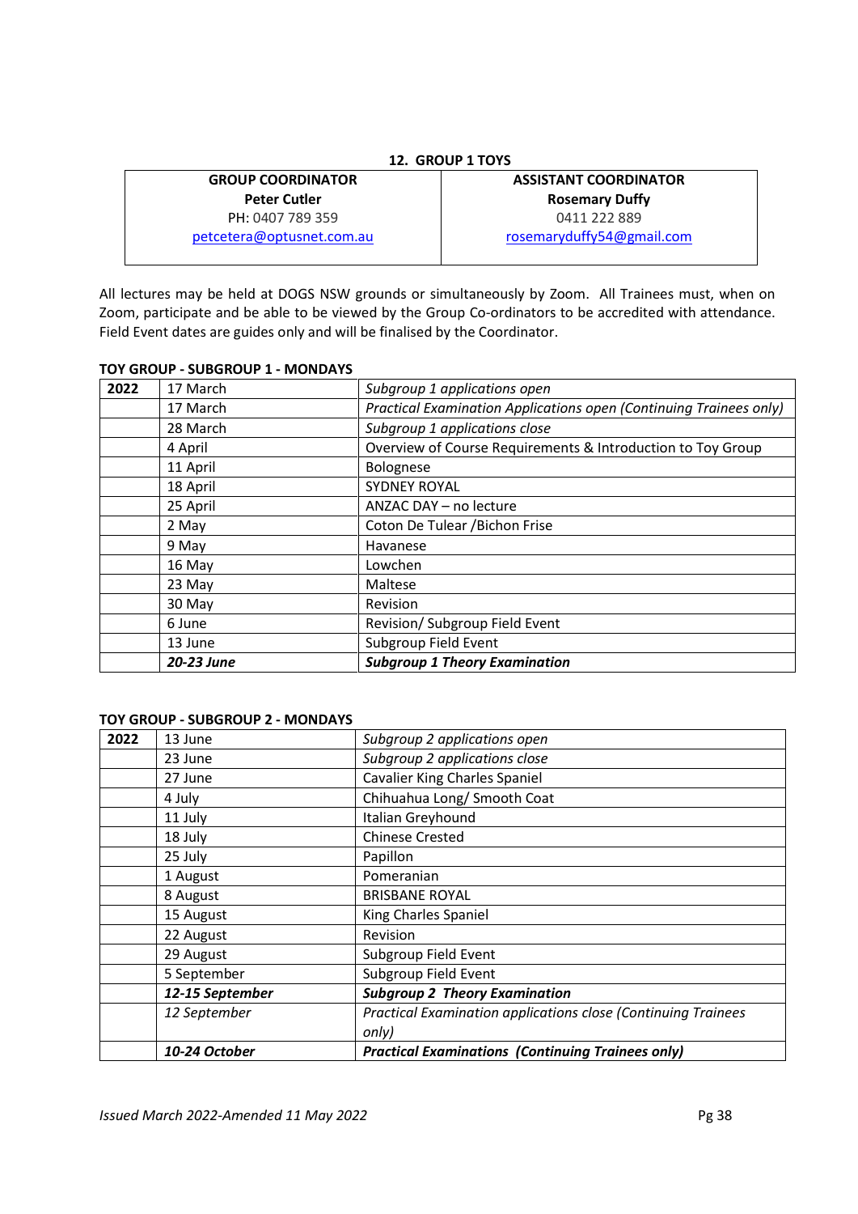## 12. GROUP 1 TOYS

| GROUP COORDINATOR | ASSISTANT COORDINATOR |
|---|---|
| **Peter Cutler** | **Rosemary Duffy** |
| PH: 0407 789 359 | 0411 222 889 |
| petcetera@optusnet.com.au | rosemaryduffy54@gmail.com |

All lectures may be held at DOGS NSW grounds or simultaneously by Zoom. All Trainees must, when on Zoom, participate and be able to be viewed by the Group Co-ordinators to be accredited with attendance. Field Event dates are guides only and will be finalised by the Coordinator.

**TOY GROUP - SUBGROUP 1 - MONDAYS**

| 2022 | | |
|---|---|---|
| | 17 March | *Subgroup 1 applications open* |
| | 17 March | *Practical Examination Applications open (Continuing Trainees only)* |
| | 28 March | *Subgroup 1 applications close* |
| | 4 April | Overview of Course Requirements & Introduction to Toy Group |
| | 11 April | Bolognese |
| | 18 April | SYDNEY ROYAL |
| | 25 April | ANZAC DAY – no lecture |
| | 2 May | Coton De Tulear /Bichon Frise |
| | 9 May | Havanese |
| | 16 May | Lowchen |
| | 23 May | Maltese |
| | 30 May | Revision |
| | 6 June | Revision/ Subgroup Field Event |
| | 13 June | Subgroup Field Event |
| | ***20-23 June*** | ***Subgroup 1 Theory Examination*** |

**TOY GROUP - SUBGROUP 2 - MONDAYS**

| 2022 | | |
|---|---|---|
| | 13 June | *Subgroup 2 applications open* |
| | 23 June | *Subgroup 2 applications close* |
| | 27 June | Cavalier King Charles Spaniel |
| | 4 July | Chihuahua Long/ Smooth Coat |
| | 11 July | Italian Greyhound |
| | 18 July | Chinese Crested |
| | 25 July | Papillon |
| | 1 August | Pomeranian |
| | 8 August | BRISBANE ROYAL |
| | 15 August | King Charles Spaniel |
| | 22 August | Revision |
| | 29 August | Subgroup Field Event |
| | 5 September | Subgroup Field Event |
| | ***12-15 September*** | ***Subgroup 2 Theory Examination*** |
| | *12 September* | *Practical Examination applications close (Continuing Trainees only)* |
| | ***10-24 October*** | ***Practical Examinations (Continuing Trainees only)*** |

*Issued March 2022-Amended 11 May 2022*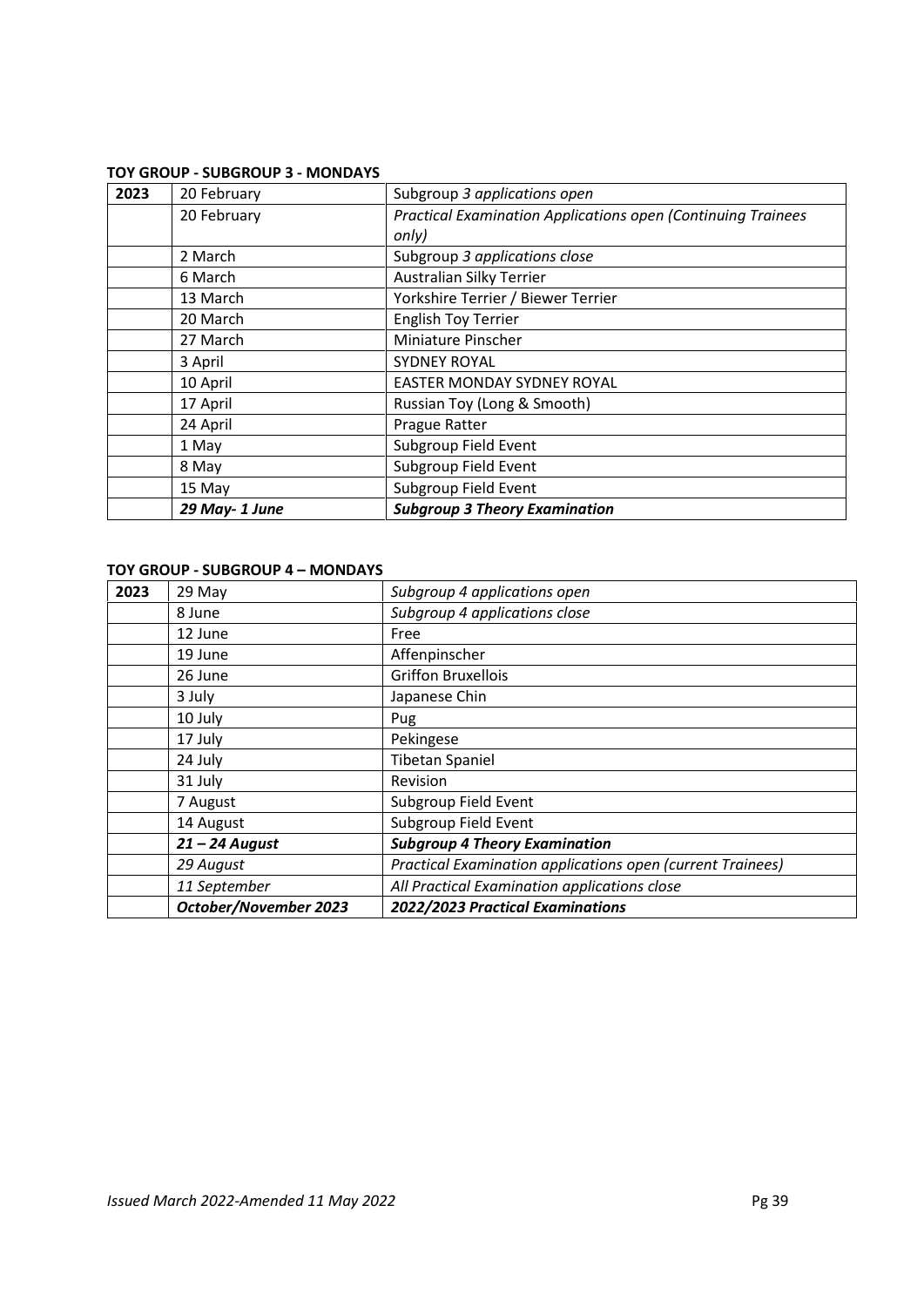**TOY GROUP - SUBGROUP 3 - MONDAYS**

| 2023 | | |
|---|---|---|
| | 20 February | Subgroup *3 applications open* |
| | 20 February | *Practical Examination Applications open (Continuing Trainees only)* |
| | 2 March | Subgroup *3 applications close* |
| | 6 March | Australian Silky Terrier |
| | 13 March | Yorkshire Terrier / Biewer Terrier |
| | 20 March | English Toy Terrier |
| | 27 March | Miniature Pinscher |
| | 3 April | SYDNEY ROYAL |
| | 10 April | EASTER MONDAY SYDNEY ROYAL |
| | 17 April | Russian Toy (Long & Smooth) |
| | 24 April | Prague Ratter |
| | 1 May | Subgroup Field Event |
| | 8 May | Subgroup Field Event |
| | 15 May | Subgroup Field Event |
| | ***29 May- 1 June*** | ***Subgroup 3 Theory Examination*** |

**TOY GROUP - SUBGROUP 4 – MONDAYS**

| 2023 | | |
|---|---|---|
| | 29 May | *Subgroup 4 applications open* |
| | 8 June | *Subgroup 4 applications close* |
| | 12 June | Free |
| | 19 June | Affenpinscher |
| | 26 June | Griffon Bruxellois |
| | 3 July | Japanese Chin |
| | 10 July | Pug |
| | 17 July | Pekingese |
| | 24 July | Tibetan Spaniel |
| | 31 July | Revision |
| | 7 August | Subgroup Field Event |
| | 14 August | Subgroup Field Event |
| | ***21 – 24 August*** | ***Subgroup 4 Theory Examination*** |
| | *29 August* | *Practical Examination applications open (current Trainees)* |
| | *11 September* | *All Practical Examination applications close* |
| | ***October/November 2023*** | ***2022/2023 Practical Examinations*** |

*Issued March 2022-Amended 11 May 2022*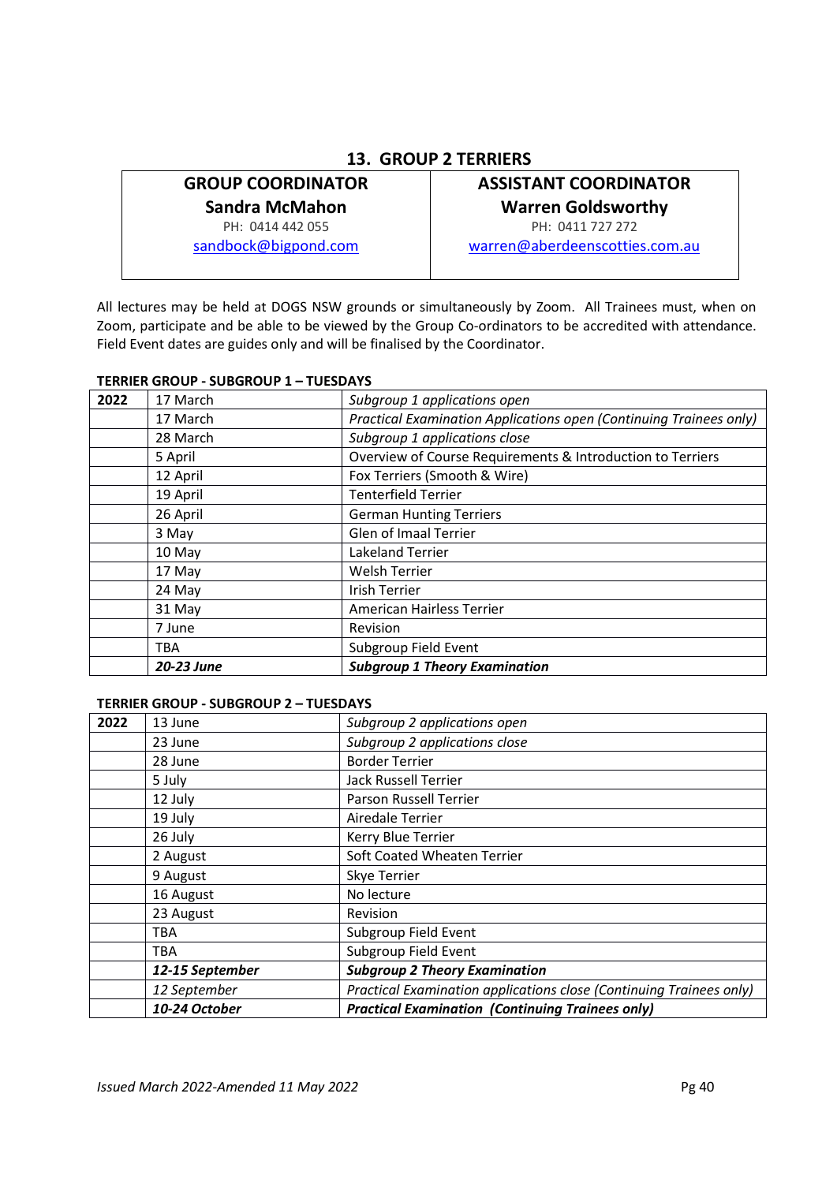## 13. GROUP 2 TERRIERS

| GROUP COORDINATOR | ASSISTANT COORDINATOR |
|---|---|
| **Sandra McMahon** | **Warren Goldsworthy** |
| PH: 0414 442 055 | PH: 0411 727 272 |
| sandbock@bigpond.com | warren@aberdeenscotties.com.au |

All lectures may be held at DOGS NSW grounds or simultaneously by Zoom. All Trainees must, when on Zoom, participate and be able to be viewed by the Group Co-ordinators to be accredited with attendance. Field Event dates are guides only and will be finalised by the Coordinator.

**TERRIER GROUP - SUBGROUP 1 – TUESDAYS**

| 2022 | 17 March | *Subgroup 1 applications open* |
|---|---|---|
| | 17 March | *Practical Examination Applications open (Continuing Trainees only)* |
| | 28 March | *Subgroup 1 applications close* |
| | 5 April | Overview of Course Requirements & Introduction to Terriers |
| | 12 April | Fox Terriers (Smooth & Wire) |
| | 19 April | Tenterfield Terrier |
| | 26 April | German Hunting Terriers |
| | 3 May | Glen of Imaal Terrier |
| | 10 May | Lakeland Terrier |
| | 17 May | Welsh Terrier |
| | 24 May | Irish Terrier |
| | 31 May | American Hairless Terrier |
| | 7 June | Revision |
| | TBA | Subgroup Field Event |
| | ***20-23 June*** | ***Subgroup 1 Theory Examination*** |

**TERRIER GROUP - SUBGROUP 2 – TUESDAYS**

| 2022 | 13 June | *Subgroup 2 applications open* |
|---|---|---|
| | 23 June | *Subgroup 2 applications close* |
| | 28 June | Border Terrier |
| | 5 July | Jack Russell Terrier |
| | 12 July | Parson Russell Terrier |
| | 19 July | Airedale Terrier |
| | 26 July | Kerry Blue Terrier |
| | 2 August | Soft Coated Wheaten Terrier |
| | 9 August | Skye Terrier |
| | 16 August | No lecture |
| | 23 August | Revision |
| | TBA | Subgroup Field Event |
| | TBA | Subgroup Field Event |
| | ***12-15 September*** | ***Subgroup 2 Theory Examination*** |
| | *12 September* | *Practical Examination applications close (Continuing Trainees only)* |
| | ***10-24 October*** | ***Practical Examination (Continuing Trainees only)*** |

*Issued March 2022-Amended 11 May 2022*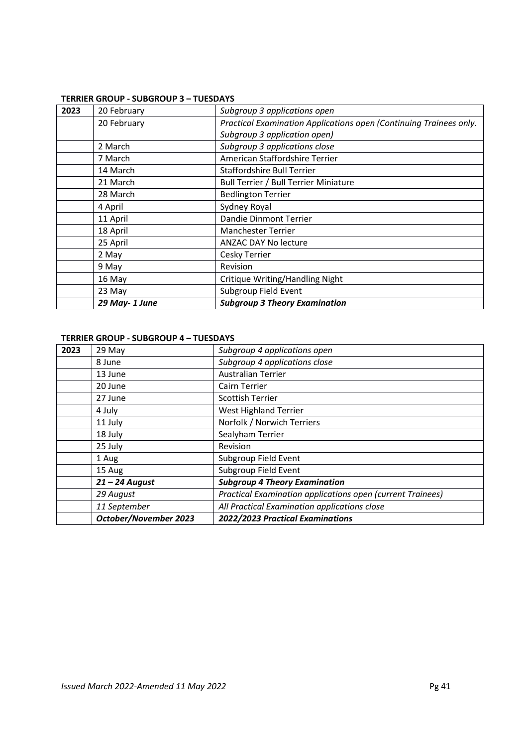**TERRIER GROUP - SUBGROUP 3 – TUESDAYS**

| 2023 | 20 February | *Subgroup 3 applications open* |
|---|---|---|
| | 20 February | *Practical Examination Applications open (Continuing Trainees only. Subgroup 3 application open)* |
| | 2 March | *Subgroup 3 applications close* |
| | 7 March | American Staffordshire Terrier |
| | 14 March | Staffordshire Bull Terrier |
| | 21 March | Bull Terrier / Bull Terrier Miniature |
| | 28 March | Bedlington Terrier |
| | 4 April | Sydney Royal |
| | 11 April | Dandie Dinmont Terrier |
| | 18 April | Manchester Terrier |
| | 25 April | ANZAC DAY No lecture |
| | 2 May | Cesky Terrier |
| | 9 May | Revision |
| | 16 May | Critique Writing/Handling Night |
| | 23 May | Subgroup Field Event |
| | ***29 May- 1 June*** | ***Subgroup 3 Theory Examination*** |

**TERRIER GROUP - SUBGROUP 4 – TUESDAYS**

| 2023 | 29 May | *Subgroup 4 applications open* |
|---|---|---|
| | 8 June | *Subgroup 4 applications close* |
| | 13 June | Australian Terrier |
| | 20 June | Cairn Terrier |
| | 27 June | Scottish Terrier |
| | 4 July | West Highland Terrier |
| | 11 July | Norfolk / Norwich Terriers |
| | 18 July | Sealyham Terrier |
| | 25 July | Revision |
| | 1 Aug | Subgroup Field Event |
| | 15 Aug | Subgroup Field Event |
| | ***21 – 24 August*** | ***Subgroup 4 Theory Examination*** |
| | *29 August* | *Practical Examination applications open (current Trainees)* |
| | *11 September* | *All Practical Examination applications close* |
| | ***October/November 2023*** | ***2022/2023 Practical Examinations*** |

*Issued March 2022-Amended 11 May 2022*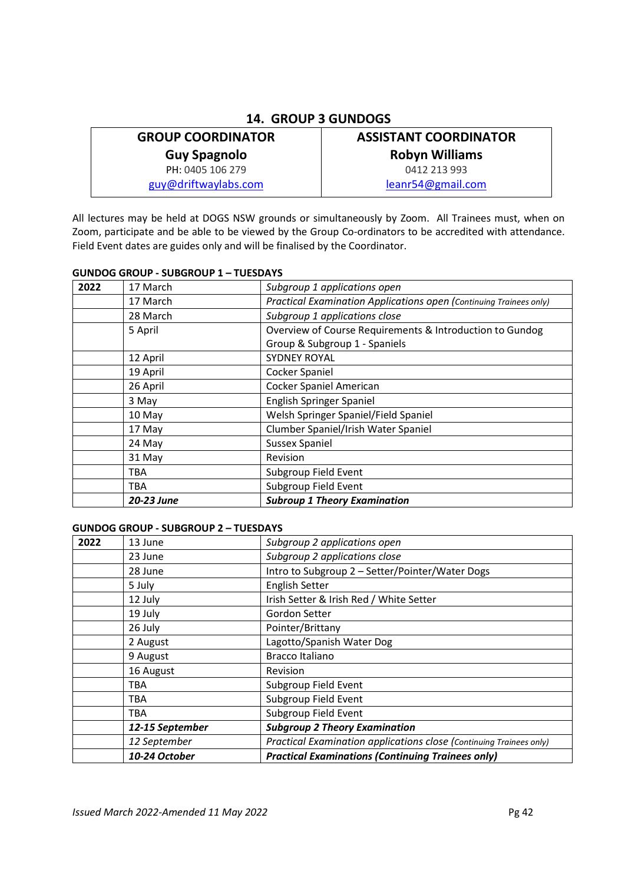## 14. GROUP 3 GUNDOGS

| GROUP COORDINATOR | ASSISTANT COORDINATOR |
|---|---|
| **Guy Spagnolo** | **Robyn Williams** |
| PH: 0405 106 279 | 0412 213 993 |
| guy@driftwaylabs.com | leanr54@gmail.com |

All lectures may be held at DOGS NSW grounds or simultaneously by Zoom. All Trainees must, when on Zoom, participate and be able to be viewed by the Group Co-ordinators to be accredited with attendance. Field Event dates are guides only and will be finalised by the Coordinator.

**GUNDOG GROUP - SUBGROUP 1 – TUESDAYS**

| 2022 | | |
|---|---|---|
| | 17 March | *Subgroup 1 applications open* |
| | 17 March | *Practical Examination Applications open (Continuing Trainees only)* |
| | 28 March | *Subgroup 1 applications close* |
| | 5 April | Overview of Course Requirements & Introduction to Gundog Group & Subgroup 1 - Spaniels |
| | 12 April | SYDNEY ROYAL |
| | 19 April | Cocker Spaniel |
| | 26 April | Cocker Spaniel American |
| | 3 May | English Springer Spaniel |
| | 10 May | Welsh Springer Spaniel/Field Spaniel |
| | 17 May | Clumber Spaniel/Irish Water Spaniel |
| | 24 May | Sussex Spaniel |
| | 31 May | Revision |
| | TBA | Subgroup Field Event |
| | TBA | Subgroup Field Event |
| | ***20-23 June*** | ***Subroup 1 Theory Examination*** |

**GUNDOG GROUP - SUBGROUP 2 – TUESDAYS**

| 2022 | | |
|---|---|---|
| | 13 June | *Subgroup 2 applications open* |
| | 23 June | *Subgroup 2 applications close* |
| | 28 June | Intro to Subgroup 2 – Setter/Pointer/Water Dogs |
| | 5 July | English Setter |
| | 12 July | Irish Setter & Irish Red / White Setter |
| | 19 July | Gordon Setter |
| | 26 July | Pointer/Brittany |
| | 2 August | Lagotto/Spanish Water Dog |
| | 9 August | Bracco Italiano |
| | 16 August | Revision |
| | TBA | Subgroup Field Event |
| | TBA | Subgroup Field Event |
| | TBA | Subgroup Field Event |
| | ***12-15 September*** | ***Subgroup 2 Theory Examination*** |
| | *12 September* | *Practical Examination applications close (Continuing Trainees only)* |
| | ***10-24 October*** | ***Practical Examinations (Continuing Trainees only)*** |

*Issued March 2022-Amended 11 May 2022*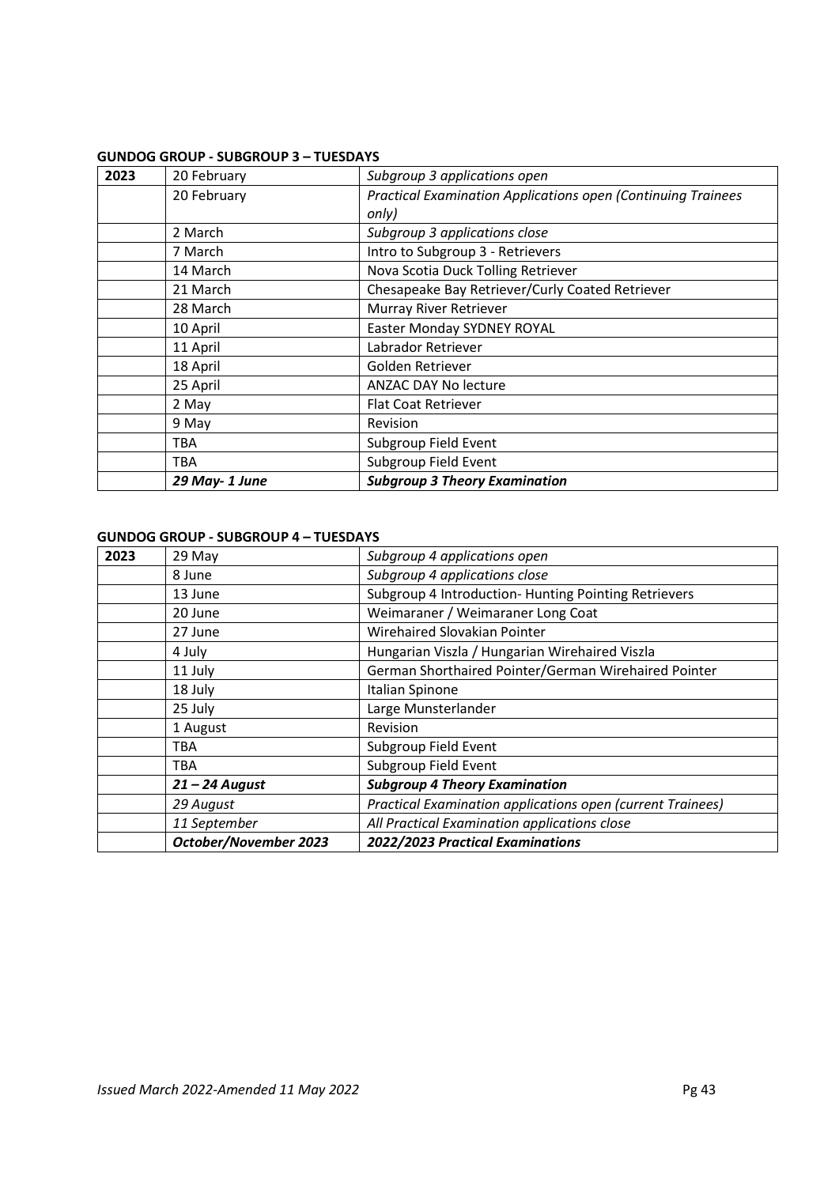**GUNDOG GROUP - SUBGROUP 3 – TUESDAYS**

| 2023 | 20 February | *Subgroup 3 applications open* |
|---|---|---|
| | 20 February | *Practical Examination Applications open (Continuing Trainees only)* |
| | 2 March | *Subgroup 3 applications close* |
| | 7 March | Intro to Subgroup 3 - Retrievers |
| | 14 March | Nova Scotia Duck Tolling Retriever |
| | 21 March | Chesapeake Bay Retriever/Curly Coated Retriever |
| | 28 March | Murray River Retriever |
| | 10 April | Easter Monday SYDNEY ROYAL |
| | 11 April | Labrador Retriever |
| | 18 April | Golden Retriever |
| | 25 April | ANZAC DAY No lecture |
| | 2 May | Flat Coat Retriever |
| | 9 May | Revision |
| | TBA | Subgroup Field Event |
| | TBA | Subgroup Field Event |
| | ***29 May- 1 June*** | ***Subgroup 3 Theory Examination*** |

**GUNDOG GROUP - SUBGROUP 4 – TUESDAYS**

| 2023 | 29 May | *Subgroup 4 applications open* |
|---|---|---|
| | 8 June | *Subgroup 4 applications close* |
| | 13 June | Subgroup 4 Introduction- Hunting Pointing Retrievers |
| | 20 June | Weimaraner / Weimaraner Long Coat |
| | 27 June | Wirehaired Slovakian Pointer |
| | 4 July | Hungarian Viszla / Hungarian Wirehaired Viszla |
| | 11 July | German Shorthaired Pointer/German Wirehaired Pointer |
| | 18 July | Italian Spinone |
| | 25 July | Large Munsterlander |
| | 1 August | Revision |
| | TBA | Subgroup Field Event |
| | TBA | Subgroup Field Event |
| | ***21 – 24 August*** | ***Subgroup 4 Theory Examination*** |
| | *29 August* | *Practical Examination applications open (current Trainees)* |
| | *11 September* | *All Practical Examination applications close* |
| | ***October/November 2023*** | ***2022/2023 Practical Examinations*** |

*Issued March 2022-Amended 11 May 2022*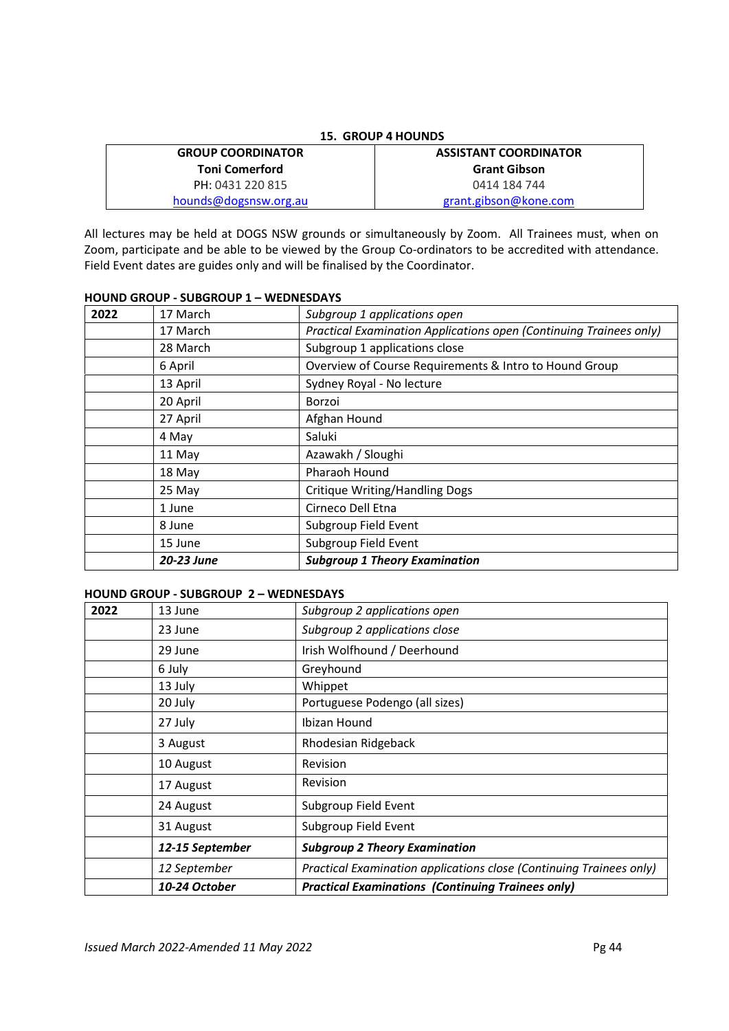## 15. GROUP 4 HOUNDS

| GROUP COORDINATOR | ASSISTANT COORDINATOR |
| --- | --- |
| **Toni Comerford** | **Grant Gibson** |
| PH: 0431 220 815 | 0414 184 744 |
| hounds@dogsnsw.org.au | grant.gibson@kone.com |

All lectures may be held at DOGS NSW grounds or simultaneously by Zoom. All Trainees must, when on Zoom, participate and be able to be viewed by the Group Co-ordinators to be accredited with attendance. Field Event dates are guides only and will be finalised by the Coordinator.

### HOUND GROUP - SUBGROUP 1 – WEDNESDAYS

| 2022 | | |
| --- | --- | --- |
| | 17 March | *Subgroup 1 applications open* |
| | 17 March | *Practical Examination Applications open (Continuing Trainees only)* |
| | 28 March | Subgroup 1 applications close |
| | 6 April | Overview of Course Requirements & Intro to Hound Group |
| | 13 April | Sydney Royal - No lecture |
| | 20 April | Borzoi |
| | 27 April | Afghan Hound |
| | 4 May | Saluki |
| | 11 May | Azawakh / Sloughi |
| | 18 May | Pharaoh Hound |
| | 25 May | Critique Writing/Handling Dogs |
| | 1 June | Cirneco Dell Etna |
| | 8 June | Subgroup Field Event |
| | 15 June | Subgroup Field Event |
| | ***20-23 June*** | ***Subgroup 1 Theory Examination*** |

### HOUND GROUP - SUBGROUP 2 – WEDNESDAYS

| 2022 | | |
| --- | --- | --- |
| | 13 June | *Subgroup 2 applications open* |
| | 23 June | *Subgroup 2 applications close* |
| | 29 June | Irish Wolfhound / Deerhound |
| | 6 July | Greyhound |
| | 13 July | Whippet |
| | 20 July | Portuguese Podengo (all sizes) |
| | 27 July | Ibizan Hound |
| | 3 August | Rhodesian Ridgeback |
| | 10 August | Revision |
| | 17 August | Revision |
| | 24 August | Subgroup Field Event |
| | 31 August | Subgroup Field Event |
| | ***12-15 September*** | ***Subgroup 2 Theory Examination*** |
| | *12 September* | *Practical Examination applications close (Continuing Trainees only)* |
| | ***10-24 October*** | ***Practical Examinations (Continuing Trainees only)*** |

*Issued March 2022-Amended 11 May 2022*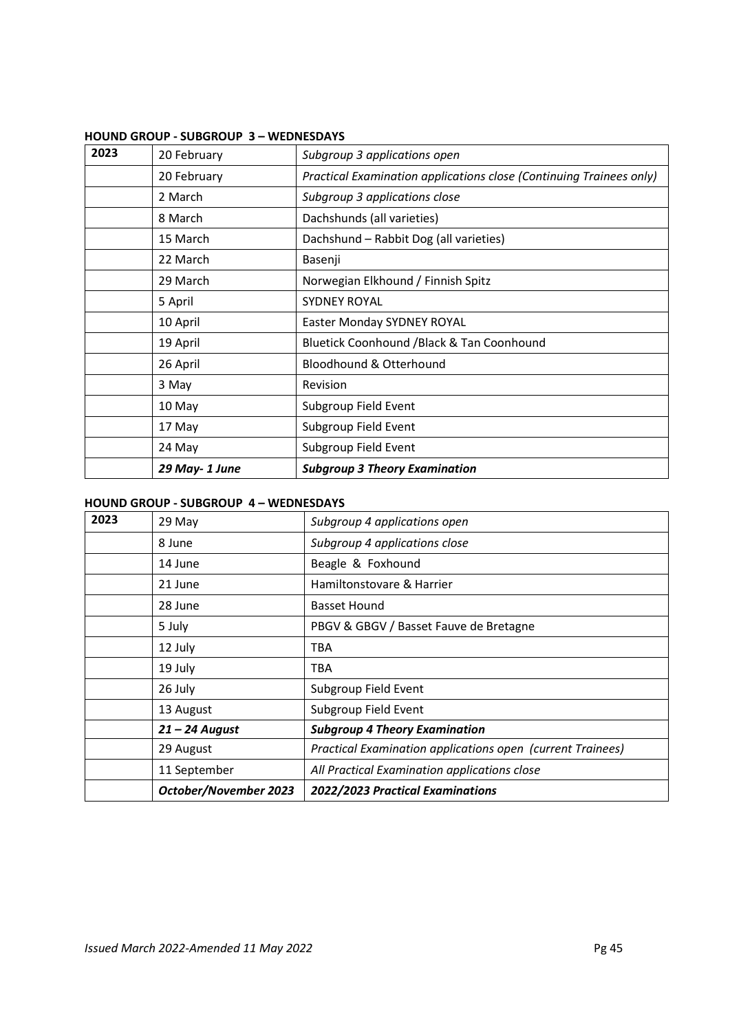**HOUND GROUP - SUBGROUP 3 – WEDNESDAYS**

| 2023 | | |
|---|---|---|
| | 20 February | *Subgroup 3 applications open* |
| | 20 February | *Practical Examination applications close (Continuing Trainees only)* |
| | 2 March | *Subgroup 3 applications close* |
| | 8 March | Dachshunds (all varieties) |
| | 15 March | Dachshund – Rabbit Dog (all varieties) |
| | 22 March | Basenji |
| | 29 March | Norwegian Elkhound / Finnish Spitz |
| | 5 April | SYDNEY ROYAL |
| | 10 April | Easter Monday SYDNEY ROYAL |
| | 19 April | Bluetick Coonhound /Black & Tan Coonhound |
| | 26 April | Bloodhound & Otterhound |
| | 3 May | Revision |
| | 10 May | Subgroup Field Event |
| | 17 May | Subgroup Field Event |
| | 24 May | Subgroup Field Event |
| | ***29 May- 1 June*** | ***Subgroup 3 Theory Examination*** |

**HOUND GROUP - SUBGROUP 4 – WEDNESDAYS**

| 2023 | | |
|---|---|---|
| | 29 May | *Subgroup 4 applications open* |
| | 8 June | *Subgroup 4 applications close* |
| | 14 June | Beagle & Foxhound |
| | 21 June | Hamiltonstovare & Harrier |
| | 28 June | Basset Hound |
| | 5 July | PBGV & GBGV / Basset Fauve de Bretagne |
| | 12 July | TBA |
| | 19 July | TBA |
| | 26 July | Subgroup Field Event |
| | 13 August | Subgroup Field Event |
| | ***21 – 24 August*** | ***Subgroup 4 Theory Examination*** |
| | 29 August | *Practical Examination applications open (current Trainees)* |
| | 11 September | *All Practical Examination applications close* |
| | ***October/November 2023*** | ***2022/2023 Practical Examinations*** |

*Issued March 2022-Amended 11 May 2022*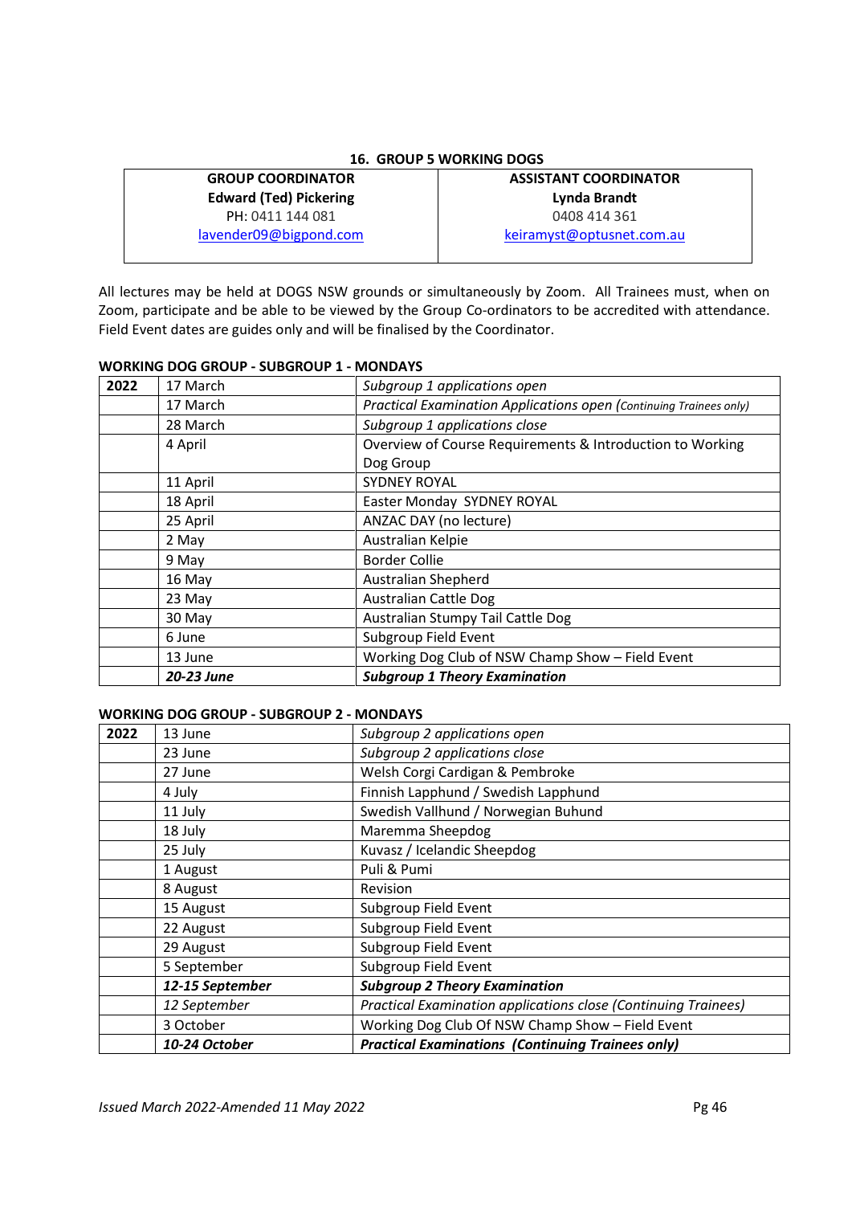## 16. GROUP 5 WORKING DOGS

| GROUP COORDINATOR | ASSISTANT COORDINATOR |
|---|---|
| **Edward (Ted) Pickering** | **Lynda Brandt** |
| PH: 0411 144 081 | 0408 414 361 |
| lavender09@bigpond.com | keiramyst@optusnet.com.au |

All lectures may be held at DOGS NSW grounds or simultaneously by Zoom. All Trainees must, when on Zoom, participate and be able to be viewed by the Group Co-ordinators to be accredited with attendance. Field Event dates are guides only and will be finalised by the Coordinator.

**WORKING DOG GROUP - SUBGROUP 1 - MONDAYS**

| 2022 | | |
|---|---|---|
| | 17 March | *Subgroup 1 applications open* |
| | 17 March | *Practical Examination Applications open (Continuing Trainees only)* |
| | 28 March | *Subgroup 1 applications close* |
| | 4 April | Overview of Course Requirements & Introduction to Working Dog Group |
| | 11 April | SYDNEY ROYAL |
| | 18 April | Easter Monday SYDNEY ROYAL |
| | 25 April | ANZAC DAY (no lecture) |
| | 2 May | Australian Kelpie |
| | 9 May | Border Collie |
| | 16 May | Australian Shepherd |
| | 23 May | Australian Cattle Dog |
| | 30 May | Australian Stumpy Tail Cattle Dog |
| | 6 June | Subgroup Field Event |
| | 13 June | Working Dog Club of NSW Champ Show – Field Event |
| | ***20-23 June*** | ***Subgroup 1 Theory Examination*** |

**WORKING DOG GROUP - SUBGROUP 2 - MONDAYS**

| 2022 | | |
|---|---|---|
| | 13 June | *Subgroup 2 applications open* |
| | 23 June | *Subgroup 2 applications close* |
| | 27 June | Welsh Corgi Cardigan & Pembroke |
| | 4 July | Finnish Lapphund / Swedish Lapphund |
| | 11 July | Swedish Vallhund / Norwegian Buhund |
| | 18 July | Maremma Sheepdog |
| | 25 July | Kuvasz / Icelandic Sheepdog |
| | 1 August | Puli & Pumi |
| | 8 August | Revision |
| | 15 August | Subgroup Field Event |
| | 22 August | Subgroup Field Event |
| | 29 August | Subgroup Field Event |
| | 5 September | Subgroup Field Event |
| | ***12-15 September*** | ***Subgroup 2 Theory Examination*** |
| | *12 September* | *Practical Examination applications close (Continuing Trainees)* |
| | 3 October | Working Dog Club Of NSW Champ Show – Field Event |
| | ***10-24 October*** | ***Practical Examinations (Continuing Trainees only)*** |

*Issued March 2022-Amended 11 May 2022*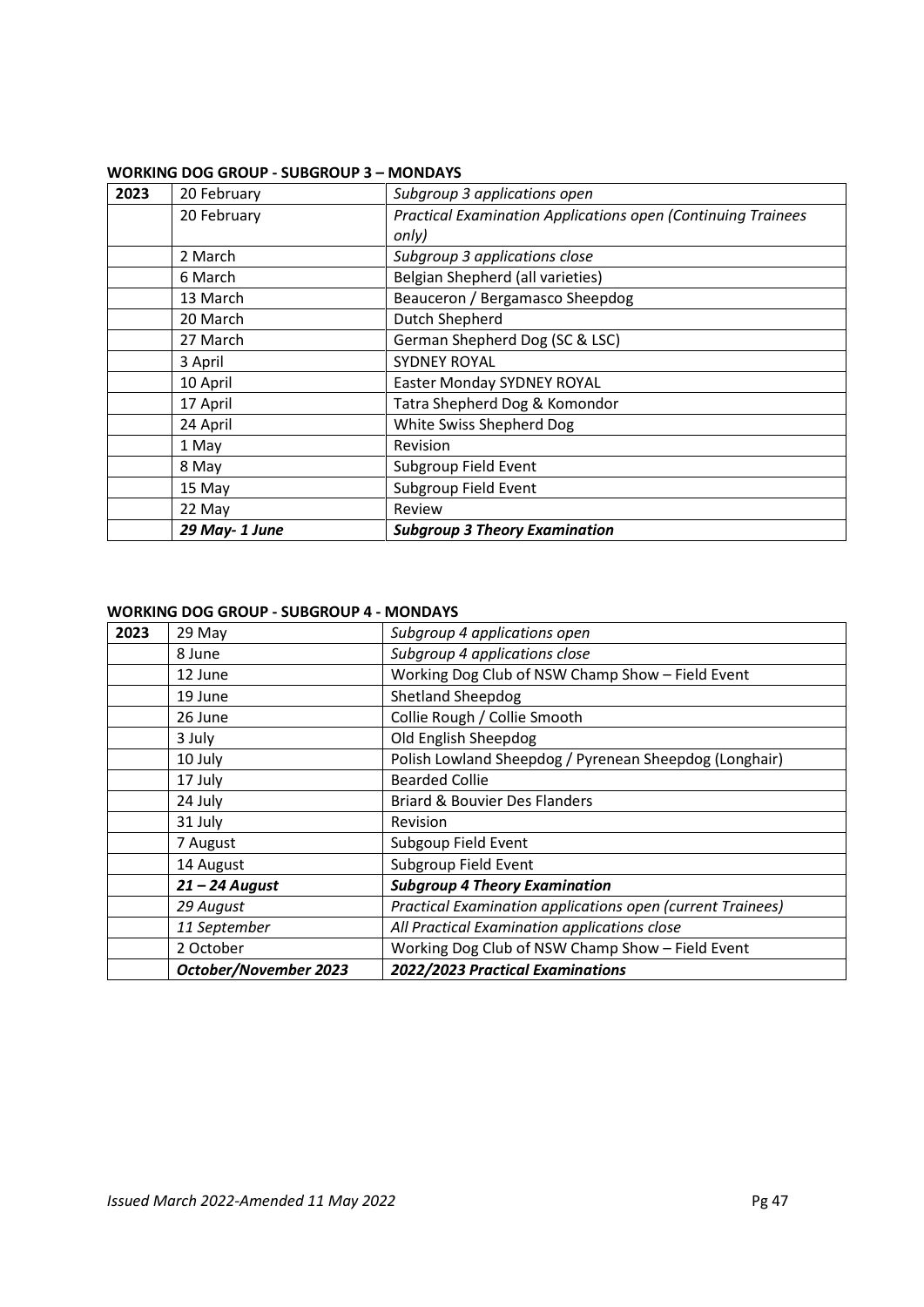**WORKING DOG GROUP - SUBGROUP 3 – MONDAYS**

| 2023 | 20 February | *Subgroup 3 applications open* |
|---|---|---|
| | 20 February | *Practical Examination Applications open (Continuing Trainees only)* |
| | 2 March | *Subgroup 3 applications close* |
| | 6 March | Belgian Shepherd (all varieties) |
| | 13 March | Beauceron / Bergamasco Sheepdog |
| | 20 March | Dutch Shepherd |
| | 27 March | German Shepherd Dog (SC & LSC) |
| | 3 April | SYDNEY ROYAL |
| | 10 April | Easter Monday SYDNEY ROYAL |
| | 17 April | Tatra Shepherd Dog & Komondor |
| | 24 April | White Swiss Shepherd Dog |
| | 1 May | Revision |
| | 8 May | Subgroup Field Event |
| | 15 May | Subgroup Field Event |
| | 22 May | Review |
| | ***29 May- 1 June*** | ***Subgroup 3 Theory Examination*** |

**WORKING DOG GROUP - SUBGROUP 4 - MONDAYS**

| 2023 | 29 May | *Subgroup 4 applications open* |
|---|---|---|
| | 8 June | *Subgroup 4 applications close* |
| | 12 June | Working Dog Club of NSW Champ Show – Field Event |
| | 19 June | Shetland Sheepdog |
| | 26 June | Collie Rough / Collie Smooth |
| | 3 July | Old English Sheepdog |
| | 10 July | Polish Lowland Sheepdog / Pyrenean Sheepdog (Longhair) |
| | 17 July | Bearded Collie |
| | 24 July | Briard & Bouvier Des Flanders |
| | 31 July | Revision |
| | 7 August | Subgoup Field Event |
| | 14 August | Subgroup Field Event |
| | ***21 – 24 August*** | ***Subgroup 4 Theory Examination*** |
| | *29 August* | *Practical Examination applications open (current Trainees)* |
| | *11 September* | *All Practical Examination applications close* |
| | 2 October | Working Dog Club of NSW Champ Show – Field Event |
| | ***October/November 2023*** | ***2022/2023 Practical Examinations*** |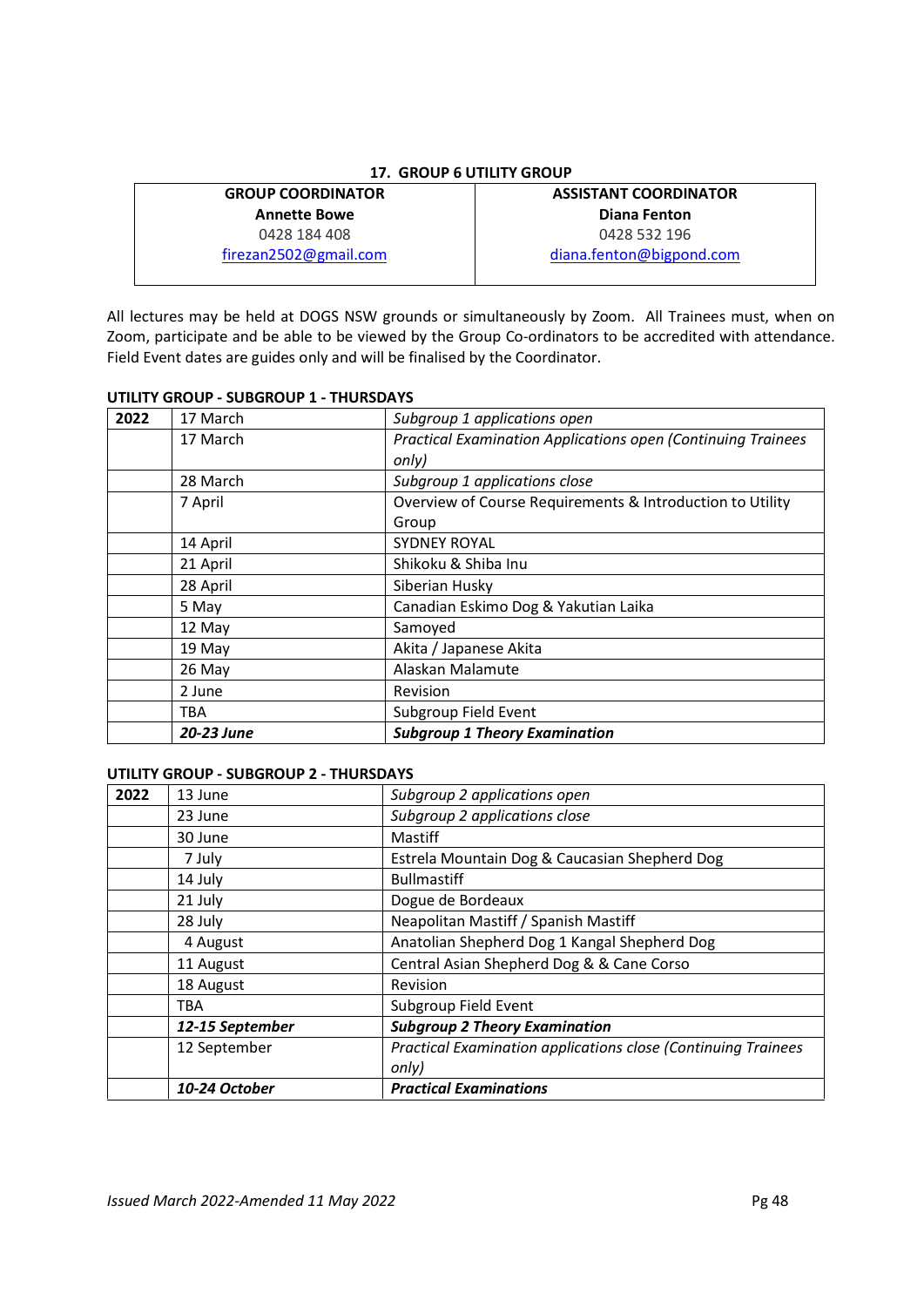## 17. GROUP 6 UTILITY GROUP

| GROUP COORDINATOR | ASSISTANT COORDINATOR |
|---|---|
| **Annette Bowe** | **Diana Fenton** |
| 0428 184 408 | 0428 532 196 |
| firezan2502@gmail.com | diana.fenton@bigpond.com |

All lectures may be held at DOGS NSW grounds or simultaneously by Zoom. All Trainees must, when on Zoom, participate and be able to be viewed by the Group Co-ordinators to be accredited with attendance. Field Event dates are guides only and will be finalised by the Coordinator.

**UTILITY GROUP - SUBGROUP 1 - THURSDAYS**

| 2022 | | |
|---|---|---|
| | 17 March | *Subgroup 1 applications open* |
| | 17 March | *Practical Examination Applications open (Continuing Trainees only)* |
| | 28 March | *Subgroup 1 applications close* |
| | 7 April | Overview of Course Requirements & Introduction to Utility Group |
| | 14 April | SYDNEY ROYAL |
| | 21 April | Shikoku & Shiba Inu |
| | 28 April | Siberian Husky |
| | 5 May | Canadian Eskimo Dog & Yakutian Laika |
| | 12 May | Samoyed |
| | 19 May | Akita / Japanese Akita |
| | 26 May | Alaskan Malamute |
| | 2 June | Revision |
| | TBA | Subgroup Field Event |
| | ***20-23 June*** | ***Subgroup 1 Theory Examination*** |

**UTILITY GROUP - SUBGROUP 2 - THURSDAYS**

| 2022 | | |
|---|---|---|
| | 13 June | *Subgroup 2 applications open* |
| | 23 June | *Subgroup 2 applications close* |
| | 30 June | Mastiff |
| | 7 July | Estrela Mountain Dog & Caucasian Shepherd Dog |
| | 14 July | Bullmastiff |
| | 21 July | Dogue de Bordeaux |
| | 28 July | Neapolitan Mastiff / Spanish Mastiff |
| | 4 August | Anatolian Shepherd Dog 1 Kangal Shepherd Dog |
| | 11 August | Central Asian Shepherd Dog & & Cane Corso |
| | 18 August | Revision |
| | TBA | Subgroup Field Event |
| | ***12-15 September*** | ***Subgroup 2 Theory Examination*** |
| | 12 September | *Practical Examination applications close (Continuing Trainees only)* |
| | ***10-24 October*** | ***Practical Examinations*** |

*Issued March 2022-Amended 11 May 2022*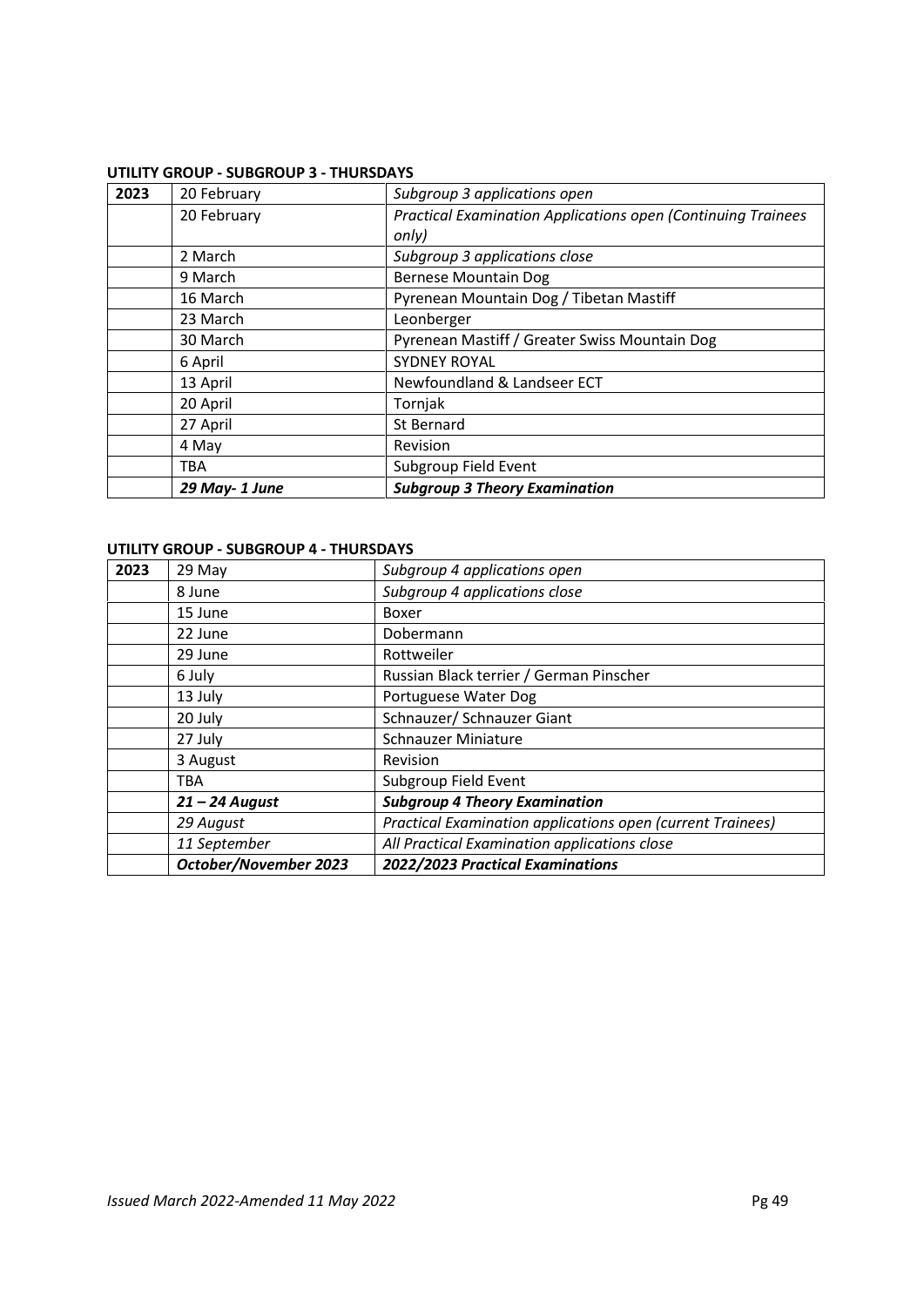**UTILITY GROUP - SUBGROUP 3 - THURSDAYS**

| 2023 | 20 February | *Subgroup 3 applications open* |
|---|---|---|
| | 20 February | *Practical Examination Applications open (Continuing Trainees only)* |
| | 2 March | *Subgroup 3 applications close* |
| | 9 March | Bernese Mountain Dog |
| | 16 March | Pyrenean Mountain Dog / Tibetan Mastiff |
| | 23 March | Leonberger |
| | 30 March | Pyrenean Mastiff / Greater Swiss Mountain Dog |
| | 6 April | SYDNEY ROYAL |
| | 13 April | Newfoundland & Landseer ECT |
| | 20 April | Tornjak |
| | 27 April | St Bernard |
| | 4 May | Revision |
| | TBA | Subgroup Field Event |
| | ***29 May- 1 June*** | ***Subgroup 3 Theory Examination*** |

**UTILITY GROUP - SUBGROUP 4 - THURSDAYS**

| 2023 | 29 May | *Subgroup 4 applications open* |
|---|---|---|
| | 8 June | *Subgroup 4 applications close* |
| | 15 June | Boxer |
| | 22 June | Dobermann |
| | 29 June | Rottweiler |
| | 6 July | Russian Black terrier / German Pinscher |
| | 13 July | Portuguese Water Dog |
| | 20 July | Schnauzer/ Schnauzer Giant |
| | 27 July | Schnauzer Miniature |
| | 3 August | Revision |
| | TBA | Subgroup Field Event |
| | ***21 – 24 August*** | ***Subgroup 4 Theory Examination*** |
| | *29 August* | *Practical Examination applications open (current Trainees)* |
| | *11 September* | *All Practical Examination applications close* |
| | ***October/November 2023*** | ***2022/2023 Practical Examinations*** |

*Issued March 2022-Amended 11 May 2022*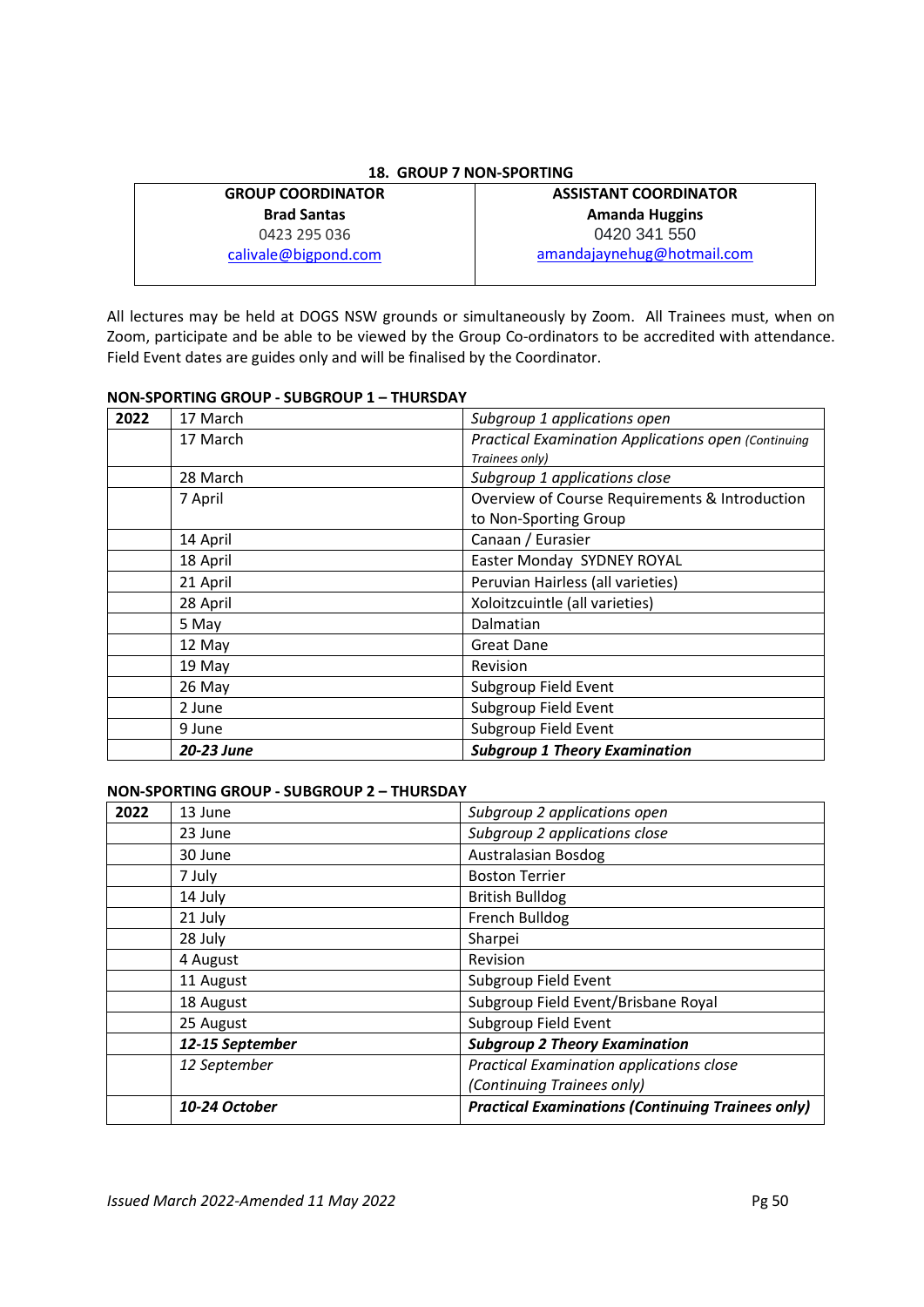## 18. GROUP 7 NON-SPORTING

| GROUP COORDINATOR | ASSISTANT COORDINATOR |
|---|---|
| **Brad Santas** | **Amanda Huggins** |
| 0423 295 036 | 0420 341 550 |
| calivale@bigpond.com | amandajaynehug@hotmail.com |

All lectures may be held at DOGS NSW grounds or simultaneously by Zoom. All Trainees must, when on Zoom, participate and be able to be viewed by the Group Co-ordinators to be accredited with attendance. Field Event dates are guides only and will be finalised by the Coordinator.

**NON-SPORTING GROUP - SUBGROUP 1 – THURSDAY**

| 2022 | 17 March | *Subgroup 1 applications open* |
|---|---|---|
| | 17 March | *Practical Examination Applications open (Continuing Trainees only)* |
| | 28 March | *Subgroup 1 applications close* |
| | 7 April | Overview of Course Requirements & Introduction to Non-Sporting Group |
| | 14 April | Canaan / Eurasier |
| | 18 April | Easter Monday SYDNEY ROYAL |
| | 21 April | Peruvian Hairless (all varieties) |
| | 28 April | Xoloitzcuintle (all varieties) |
| | 5 May | Dalmatian |
| | 12 May | Great Dane |
| | 19 May | Revision |
| | 26 May | Subgroup Field Event |
| | 2 June | Subgroup Field Event |
| | 9 June | Subgroup Field Event |
| | ***20-23 June*** | ***Subgroup 1 Theory Examination*** |

**NON-SPORTING GROUP - SUBGROUP 2 – THURSDAY**

| 2022 | 13 June | *Subgroup 2 applications open* |
|---|---|---|
| | 23 June | *Subgroup 2 applications close* |
| | 30 June | Australasian Bosdog |
| | 7 July | Boston Terrier |
| | 14 July | British Bulldog |
| | 21 July | French Bulldog |
| | 28 July | Sharpei |
| | 4 August | Revision |
| | 11 August | Subgroup Field Event |
| | 18 August | Subgroup Field Event/Brisbane Royal |
| | 25 August | Subgroup Field Event |
| | ***12-15 September*** | ***Subgroup 2 Theory Examination*** |
| | *12 September* | *Practical Examination applications close (Continuing Trainees only)* |
| | ***10-24 October*** | ***Practical Examinations (Continuing Trainees only)*** |

*Issued March 2022-Amended 11 May 2022*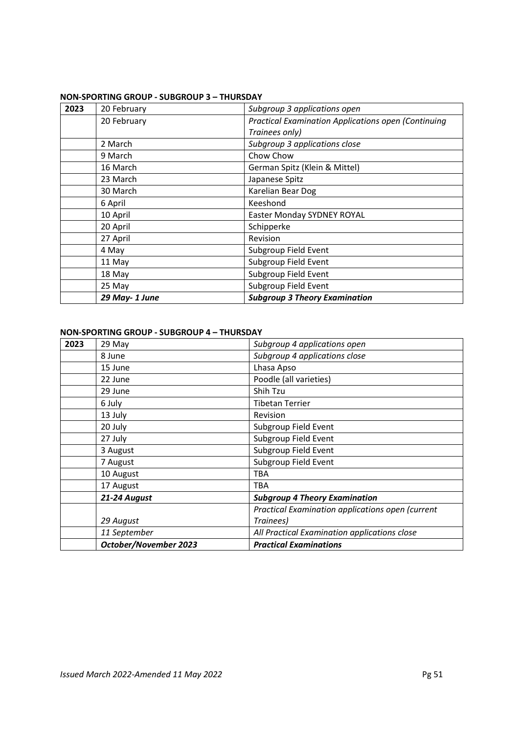**NON-SPORTING GROUP - SUBGROUP 3 – THURSDAY**

| 2023 | 20 February | *Subgroup 3 applications open* |
|---|---|---|
| | 20 February | *Practical Examination Applications open (Continuing Trainees only)* |
| | 2 March | *Subgroup 3 applications close* |
| | 9 March | Chow Chow |
| | 16 March | German Spitz (Klein & Mittel) |
| | 23 March | Japanese Spitz |
| | 30 March | Karelian Bear Dog |
| | 6 April | Keeshond |
| | 10 April | Easter Monday SYDNEY ROYAL |
| | 20 April | Schipperke |
| | 27 April | Revision |
| | 4 May | Subgroup Field Event |
| | 11 May | Subgroup Field Event |
| | 18 May | Subgroup Field Event |
| | 25 May | Subgroup Field Event |
| | ***29 May- 1 June*** | ***Subgroup 3 Theory Examination*** |

**NON-SPORTING GROUP - SUBGROUP 4 – THURSDAY**

| 2023 | 29 May | *Subgroup 4 applications open* |
|---|---|---|
| | 8 June | *Subgroup 4 applications close* |
| | 15 June | Lhasa Apso |
| | 22 June | Poodle (all varieties) |
| | 29 June | Shih Tzu |
| | 6 July | Tibetan Terrier |
| | 13 July | Revision |
| | 20 July | Subgroup Field Event |
| | 27 July | Subgroup Field Event |
| | 3 August | Subgroup Field Event |
| | 7 August | Subgroup Field Event |
| | 10 August | TBA |
| | 17 August | TBA |
| | ***21-24 August*** | ***Subgroup 4 Theory Examination*** |
| | *29 August* | *Practical Examination applications open (current Trainees)* |
| | *11 September* | *All Practical Examination applications close* |
| | ***October/November 2023*** | ***Practical Examinations*** |

*Issued March 2022-Amended 11 May 2022*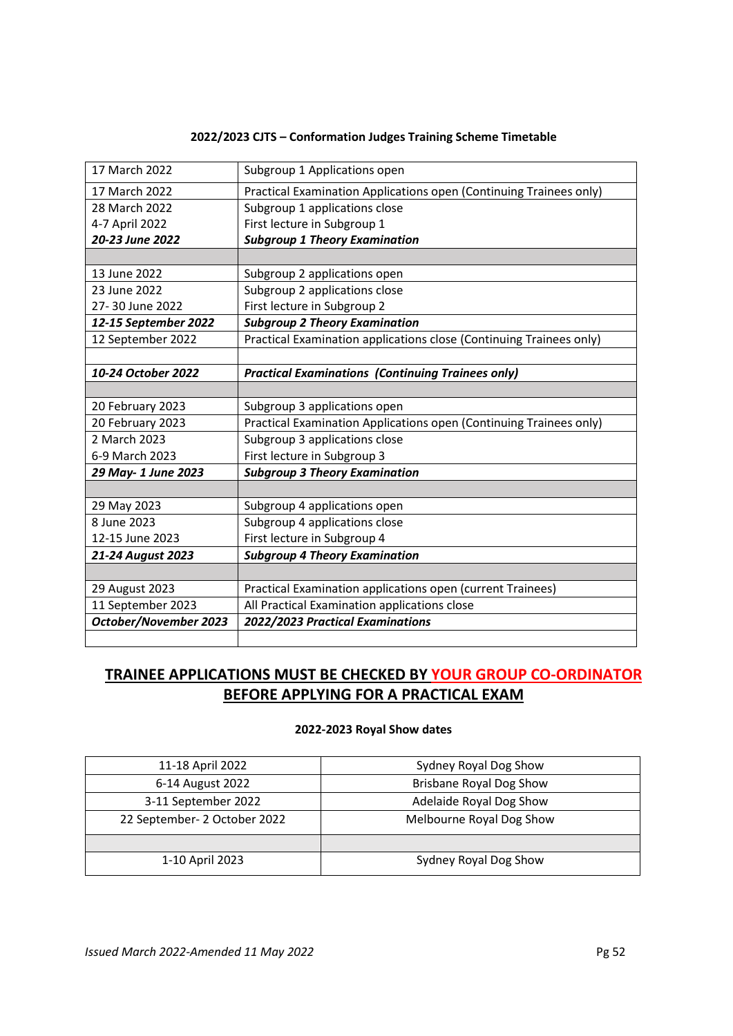**2022/2023 CJTS – Conformation Judges Training Scheme Timetable**

| | |
|---|---|
| 17 March 2022 | Subgroup 1 Applications open |
| 17 March 2022 | Practical Examination Applications open (Continuing Trainees only) |
| 28 March 2022 | Subgroup 1 applications close |
| 4-7 April 2022 | First lecture in Subgroup 1 |
| ***20-23 June 2022*** | ***Subgroup 1 Theory Examination*** |
| | |
| 13 June 2022 | Subgroup 2 applications open |
| 23 June 2022 | Subgroup 2 applications close |
| 27- 30 June 2022 | First lecture in Subgroup 2 |
| ***12-15 September 2022*** | ***Subgroup 2 Theory Examination*** |
| 12 September 2022 | Practical Examination applications close (Continuing Trainees only) |
| | |
| ***10-24 October 2022*** | ***Practical Examinations (Continuing Trainees only)*** |
| | |
| 20 February 2023 | Subgroup 3 applications open |
| 20 February 2023 | Practical Examination Applications open (Continuing Trainees only) |
| 2 March 2023 | Subgroup 3 applications close |
| 6-9 March 2023 | First lecture in Subgroup 3 |
| ***29 May- 1 June 2023*** | ***Subgroup 3 Theory Examination*** |
| | |
| 29 May 2023 | Subgroup 4 applications open |
| 8 June 2023 | Subgroup 4 applications close |
| 12-15 June 2023 | First lecture in Subgroup 4 |
| ***21-24 August 2023*** | ***Subgroup 4 Theory Examination*** |
| | |
| 29 August 2023 | Practical Examination applications open (current Trainees) |
| 11 September 2023 | All Practical Examination applications close |
| ***October/November 2023*** | ***2022/2023 Practical Examinations*** |
| | |

## TRAINEE APPLICATIONS MUST BE CHECKED BY YOUR GROUP CO-ORDINATOR BEFORE APPLYING FOR A PRACTICAL EXAM

**2022-2023 Royal Show dates**

| | |
|---|---|
| 11-18 April 2022 | Sydney Royal Dog Show |
| 6-14 August 2022 | Brisbane Royal Dog Show |
| 3-11 September 2022 | Adelaide Royal Dog Show |
| 22 September- 2 October 2022 | Melbourne Royal Dog Show |
| | |
| 1-10 April 2023 | Sydney Royal Dog Show |

*Issued March 2022-Amended 11 May 2022*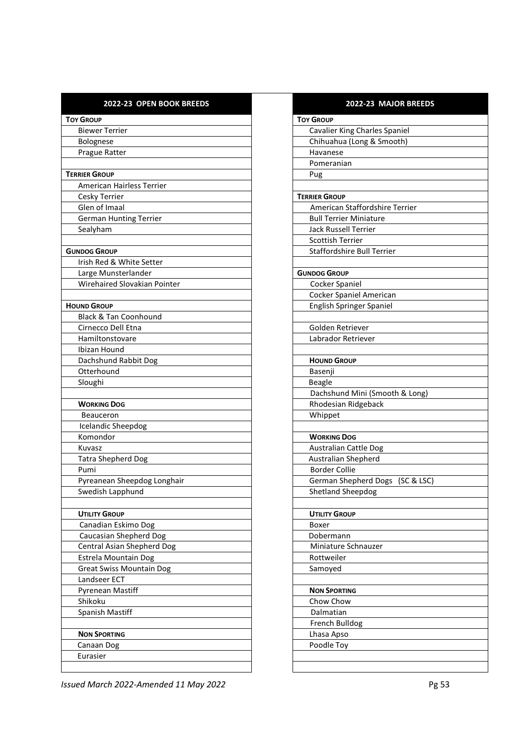| 2022-23 OPEN BOOK BREEDS |
|---|
| **TOY GROUP** |
| Biewer Terrier |
| Bolognese |
| Prague Ratter |
| |
| **TERRIER GROUP** |
| American Hairless Terrier |
| Cesky Terrier |
| Glen of Imaal |
| German Hunting Terrier |
| Sealyham |
| |
| **GUNDOG GROUP** |
| Irish Red & White Setter |
| Large Munsterlander |
| Wirehaired Slovakian Pointer |
| |
| **HOUND GROUP** |
| Black & Tan Coonhound |
| Cirnecco Dell Etna |
| Hamiltonstovare |
| Ibizan Hound |
| Dachshund Rabbit Dog |
| Otterhound |
| Sloughi |
| |
| **WORKING DOG** |
| Beauceron |
| Icelandic Sheepdog |
| Komondor |
| Kuvasz |
| Tatra Shepherd Dog |
| Pumi |
| Pyreanean Sheepdog Longhair |
| Swedish Lapphund |
| |
| **UTILITY GROUP** |
| Canadian Eskimo Dog |
| Caucasian Shepherd Dog |
| Central Asian Shepherd Dog |
| Estrela Mountain Dog |
| Great Swiss Mountain Dog |
| Landseer ECT |
| Pyrenean Mastiff |
| Shikoku |
| Spanish Mastiff |
| |
| **NON SPORTING** |
| Canaan Dog |
| Eurasier |
| |

| 2022-23 MAJOR BREEDS |
|---|
| **TOY GROUP** |
| Cavalier King Charles Spaniel |
| Chihuahua (Long & Smooth) |
| Havanese |
| Pomeranian |
| Pug |
| |
| **TERRIER GROUP** |
| American Staffordshire Terrier |
| Bull Terrier Miniature |
| Jack Russell Terrier |
| Scottish Terrier |
| Staffordshire Bull Terrier |
| |
| **GUNDOG GROUP** |
| Cocker Spaniel |
| Cocker Spaniel American |
| English Springer Spaniel |
| |
| Golden Retriever |
| Labrador Retriever |
| |
| **HOUND GROUP** |
| Basenji |
| Beagle |
| Dachshund Mini (Smooth & Long) |
| Rhodesian Ridgeback |
| Whippet |
| |
| **WORKING DOG** |
| Australian Cattle Dog |
| Australian Shepherd |
| Border Collie |
| German Shepherd Dogs (SC & LSC) |
| Shetland Sheepdog |
| |
| **UTILITY GROUP** |
| Boxer |
| Dobermann |
| Miniature Schnauzer |
| Rottweiler |
| Samoyed |
| |
| **NON SPORTING** |
| Chow Chow |
| Dalmatian |
| French Bulldog |
| Lhasa Apso |
| Poodle Toy |
| |
| |

*Issued March 2022-Amended 11 May 2022*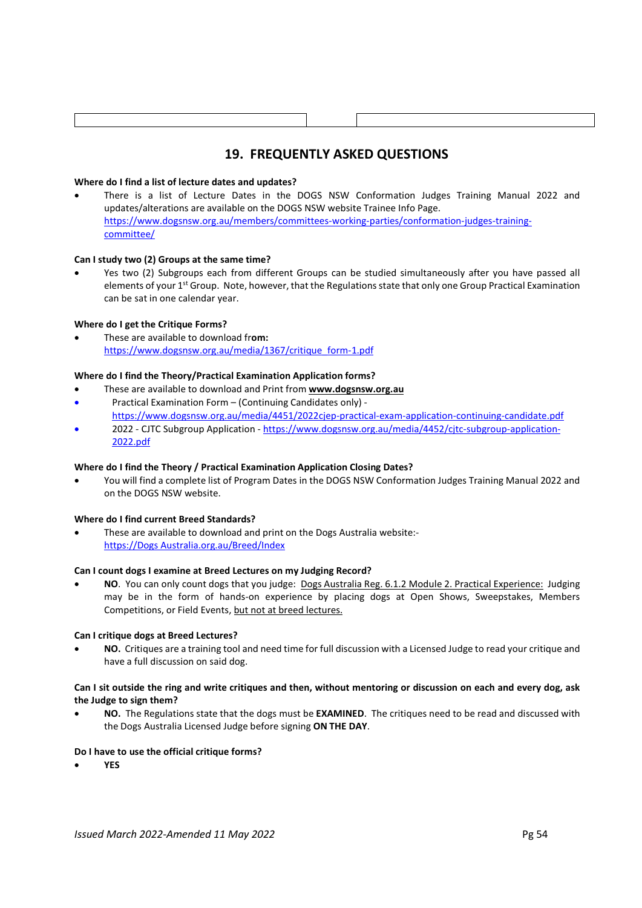## 19. FREQUENTLY ASKED QUESTIONS

**Where do I find a list of lecture dates and updates?**

- There is a list of Lecture Dates in the DOGS NSW Conformation Judges Training Manual 2022 and updates/alterations are available on the DOGS NSW website Trainee Info Page. https://www.dogsnsw.org.au/members/committees-working-parties/conformation-judges-training-committee/

**Can I study two (2) Groups at the same time?**

- Yes two (2) Subgroups each from different Groups can be studied simultaneously after you have passed all elements of your 1st Group. Note, however, that the Regulations state that only one Group Practical Examination can be sat in one calendar year.

**Where do I get the Critique Forms?**

- These are available to download fr**om:** https://www.dogsnsw.org.au/media/1367/critique_form-1.pdf

**Where do I find the Theory/Practical Examination Application forms?**

- These are available to download and Print from **www.dogsnsw.org.au**
- Practical Examination Form – (Continuing Candidates only) - https://www.dogsnsw.org.au/media/4451/2022cjep-practical-exam-application-continuing-candidate.pdf
- 2022 - CJTC Subgroup Application - https://www.dogsnsw.org.au/media/4452/cjtc-subgroup-application-2022.pdf

**Where do I find the Theory / Practical Examination Application Closing Dates?**

- You will find a complete list of Program Dates in the DOGS NSW Conformation Judges Training Manual 2022 and on the DOGS NSW website.

**Where do I find current Breed Standards?**

- These are available to download and print on the Dogs Australia website:- https://Dogs Australia.org.au/Breed/Index

**Can I count dogs I examine at Breed Lectures on my Judging Record?**

- **NO**. You can only count dogs that you judge: Dogs Australia Reg. 6.1.2 Module 2. Practical Experience: Judging may be in the form of hands-on experience by placing dogs at Open Shows, Sweepstakes, Members Competitions, or Field Events, but not at breed lectures.

**Can I critique dogs at Breed Lectures?**

- **NO.** Critiques are a training tool and need time for full discussion with a Licensed Judge to read your critique and have a full discussion on said dog.

**Can I sit outside the ring and write critiques and then, without mentoring or discussion on each and every dog, ask the Judge to sign them?**

- **NO.** The Regulations state that the dogs must be **EXAMINED**. The critiques need to be read and discussed with the Dogs Australia Licensed Judge before signing **ON THE DAY**.

**Do I have to use the official critique forms?**

- **YES**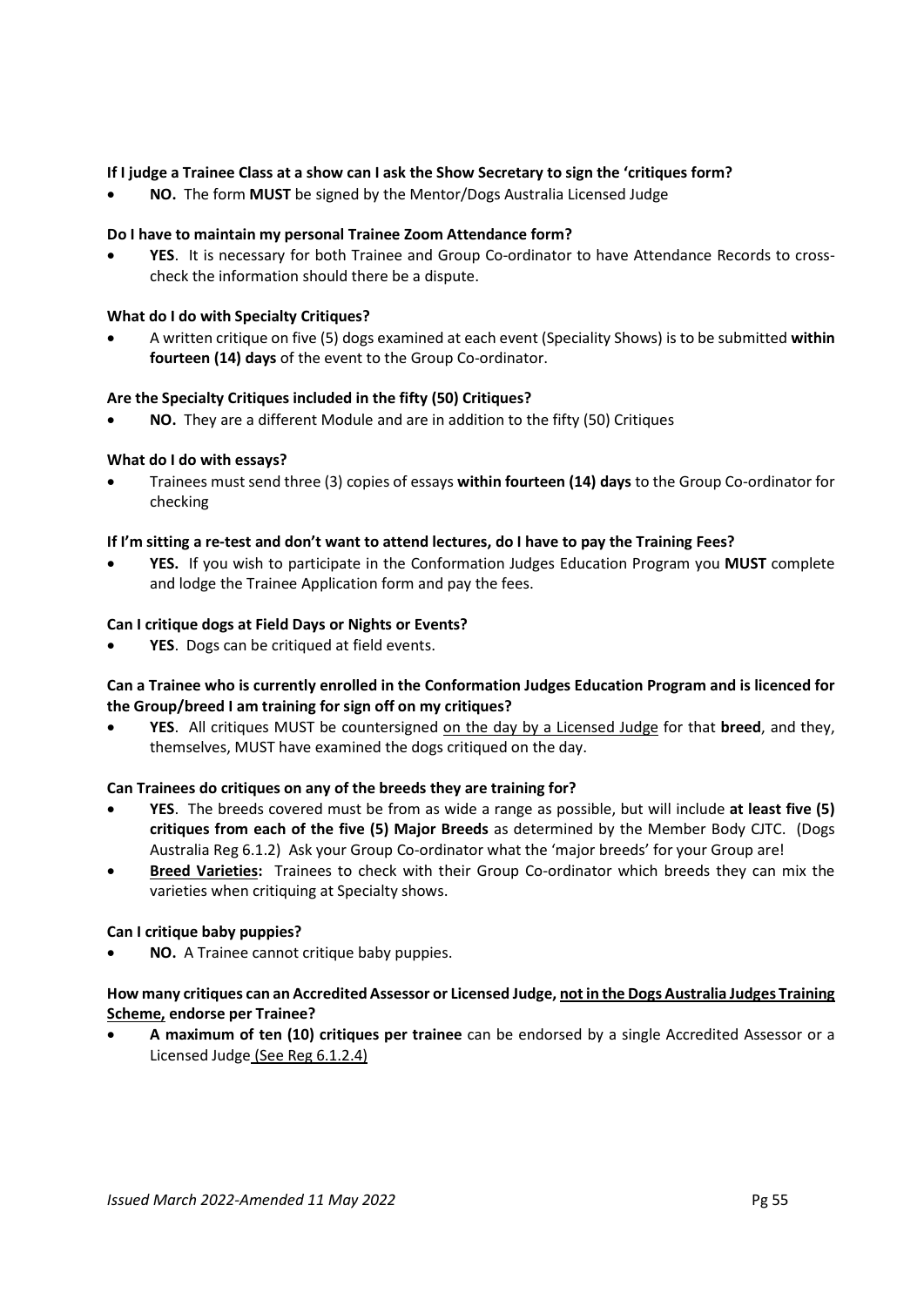**If I judge a Trainee Class at a show can I ask the Show Secretary to sign the 'critiques form?**

- **NO.** The form **MUST** be signed by the Mentor/Dogs Australia Licensed Judge

**Do I have to maintain my personal Trainee Zoom Attendance form?**

- **YES**. It is necessary for both Trainee and Group Co-ordinator to have Attendance Records to cross-check the information should there be a dispute.

**What do I do with Specialty Critiques?**

- A written critique on five (5) dogs examined at each event (Speciality Shows) is to be submitted **within fourteen (14) days** of the event to the Group Co-ordinator.

**Are the Specialty Critiques included in the fifty (50) Critiques?**

- **NO.** They are a different Module and are in addition to the fifty (50) Critiques

**What do I do with essays?**

- Trainees must send three (3) copies of essays **within fourteen (14) days** to the Group Co-ordinator for checking

**If I'm sitting a re-test and don't want to attend lectures, do I have to pay the Training Fees?**

- **YES.** If you wish to participate in the Conformation Judges Education Program you **MUST** complete and lodge the Trainee Application form and pay the fees.

**Can I critique dogs at Field Days or Nights or Events?**

- **YES**. Dogs can be critiqued at field events.

**Can a Trainee who is currently enrolled in the Conformation Judges Education Program and is licenced for the Group/breed I am training for sign off on my critiques?**

- **YES**. All critiques MUST be countersigned <u>on the day by a Licensed Judge</u> for that **breed**, and they, themselves, MUST have examined the dogs critiqued on the day.

**Can Trainees do critiques on any of the breeds they are training for?**

- **YES**. The breeds covered must be from as wide a range as possible, but will include **at least five (5) critiques from each of the five (5) Major Breeds** as determined by the Member Body CJTC. (Dogs Australia Reg 6.1.2) Ask your Group Co-ordinator what the 'major breeds' for your Group are!
- **<u>Breed Varieties</u>:** Trainees to check with their Group Co-ordinator which breeds they can mix the varieties when critiquing at Specialty shows.

**Can I critique baby puppies?**

- **NO.** A Trainee cannot critique baby puppies.

**How many critiques can an Accredited Assessor or Licensed Judge, <u>not in the Dogs Australia Judges Training Scheme,</u> endorse per Trainee?**

- **A maximum of ten (10) critiques per trainee** can be endorsed by a single Accredited Assessor or a Licensed Judge <u>(See Reg 6.1.2.4)</u>

*Issued March 2022-Amended 11 May 2022*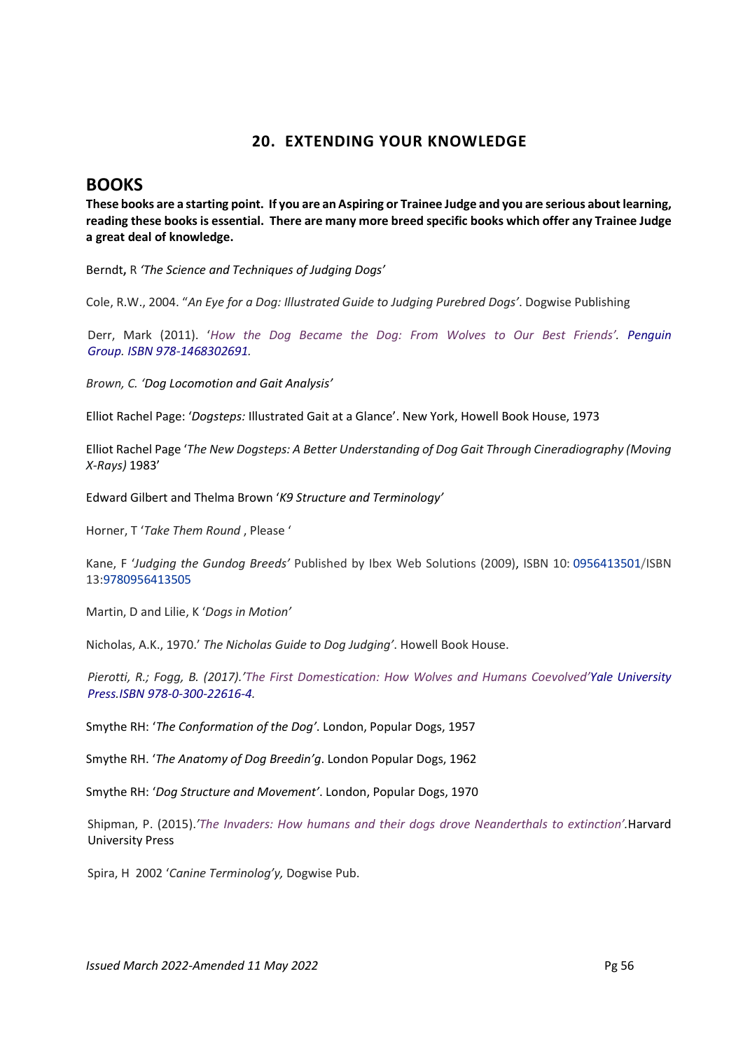## 20. EXTENDING YOUR KNOWLEDGE

# BOOKS

**These books are a starting point. If you are an Aspiring or Trainee Judge and you are serious about learning, reading these books is essential. There are many more breed specific books which offer any Trainee Judge a great deal of knowledge.**

Berndt, R *'The Science and Techniques of Judging Dogs'*

Cole, R.W., 2004. "*An Eye for a Dog: Illustrated Guide to Judging Purebred Dogs'*. Dogwise Publishing

Derr, Mark (2011). '*How the Dog Became the Dog: From Wolves to Our Best Friends'. Penguin Group. ISBN 978-1468302691.*

*Brown, C. 'Dog Locomotion and Gait Analysis'*

Elliot Rachel Page: '*Dogsteps:* Illustrated Gait at a Glance'. New York, Howell Book House, 1973

Elliot Rachel Page '*The New Dogsteps: A Better Understanding of Dog Gait Through Cineradiography (Moving X-Rays)* 1983'

Edward Gilbert and Thelma Brown '*K9 Structure and Terminology'*

Horner, T '*Take Them Round* , Please '

Kane, F '*Judging the Gundog Breeds'* Published by Ibex Web Solutions (2009), ISBN 10: 0956413501/ISBN 13:9780956413505

Martin, D and Lilie, K '*Dogs in Motion'*

Nicholas, A.K., 1970.' *The Nicholas Guide to Dog Judging'*. Howell Book House.

*Pierotti, R.; Fogg, B. (2017).'The First Domestication: How Wolves and Humans Coevolved'Yale University Press.ISBN 978-0-300-22616-4.*

Smythe RH: '*The Conformation of the Dog'*. London, Popular Dogs, 1957

Smythe RH. '*The Anatomy of Dog Breedin'g*. London Popular Dogs, 1962

Smythe RH: '*Dog Structure and Movement'*. London, Popular Dogs, 1970

Shipman, P. (2015).'*The Invaders: How humans and their dogs drove Neanderthals to extinction'*.Harvard University Press

Spira, H 2002 '*Canine Terminolog'y,* Dogwise Pub.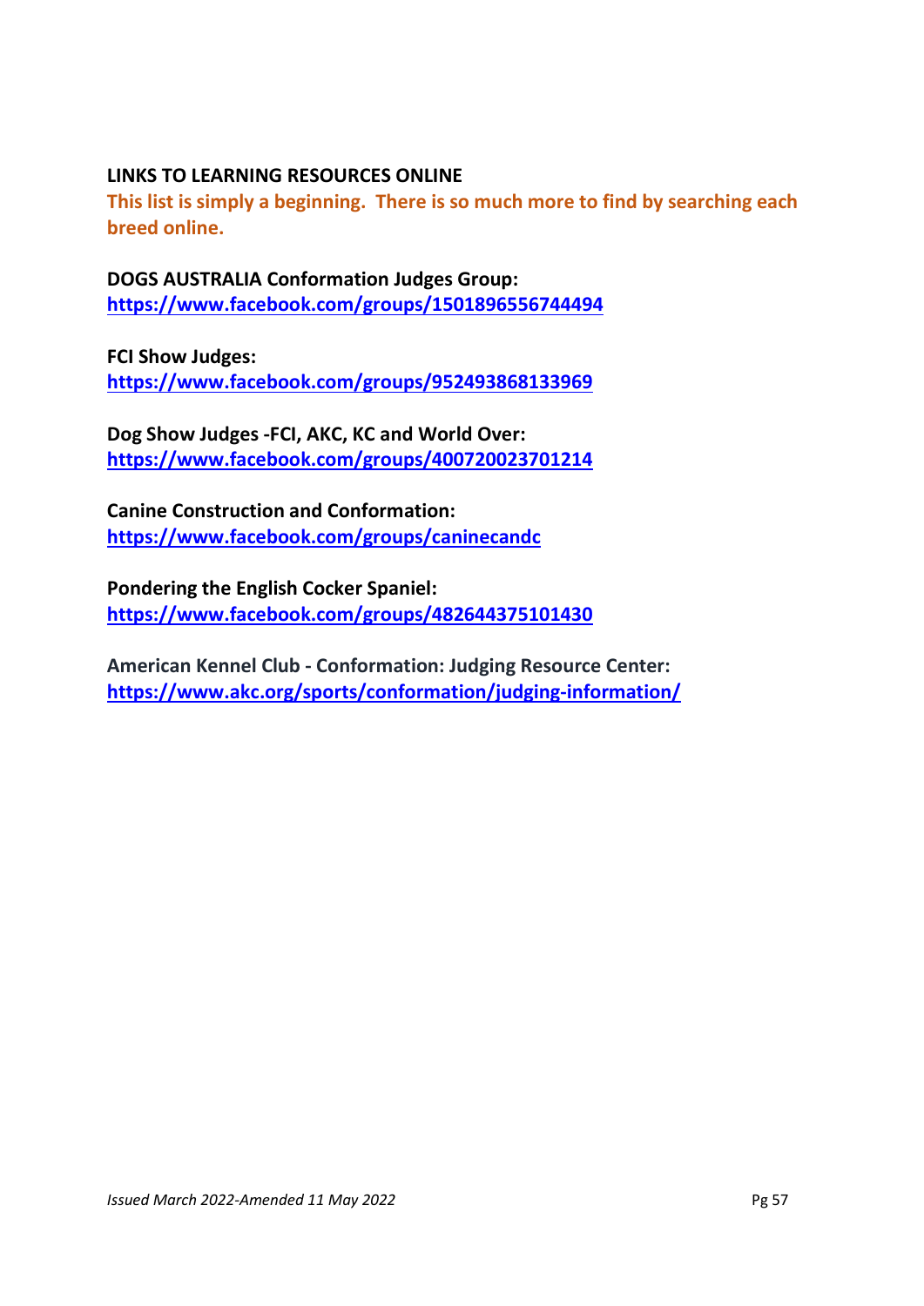**LINKS TO LEARNING RESOURCES ONLINE**

**This list is simply a beginning. There is so much more to find by searching each breed online.**

**DOGS AUSTRALIA Conformation Judges Group:**
**https://www.facebook.com/groups/1501896556744494**

**FCI Show Judges:**
**https://www.facebook.com/groups/952493868133969**

**Dog Show Judges -FCI, AKC, KC and World Over:**
**https://www.facebook.com/groups/400720023701214**

**Canine Construction and Conformation:**
**https://www.facebook.com/groups/caninecandc**

**Pondering the English Cocker Spaniel:**
**https://www.facebook.com/groups/482644375101430**

**American Kennel Club - Conformation: Judging Resource Center:**
**https://www.akc.org/sports/conformation/judging-information/**